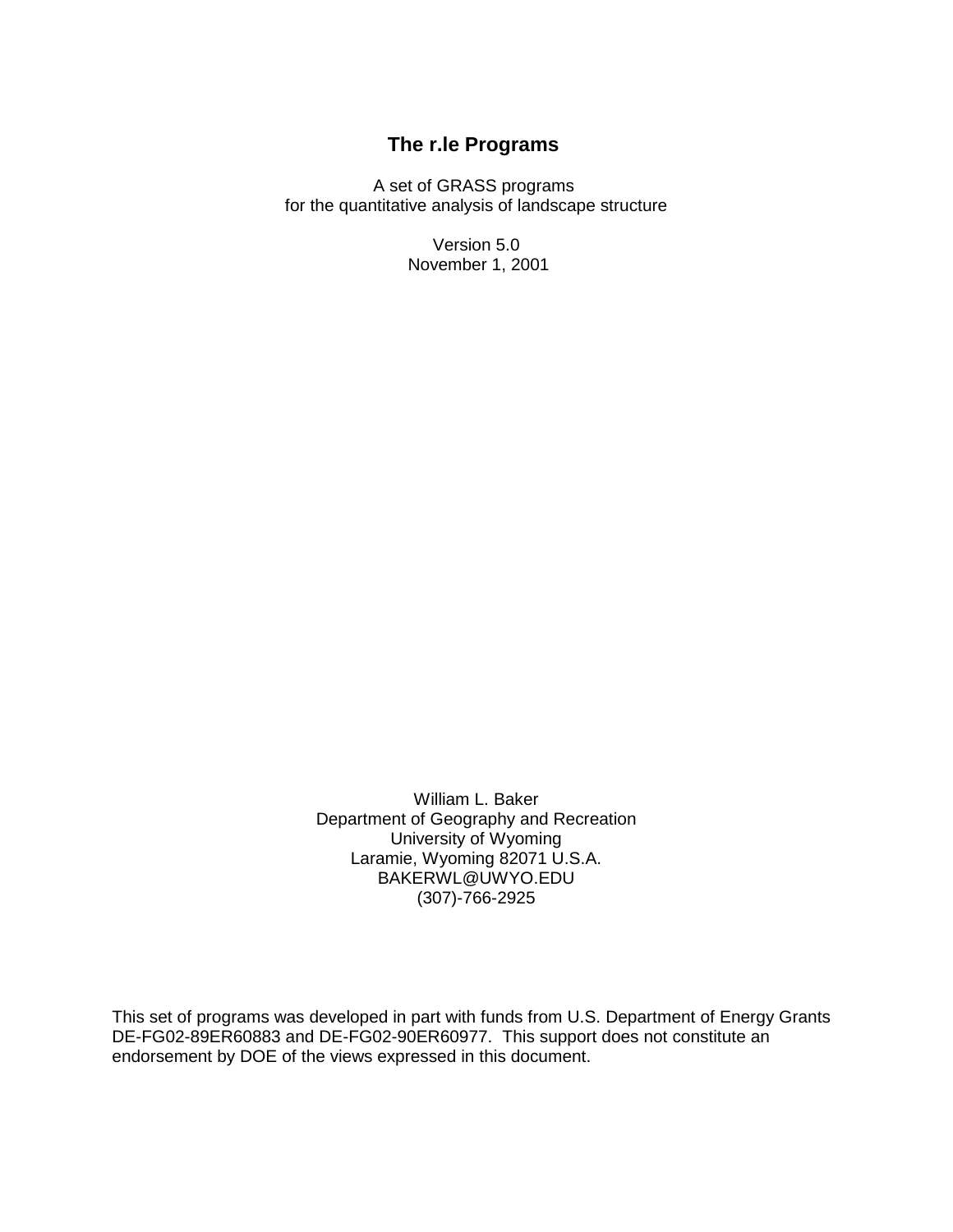# The r.le Programs

A set of GRASS programs
for the quantitative analysis of landscape structure

Version 5.0
November 1, 2001

William L. Baker
Department of Geography and Recreation
University of Wyoming
Laramie, Wyoming 82071 U.S.A.
BAKERWL@UWYO.EDU
(307)-766-2925

This set of programs was developed in part with funds from U.S. Department of Energy Grants DE-FG02-89ER60883 and DE-FG02-90ER60977. This support does not constitute an endorsement by DOE of the views expressed in this document.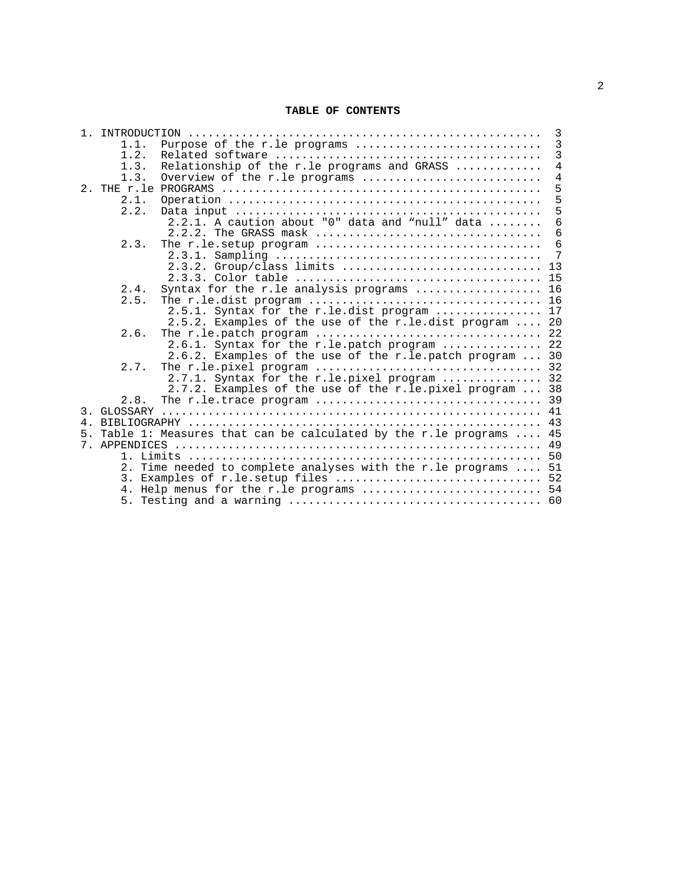**TABLE OF CONTENTS**

1. INTRODUCTION .................................................... 3
    1.1. Purpose of the r.le programs ........................... 3
    1.2. Related software ....................................... 3
    1.3. Relationship of the r.le programs and GRASS ............ 4
    1.3. Overview of the r.le programs .......................... 4
2. THE r.le PROGRAMS ............................................... 5
    2.1. Operation .............................................. 5
    2.2. Data input ............................................. 5
        2.2.1. A caution about "0" data and “null” data ........ 6
        2.2.2. The GRASS mask .................................. 6
    2.3. The r.le.setup program ................................. 6
        2.3.1. Sampling ........................................ 7
        2.3.2. Group/class limits .............................. 13
        2.3.3. Color table ..................................... 15
    2.4. Syntax for the r.le analysis programs .................. 16
    2.5. The r.le.dist program .................................. 16
        2.5.1. Syntax for the r.le.dist program ................ 17
        2.5.2. Examples of the use of the r.le.dist program .... 20
    2.6. The r.le.patch program ................................. 22
        2.6.1. Syntax for the r.le.patch program ............... 22
        2.6.2. Examples of the use of the r.le.patch program ... 30
    2.7. The r.le.pixel program ................................. 32
        2.7.1. Syntax for the r.le.pixel program ............... 32
        2.7.2. Examples of the use of the r.le.pixel program ... 38
    2.8. The r.le.trace program ................................. 39
3. GLOSSARY ........................................................ 41
4. BIBLIOGRAPHY .................................................... 43
5. Table 1: Measures that can be calculated by the r.le programs .... 45
7. APPENDICES ...................................................... 49
    1. Limits .................................................... 50
    2. Time needed to complete analyses with the r.le programs .... 51
    3. Examples of r.le.setup files .............................. 52
    4. Help menus for the r.le programs .......................... 54
    5. Testing and a warning ..................................... 60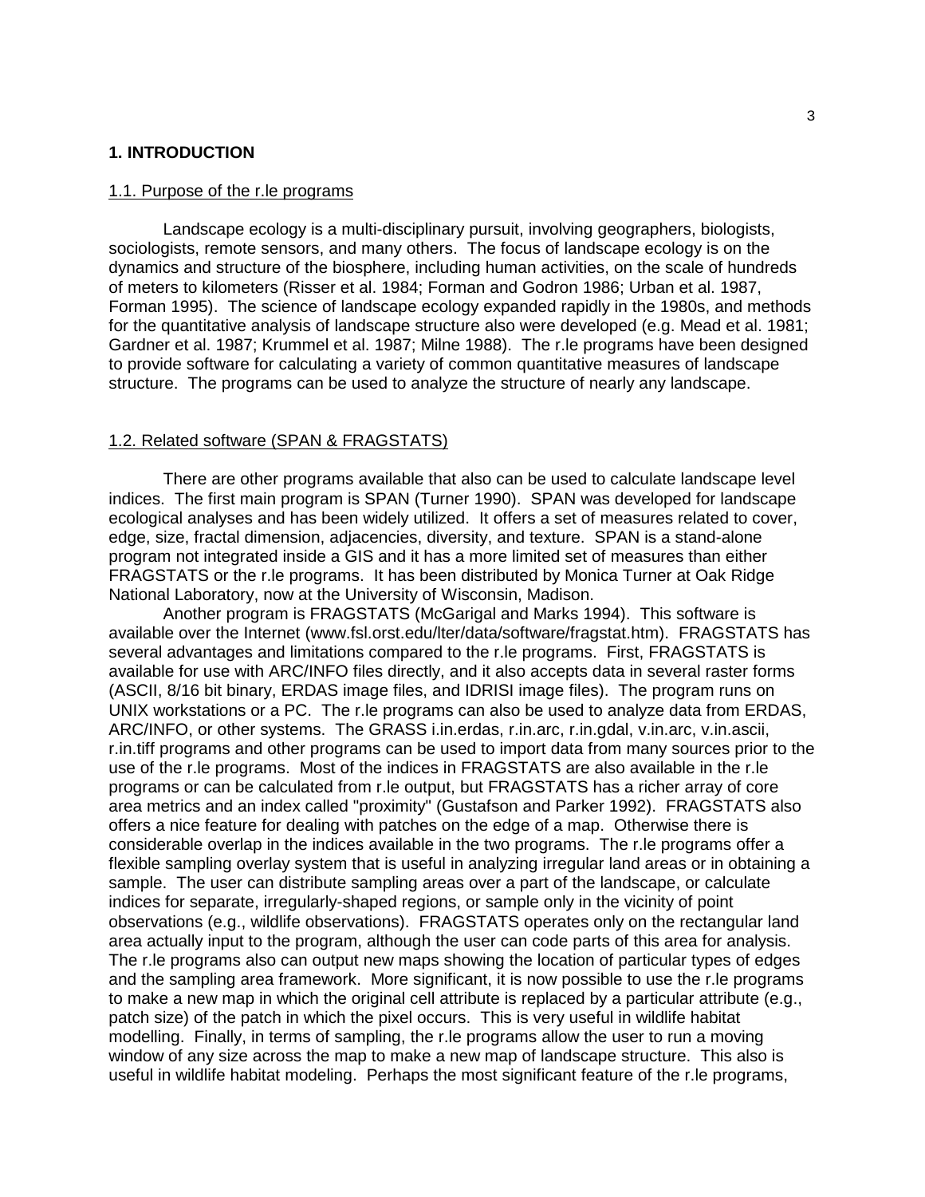# 1. INTRODUCTION

## 1.1. Purpose of the r.le programs

Landscape ecology is a multi-disciplinary pursuit, involving geographers, biologists, sociologists, remote sensors, and many others. The focus of landscape ecology is on the dynamics and structure of the biosphere, including human activities, on the scale of hundreds of meters to kilometers (Risser et al. 1984; Forman and Godron 1986; Urban et al. 1987, Forman 1995). The science of landscape ecology expanded rapidly in the 1980s, and methods for the quantitative analysis of landscape structure also were developed (e.g. Mead et al. 1981; Gardner et al. 1987; Krummel et al. 1987; Milne 1988). The r.le programs have been designed to provide software for calculating a variety of common quantitative measures of landscape structure. The programs can be used to analyze the structure of nearly any landscape.

## 1.2. Related software (SPAN & FRAGSTATS)

There are other programs available that also can be used to calculate landscape level indices. The first main program is SPAN (Turner 1990). SPAN was developed for landscape ecological analyses and has been widely utilized. It offers a set of measures related to cover, edge, size, fractal dimension, adjacencies, diversity, and texture. SPAN is a stand-alone program not integrated inside a GIS and it has a more limited set of measures than either FRAGSTATS or the r.le programs. It has been distributed by Monica Turner at Oak Ridge National Laboratory, now at the University of Wisconsin, Madison.

Another program is FRAGSTATS (McGarigal and Marks 1994). This software is available over the Internet (www.fsl.orst.edu/lter/data/software/fragstat.htm). FRAGSTATS has several advantages and limitations compared to the r.le programs. First, FRAGSTATS is available for use with ARC/INFO files directly, and it also accepts data in several raster forms (ASCII, 8/16 bit binary, ERDAS image files, and IDRISI image files). The program runs on UNIX workstations or a PC. The r.le programs can also be used to analyze data from ERDAS, ARC/INFO, or other systems. The GRASS i.in.erdas, r.in.arc, r.in.gdal, v.in.arc, v.in.ascii, r.in.tiff programs and other programs can be used to import data from many sources prior to the use of the r.le programs. Most of the indices in FRAGSTATS are also available in the r.le programs or can be calculated from r.le output, but FRAGSTATS has a richer array of core area metrics and an index called "proximity" (Gustafson and Parker 1992). FRAGSTATS also offers a nice feature for dealing with patches on the edge of a map. Otherwise there is considerable overlap in the indices available in the two programs. The r.le programs offer a flexible sampling overlay system that is useful in analyzing irregular land areas or in obtaining a sample. The user can distribute sampling areas over a part of the landscape, or calculate indices for separate, irregularly-shaped regions, or sample only in the vicinity of point observations (e.g., wildlife observations). FRAGSTATS operates only on the rectangular land area actually input to the program, although the user can code parts of this area for analysis. The r.le programs also can output new maps showing the location of particular types of edges and the sampling area framework. More significant, it is now possible to use the r.le programs to make a new map in which the original cell attribute is replaced by a particular attribute (e.g., patch size) of the patch in which the pixel occurs. This is very useful in wildlife habitat modelling. Finally, in terms of sampling, the r.le programs allow the user to run a moving window of any size across the map to make a new map of landscape structure. This also is useful in wildlife habitat modeling. Perhaps the most significant feature of the r.le programs,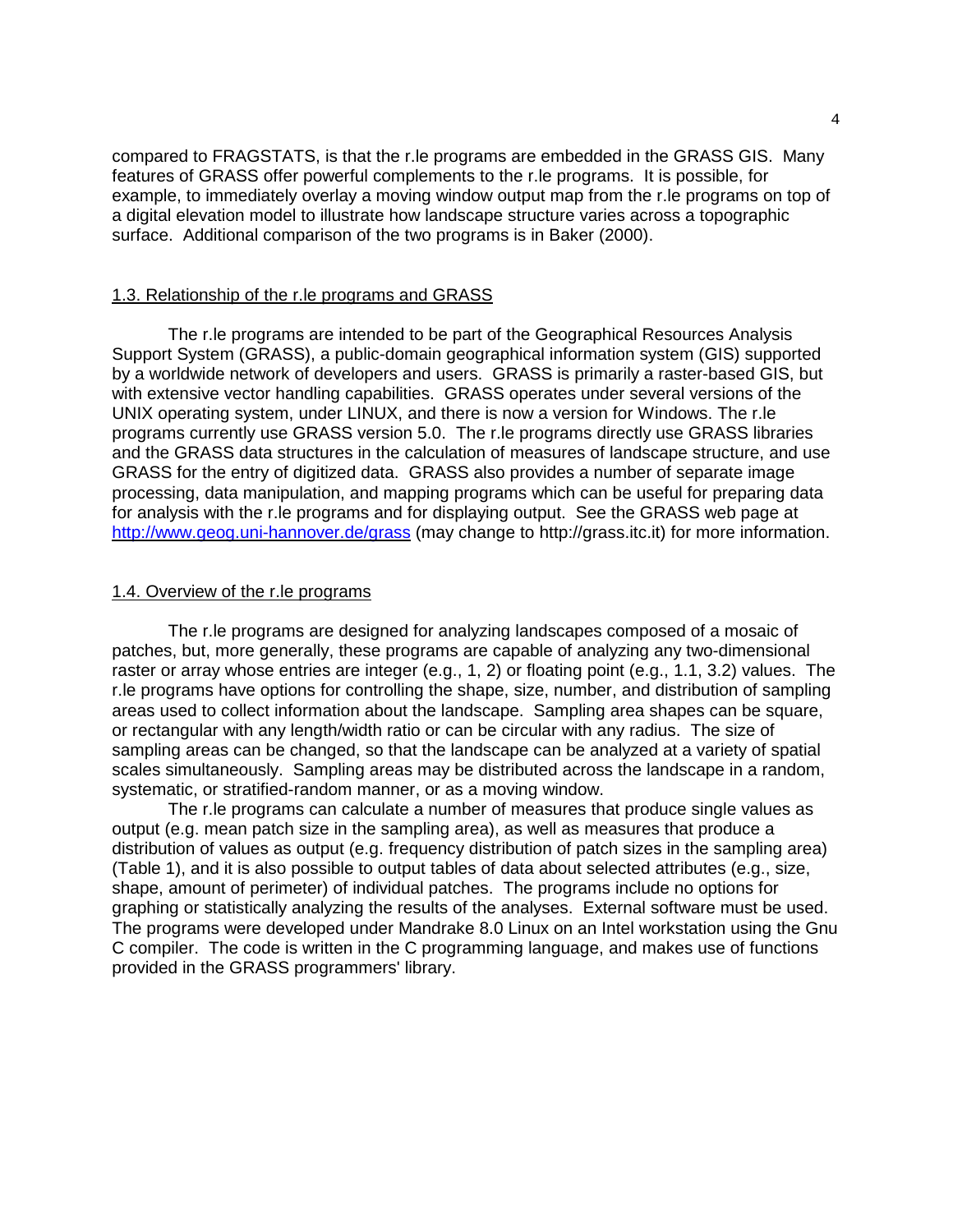compared to FRAGSTATS, is that the r.le programs are embedded in the GRASS GIS. Many features of GRASS offer powerful complements to the r.le programs. It is possible, for example, to immediately overlay a moving window output map from the r.le programs on top of a digital elevation model to illustrate how landscape structure varies across a topographic surface. Additional comparison of the two programs is in Baker (2000).

## 1.3. Relationship of the r.le programs and GRASS

The r.le programs are intended to be part of the Geographical Resources Analysis Support System (GRASS), a public-domain geographical information system (GIS) supported by a worldwide network of developers and users. GRASS is primarily a raster-based GIS, but with extensive vector handling capabilities. GRASS operates under several versions of the UNIX operating system, under LINUX, and there is now a version for Windows. The r.le programs currently use GRASS version 5.0. The r.le programs directly use GRASS libraries and the GRASS data structures in the calculation of measures of landscape structure, and use GRASS for the entry of digitized data. GRASS also provides a number of separate image processing, data manipulation, and mapping programs which can be useful for preparing data for analysis with the r.le programs and for displaying output. See the GRASS web page at http://www.geog.uni-hannover.de/grass (may change to http://grass.itc.it) for more information.

## 1.4. Overview of the r.le programs

The r.le programs are designed for analyzing landscapes composed of a mosaic of patches, but, more generally, these programs are capable of analyzing any two-dimensional raster or array whose entries are integer (e.g., 1, 2) or floating point (e.g., 1.1, 3.2) values. The r.le programs have options for controlling the shape, size, number, and distribution of sampling areas used to collect information about the landscape. Sampling area shapes can be square, or rectangular with any length/width ratio or can be circular with any radius. The size of sampling areas can be changed, so that the landscape can be analyzed at a variety of spatial scales simultaneously. Sampling areas may be distributed across the landscape in a random, systematic, or stratified-random manner, or as a moving window.

The r.le programs can calculate a number of measures that produce single values as output (e.g. mean patch size in the sampling area), as well as measures that produce a distribution of values as output (e.g. frequency distribution of patch sizes in the sampling area) (Table 1), and it is also possible to output tables of data about selected attributes (e.g., size, shape, amount of perimeter) of individual patches. The programs include no options for graphing or statistically analyzing the results of the analyses. External software must be used. The programs were developed under Mandrake 8.0 Linux on an Intel workstation using the Gnu C compiler. The code is written in the C programming language, and makes use of functions provided in the GRASS programmers' library.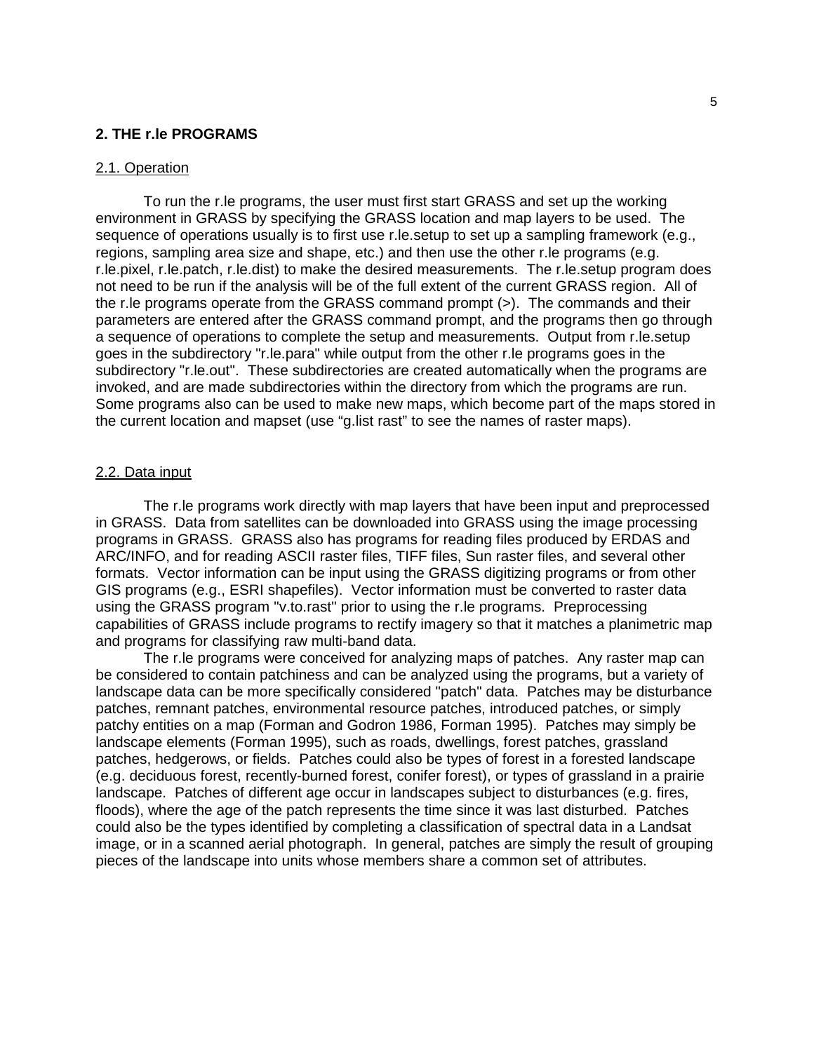## 2. THE r.le PROGRAMS

### 2.1. Operation

To run the r.le programs, the user must first start GRASS and set up the working environment in GRASS by specifying the GRASS location and map layers to be used. The sequence of operations usually is to first use r.le.setup to set up a sampling framework (e.g., regions, sampling area size and shape, etc.) and then use the other r.le programs (e.g. r.le.pixel, r.le.patch, r.le.dist) to make the desired measurements. The r.le.setup program does not need to be run if the analysis will be of the full extent of the current GRASS region. All of the r.le programs operate from the GRASS command prompt (>). The commands and their parameters are entered after the GRASS command prompt, and the programs then go through a sequence of operations to complete the setup and measurements. Output from r.le.setup goes in the subdirectory "r.le.para" while output from the other r.le programs goes in the subdirectory "r.le.out". These subdirectories are created automatically when the programs are invoked, and are made subdirectories within the directory from which the programs are run. Some programs also can be used to make new maps, which become part of the maps stored in the current location and mapset (use “g.list rast” to see the names of raster maps).

### 2.2. Data input

The r.le programs work directly with map layers that have been input and preprocessed in GRASS. Data from satellites can be downloaded into GRASS using the image processing programs in GRASS. GRASS also has programs for reading files produced by ERDAS and ARC/INFO, and for reading ASCII raster files, TIFF files, Sun raster files, and several other formats. Vector information can be input using the GRASS digitizing programs or from other GIS programs (e.g., ESRI shapefiles). Vector information must be converted to raster data using the GRASS program "v.to.rast" prior to using the r.le programs. Preprocessing capabilities of GRASS include programs to rectify imagery so that it matches a planimetric map and programs for classifying raw multi-band data.

The r.le programs were conceived for analyzing maps of patches. Any raster map can be considered to contain patchiness and can be analyzed using the programs, but a variety of landscape data can be more specifically considered "patch" data. Patches may be disturbance patches, remnant patches, environmental resource patches, introduced patches, or simply patchy entities on a map (Forman and Godron 1986, Forman 1995). Patches may simply be landscape elements (Forman 1995), such as roads, dwellings, forest patches, grassland patches, hedgerows, or fields. Patches could also be types of forest in a forested landscape (e.g. deciduous forest, recently-burned forest, conifer forest), or types of grassland in a prairie landscape. Patches of different age occur in landscapes subject to disturbances (e.g. fires, floods), where the age of the patch represents the time since it was last disturbed. Patches could also be the types identified by completing a classification of spectral data in a Landsat image, or in a scanned aerial photograph. In general, patches are simply the result of grouping pieces of the landscape into units whose members share a common set of attributes.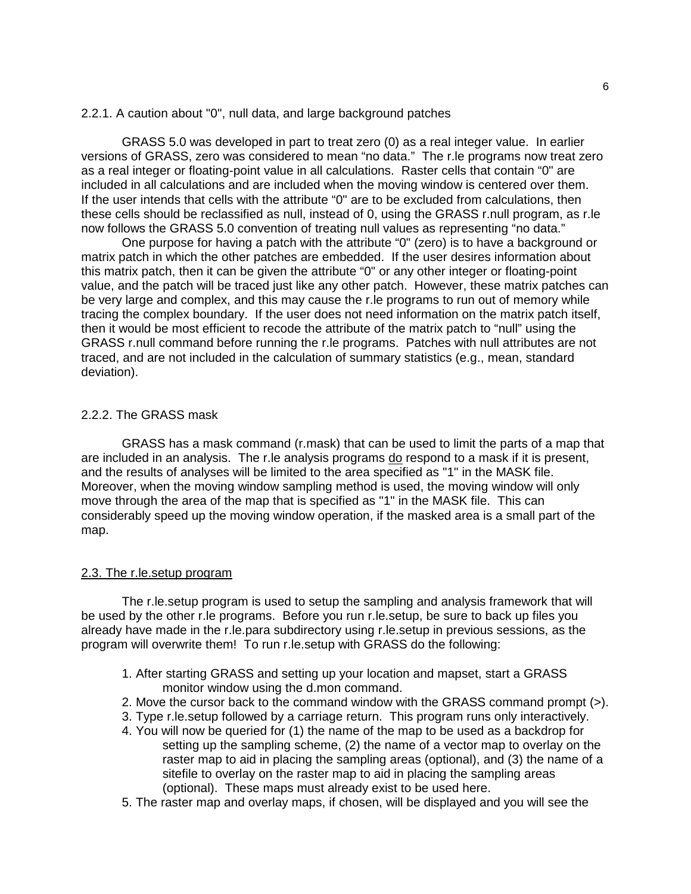### 2.2.1. A caution about "0", null data, and large background patches

GRASS 5.0 was developed in part to treat zero (0) as a real integer value. In earlier versions of GRASS, zero was considered to mean "no data." The r.le programs now treat zero as a real integer or floating-point value in all calculations. Raster cells that contain "0" are included in all calculations and are included when the moving window is centered over them. If the user intends that cells with the attribute "0" are to be excluded from calculations, then these cells should be reclassified as null, instead of 0, using the GRASS r.null program, as r.le now follows the GRASS 5.0 convention of treating null values as representing "no data."

One purpose for having a patch with the attribute "0" (zero) is to have a background or matrix patch in which the other patches are embedded. If the user desires information about this matrix patch, then it can be given the attribute "0" or any other integer or floating-point value, and the patch will be traced just like any other patch. However, these matrix patches can be very large and complex, and this may cause the r.le programs to run out of memory while tracing the complex boundary. If the user does not need information on the matrix patch itself, then it would be most efficient to recode the attribute of the matrix patch to "null" using the GRASS r.null command before running the r.le programs. Patches with null attributes are not traced, and are not included in the calculation of summary statistics (e.g., mean, standard deviation).

### 2.2.2. The GRASS mask

GRASS has a mask command (r.mask) that can be used to limit the parts of a map that are included in an analysis. The r.le analysis programs do respond to a mask if it is present, and the results of analyses will be limited to the area specified as "1" in the MASK file. Moreover, when the moving window sampling method is used, the moving window will only move through the area of the map that is specified as "1" in the MASK file. This can considerably speed up the moving window operation, if the masked area is a small part of the map.

## 2.3. The r.le.setup program

The r.le.setup program is used to setup the sampling and analysis framework that will be used by the other r.le programs. Before you run r.le.setup, be sure to back up files you already have made in the r.le.para subdirectory using r.le.setup in previous sessions, as the program will overwrite them! To run r.le.setup with GRASS do the following:

1. After starting GRASS and setting up your location and mapset, start a GRASS monitor window using the d.mon command.
2. Move the cursor back to the command window with the GRASS command prompt (>).
3. Type r.le.setup followed by a carriage return. This program runs only interactively.
4. You will now be queried for (1) the name of the map to be used as a backdrop for setting up the sampling scheme, (2) the name of a vector map to overlay on the raster map to aid in placing the sampling areas (optional), and (3) the name of a sitefile to overlay on the raster map to aid in placing the sampling areas (optional). These maps must already exist to be used here.
5. The raster map and overlay maps, if chosen, will be displayed and you will see the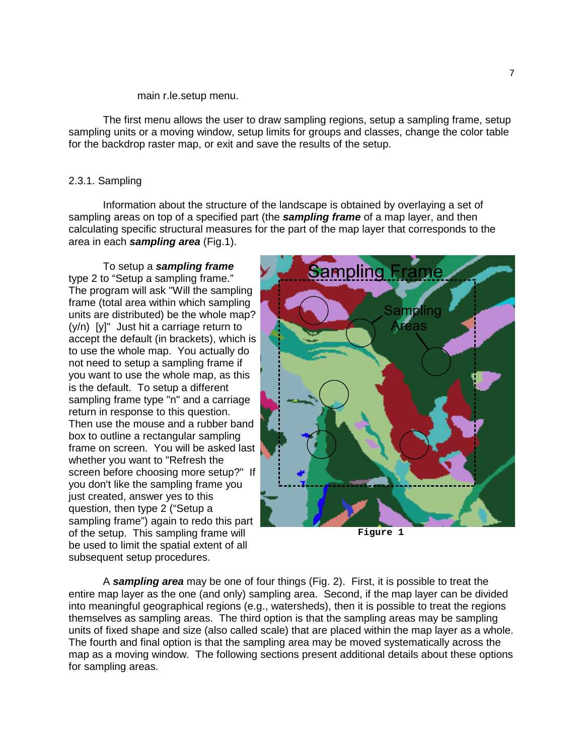main r.le.setup menu.

The first menu allows the user to draw sampling regions, setup a sampling frame, setup sampling units or a moving window, setup limits for groups and classes, change the color table for the backdrop raster map, or exit and save the results of the setup.

### 2.3.1. Sampling

Information about the structure of the landscape is obtained by overlaying a set of sampling areas on top of a specified part (the ***sampling frame*** of a map layer, and then calculating specific structural measures for the part of the map layer that corresponds to the area in each ***sampling area*** (Fig.1).

To setup a ***sampling frame*** type 2 to "Setup a sampling frame." The program will ask "Will the sampling frame (total area within which sampling units are distributed) be the whole map? (y/n) [y]" Just hit a carriage return to accept the default (in brackets), which is to use the whole map. You actually do not need to setup a sampling frame if you want to use the whole map, as this is the default. To setup a different sampling frame type "n" and a carriage return in response to this question. Then use the mouse and a rubber band box to outline a rectangular sampling frame on screen. You will be asked last whether you want to "Refresh the screen before choosing more setup?" If you don't like the sampling frame you just created, answer yes to this question, then type 2 ("Setup a sampling frame") again to redo this part of the setup. This sampling frame will be used to limit the spatial extent of all subsequent setup procedures.

Figure 1

A ***sampling area*** may be one of four things (Fig. 2). First, it is possible to treat the entire map layer as the one (and only) sampling area. Second, if the map layer can be divided into meaningful geographical regions (e.g., watersheds), then it is possible to treat the regions themselves as sampling areas. The third option is that the sampling areas may be sampling units of fixed shape and size (also called scale) that are placed within the map layer as a whole. The fourth and final option is that the sampling area may be moved systematically across the map as a moving window. The following sections present additional details about these options for sampling areas.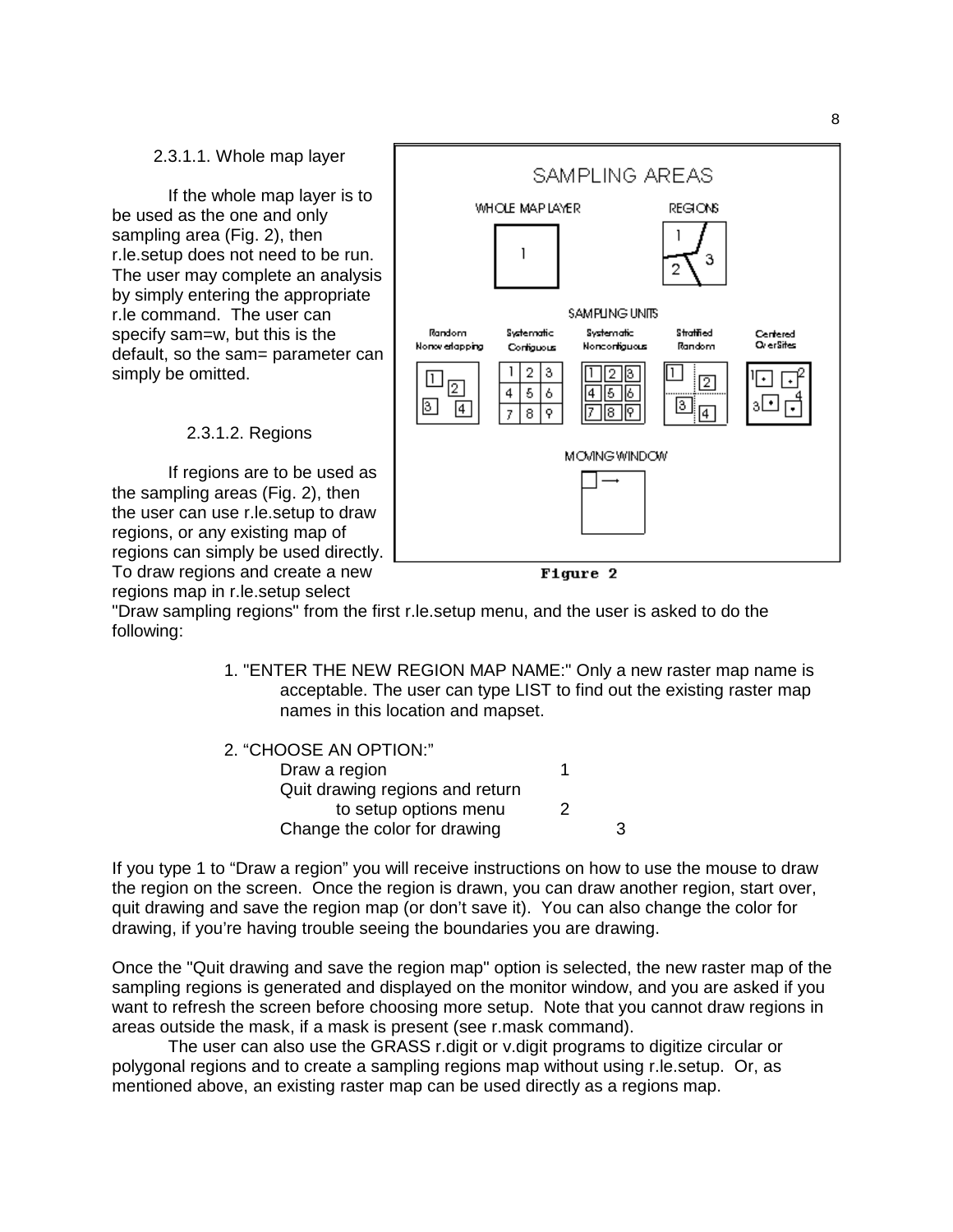#### 2.3.1.1. Whole map layer

If the whole map layer is to be used as the one and only sampling area (Fig. 2), then r.le.setup does not need to be run. The user may complete an analysis by simply entering the appropriate r.le command. The user can specify sam=w, but this is the default, so the sam= parameter can simply be omitted.

Figure 2

#### 2.3.1.2. Regions

If regions are to be used as the sampling areas (Fig. 2), then the user can use r.le.setup to draw regions, or any existing map of regions can simply be used directly. To draw regions and create a new regions map in r.le.setup select "Draw sampling regions" from the first r.le.setup menu, and the user is asked to do the following:

1. "ENTER THE NEW REGION MAP NAME:" Only a new raster map name is acceptable. The user can type LIST to find out the existing raster map names in this location and mapset.

2. "CHOOSE AN OPTION:"

```
Draw a region                                   1
Quit drawing regions and return
        to setup options menu                   2
Change the color for drawing                    3
```

If you type 1 to "Draw a region" you will receive instructions on how to use the mouse to draw the region on the screen. Once the region is drawn, you can draw another region, start over, quit drawing and save the region map (or don't save it). You can also change the color for drawing, if you're having trouble seeing the boundaries you are drawing.

Once the "Quit drawing and save the region map" option is selected, the new raster map of the sampling regions is generated and displayed on the monitor window, and you are asked if you want to refresh the screen before choosing more setup. Note that you cannot draw regions in areas outside the mask, if a mask is present (see r.mask command).

The user can also use the GRASS r.digit or v.digit programs to digitize circular or polygonal regions and to create a sampling regions map without using r.le.setup. Or, as mentioned above, an existing raster map can be used directly as a regions map.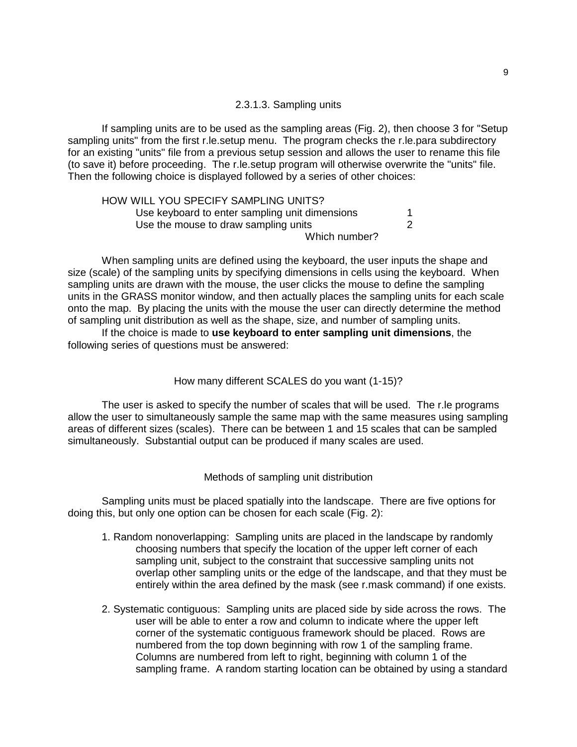#### 2.3.1.3. Sampling units

If sampling units are to be used as the sampling areas (Fig. 2), then choose 3 for "Setup sampling units" from the first r.le.setup menu. The program checks the r.le.para subdirectory for an existing "units" file from a previous setup session and allows the user to rename this file (to save it) before proceeding. The r.le.setup program will otherwise overwrite the "units" file. Then the following choice is displayed followed by a series of other choices:

```
HOW WILL YOU SPECIFY SAMPLING UNITS?
      Use keyboard to enter sampling unit dimensions        1
      Use the mouse to draw sampling units                  2
                                              Which number?
```

When sampling units are defined using the keyboard, the user inputs the shape and size (scale) of the sampling units by specifying dimensions in cells using the keyboard. When sampling units are drawn with the mouse, the user clicks the mouse to define the sampling units in the GRASS monitor window, and then actually places the sampling units for each scale onto the map. By placing the units with the mouse the user can directly determine the method of sampling unit distribution as well as the shape, size, and number of sampling units.

If the choice is made to **use keyboard to enter sampling unit dimensions**, the following series of questions must be answered:

How many different SCALES do you want (1-15)?

The user is asked to specify the number of scales that will be used. The r.le programs allow the user to simultaneously sample the same map with the same measures using sampling areas of different sizes (scales). There can be between 1 and 15 scales that can be sampled simultaneously. Substantial output can be produced if many scales are used.

Methods of sampling unit distribution

Sampling units must be placed spatially into the landscape. There are five options for doing this, but only one option can be chosen for each scale (Fig. 2):

1. Random nonoverlapping: Sampling units are placed in the landscape by randomly choosing numbers that specify the location of the upper left corner of each sampling unit, subject to the constraint that successive sampling units not overlap other sampling units or the edge of the landscape, and that they must be entirely within the area defined by the mask (see r.mask command) if one exists.

2. Systematic contiguous: Sampling units are placed side by side across the rows. The user will be able to enter a row and column to indicate where the upper left corner of the systematic contiguous framework should be placed. Rows are numbered from the top down beginning with row 1 of the sampling frame. Columns are numbered from left to right, beginning with column 1 of the sampling frame. A random starting location can be obtained by using a standard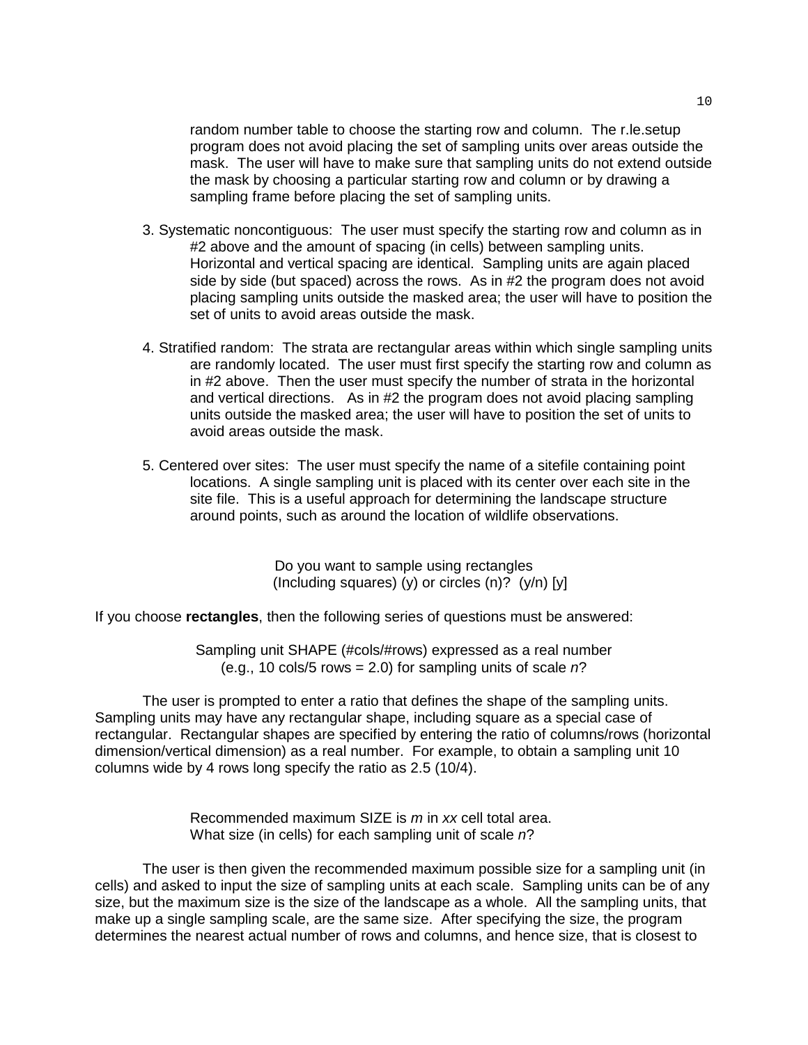random number table to choose the starting row and column. The r.le.setup program does not avoid placing the set of sampling units over areas outside the mask. The user will have to make sure that sampling units do not extend outside the mask by choosing a particular starting row and column or by drawing a sampling frame before placing the set of sampling units.

3. Systematic noncontiguous: The user must specify the starting row and column as in #2 above and the amount of spacing (in cells) between sampling units. Horizontal and vertical spacing are identical. Sampling units are again placed side by side (but spaced) across the rows. As in #2 the program does not avoid placing sampling units outside the masked area; the user will have to position the set of units to avoid areas outside the mask.

4. Stratified random: The strata are rectangular areas within which single sampling units are randomly located. The user must first specify the starting row and column as in #2 above. Then the user must specify the number of strata in the horizontal and vertical directions. As in #2 the program does not avoid placing sampling units outside the masked area; the user will have to position the set of units to avoid areas outside the mask.

5. Centered over sites: The user must specify the name of a sitefile containing point locations. A single sampling unit is placed with its center over each site in the site file. This is a useful approach for determining the landscape structure around points, such as around the location of wildlife observations.

> Do you want to sample using rectangles
> (Including squares) (y) or circles (n)? (y/n) [y]

If you choose **rectangles**, then the following series of questions must be answered:

> Sampling unit SHAPE (#cols/#rows) expressed as a real number
> (e.g., 10 cols/5 rows = 2.0) for sampling units of scale *n*?

The user is prompted to enter a ratio that defines the shape of the sampling units. Sampling units may have any rectangular shape, including square as a special case of rectangular. Rectangular shapes are specified by entering the ratio of columns/rows (horizontal dimension/vertical dimension) as a real number. For example, to obtain a sampling unit 10 columns wide by 4 rows long specify the ratio as 2.5 (10/4).

> Recommended maximum SIZE is *m* in *xx* cell total area.
> What size (in cells) for each sampling unit of scale *n*?

The user is then given the recommended maximum possible size for a sampling unit (in cells) and asked to input the size of sampling units at each scale. Sampling units can be of any size, but the maximum size is the size of the landscape as a whole. All the sampling units, that make up a single sampling scale, are the same size. After specifying the size, the program determines the nearest actual number of rows and columns, and hence size, that is closest to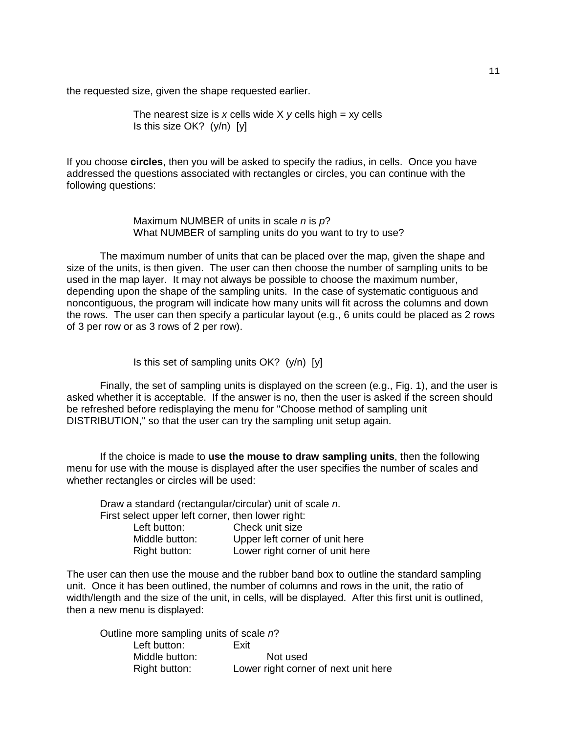the requested size, given the shape requested earlier.

> The nearest size is *x* cells wide X *y* cells high = xy cells
> Is this size OK? (y/n) [y]

If you choose **circles**, then you will be asked to specify the radius, in cells. Once you have addressed the questions associated with rectangles or circles, you can continue with the following questions:

> Maximum NUMBER of units in scale *n* is *p*?
> What NUMBER of sampling units do you want to try to use?

The maximum number of units that can be placed over the map, given the shape and size of the units, is then given. The user can then choose the number of sampling units to be used in the map layer. It may not always be possible to choose the maximum number, depending upon the shape of the sampling units. In the case of systematic contiguous and noncontiguous, the program will indicate how many units will fit across the columns and down the rows. The user can then specify a particular layout (e.g., 6 units could be placed as 2 rows of 3 per row or as 3 rows of 2 per row).

> Is this set of sampling units OK? (y/n) [y]

Finally, the set of sampling units is displayed on the screen (e.g., Fig. 1), and the user is asked whether it is acceptable. If the answer is no, then the user is asked if the screen should be refreshed before redisplaying the menu for "Choose method of sampling unit DISTRIBUTION," so that the user can try the sampling unit setup again.

If the choice is made to **use the mouse to draw sampling units**, then the following menu for use with the mouse is displayed after the user specifies the number of scales and whether rectangles or circles will be used:

```
Draw a standard (rectangular/circular) unit of scale n.
First select upper left corner, then lower right:
    Left button:      Check unit size
    Middle button:    Upper left corner of unit here
    Right button:     Lower right corner of unit here
```

The user can then use the mouse and the rubber band box to outline the standard sampling unit. Once it has been outlined, the number of columns and rows in the unit, the ratio of width/length and the size of the unit, in cells, will be displayed. After this first unit is outlined, then a new menu is displayed:

```
Outline more sampling units of scale n?
    Left button:      Exit
    Middle button:    Not used
    Right button:     Lower right corner of next unit here
```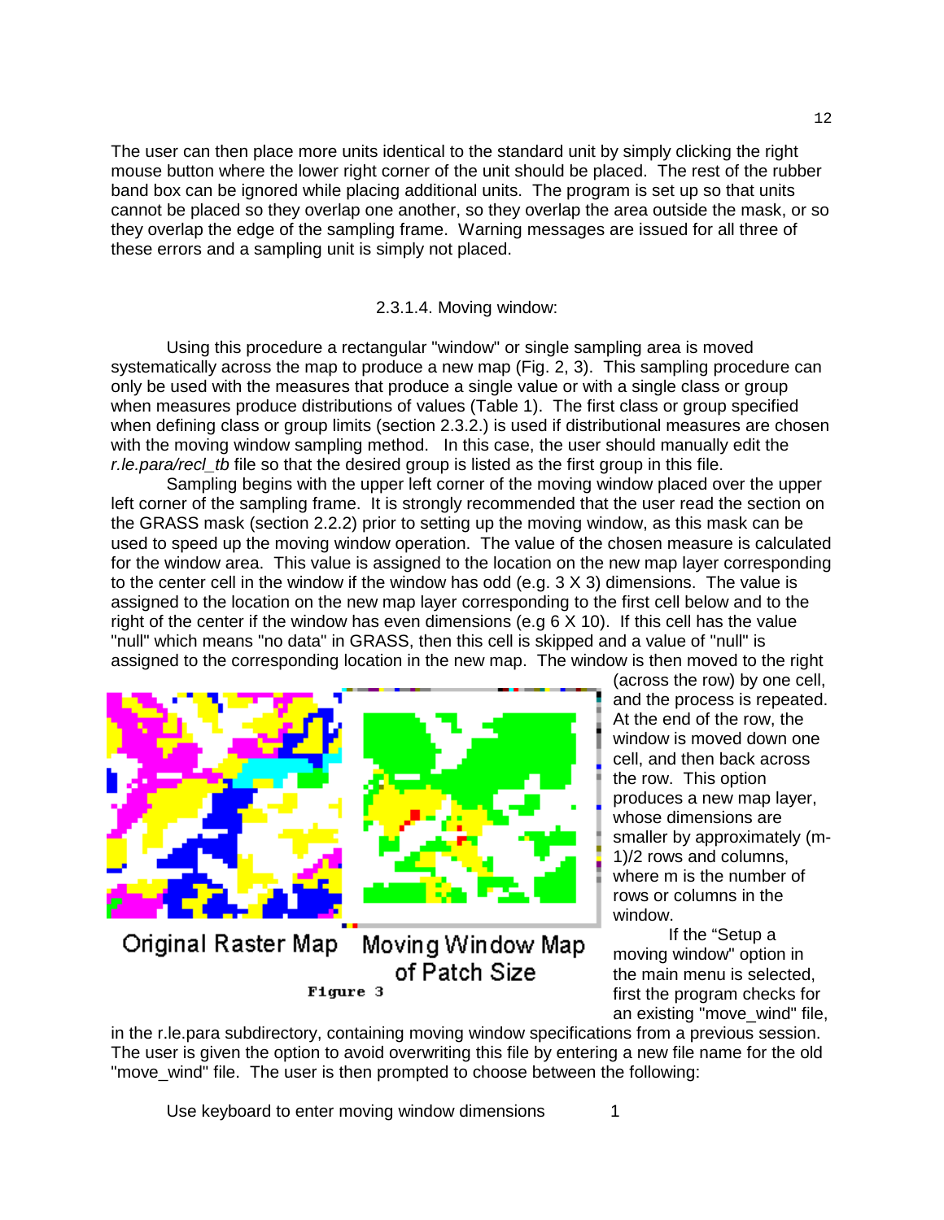The user can then place more units identical to the standard unit by simply clicking the right mouse button where the lower right corner of the unit should be placed. The rest of the rubber band box can be ignored while placing additional units. The program is set up so that units cannot be placed so they overlap one another, so they overlap the area outside the mask, or so they overlap the edge of the sampling frame. Warning messages are issued for all three of these errors and a sampling unit is simply not placed.

### 2.3.1.4. Moving window:

Using this procedure a rectangular "window" or single sampling area is moved systematically across the map to produce a new map (Fig. 2, 3). This sampling procedure can only be used with the measures that produce a single value or with a single class or group when measures produce distributions of values (Table 1). The first class or group specified when defining class or group limits (section 2.3.2.) is used if distributional measures are chosen with the moving window sampling method. In this case, the user should manually edit the *r.le.para/recl_tb* file so that the desired group is listed as the first group in this file.

Sampling begins with the upper left corner of the moving window placed over the upper left corner of the sampling frame. It is strongly recommended that the user read the section on the GRASS mask (section 2.2.2) prior to setting up the moving window, as this mask can be used to speed up the moving window operation. The value of the chosen measure is calculated for the window area. This value is assigned to the location on the new map layer corresponding to the center cell in the window if the window has odd (e.g. 3 X 3) dimensions. The value is assigned to the location on the new map layer corresponding to the first cell below and to the right of the center if the window has even dimensions (e.g 6 X 10). If this cell has the value "null" which means "no data" in GRASS, then this cell is skipped and a value of "null" is assigned to the corresponding location in the new map. The window is then moved to the right (across the row) by one cell, and the process is repeated. At the end of the row, the window is moved down one cell, and then back across the row. This option produces a new map layer, whose dimensions are smaller by approximately (m-1)/2 rows and columns, where m is the number of rows or columns in the window.

Original Raster Map    Moving Window Map of Patch Size

Figure 3

If the "Setup a moving window" option in the main menu is selected, first the program checks for an existing "move_wind" file, in the r.le.para subdirectory, containing moving window specifications from a previous session. The user is given the option to avoid overwriting this file by entering a new file name for the old "move_wind" file. The user is then prompted to choose between the following:

Use keyboard to enter moving window dimensions    1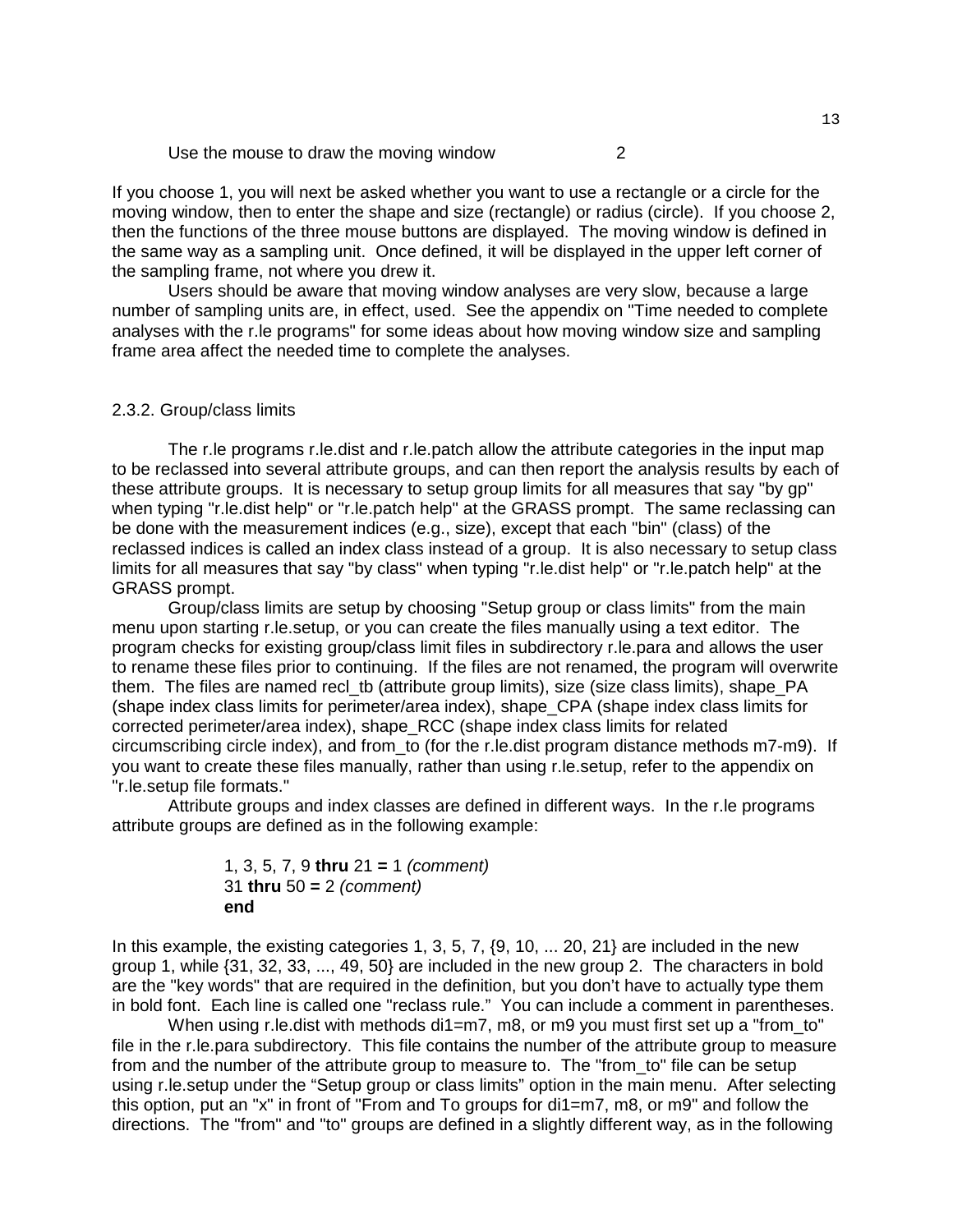Use the mouse to draw the moving window          2

If you choose 1, you will next be asked whether you want to use a rectangle or a circle for the moving window, then to enter the shape and size (rectangle) or radius (circle). If you choose 2, then the functions of the three mouse buttons are displayed. The moving window is defined in the same way as a sampling unit. Once defined, it will be displayed in the upper left corner of the sampling frame, not where you drew it.

Users should be aware that moving window analyses are very slow, because a large number of sampling units are, in effect, used. See the appendix on "Time needed to complete analyses with the r.le programs" for some ideas about how moving window size and sampling frame area affect the needed time to complete the analyses.

### 2.3.2. Group/class limits

The r.le programs r.le.dist and r.le.patch allow the attribute categories in the input map to be reclassed into several attribute groups, and can then report the analysis results by each of these attribute groups. It is necessary to setup group limits for all measures that say "by gp" when typing "r.le.dist help" or "r.le.patch help" at the GRASS prompt. The same reclassing can be done with the measurement indices (e.g., size), except that each "bin" (class) of the reclassed indices is called an index class instead of a group. It is also necessary to setup class limits for all measures that say "by class" when typing "r.le.dist help" or "r.le.patch help" at the GRASS prompt.

Group/class limits are setup by choosing "Setup group or class limits" from the main menu upon starting r.le.setup, or you can create the files manually using a text editor. The program checks for existing group/class limit files in subdirectory r.le.para and allows the user to rename these files prior to continuing. If the files are not renamed, the program will overwrite them. The files are named recl_tb (attribute group limits), size (size class limits), shape_PA (shape index class limits for perimeter/area index), shape_CPA (shape index class limits for corrected perimeter/area index), shape_RCC (shape index class limits for related circumscribing circle index), and from_to (for the r.le.dist program distance methods m7-m9). If you want to create these files manually, rather than using r.le.setup, refer to the appendix on "r.le.setup file formats."

Attribute groups and index classes are defined in different ways. In the r.le programs attribute groups are defined as in the following example:

> 1, 3, 5, 7, 9 **thru** 21 **=** 1 *(comment)*
> 31 **thru** 50 **=** 2 *(comment)*
> **end**

In this example, the existing categories 1, 3, 5, 7, {9, 10, ... 20, 21} are included in the new group 1, while {31, 32, 33, ..., 49, 50} are included in the new group 2. The characters in bold are the "key words" that are required in the definition, but you don't have to actually type them in bold font. Each line is called one "reclass rule." You can include a comment in parentheses.

When using r.le.dist with methods di1=m7, m8, or m9 you must first set up a "from_to" file in the r.le.para subdirectory. This file contains the number of the attribute group to measure from and the number of the attribute group to measure to. The "from_to" file can be setup using r.le.setup under the "Setup group or class limits" option in the main menu. After selecting this option, put an "x" in front of "From and To groups for di1=m7, m8, or m9" and follow the directions. The "from" and "to" groups are defined in a slightly different way, as in the following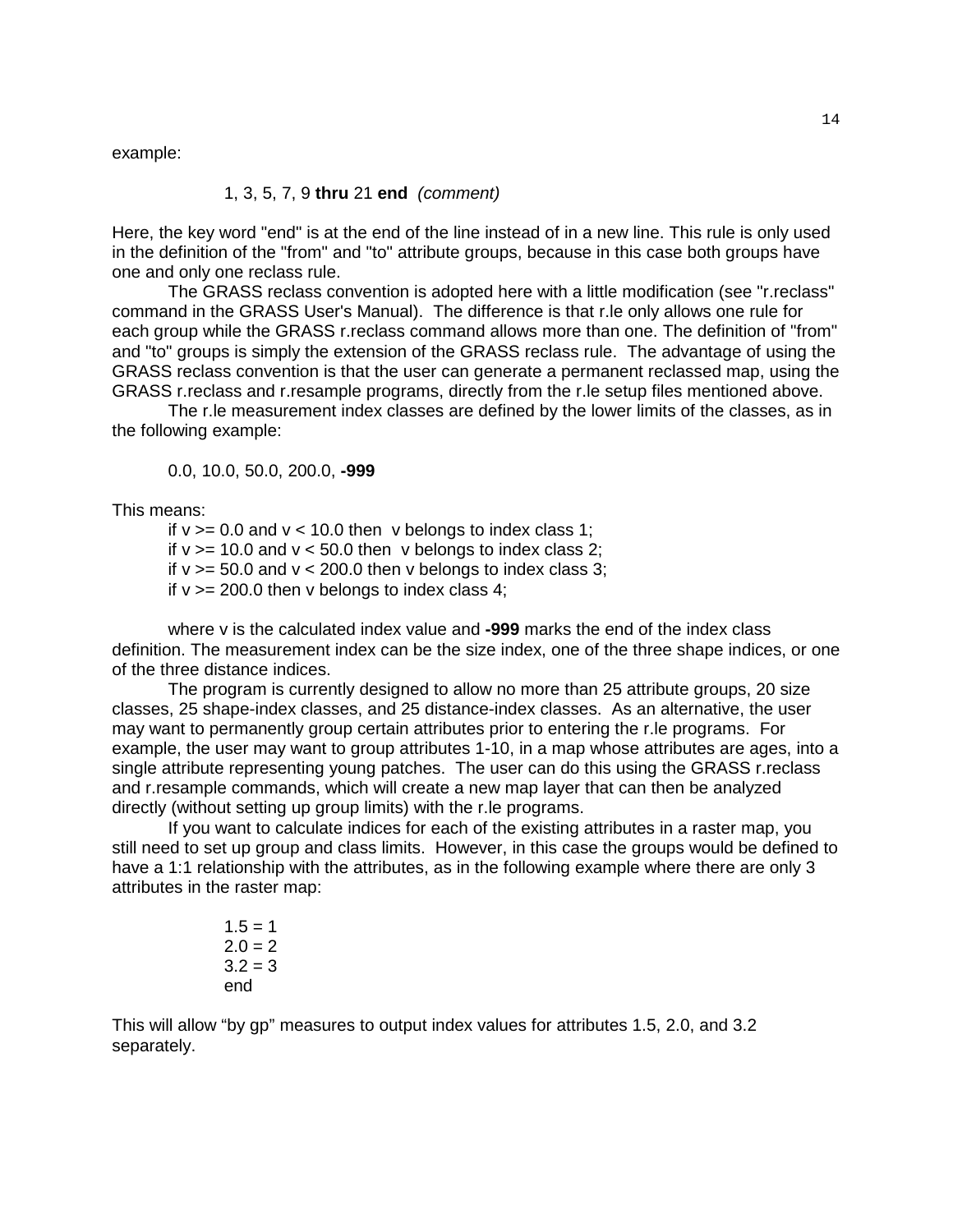example:

1, 3, 5, 7, 9 **thru** 21 **end** *(comment)*

Here, the key word "end" is at the end of the line instead of in a new line. This rule is only used in the definition of the "from" and "to" attribute groups, because in this case both groups have one and only one reclass rule.

The GRASS reclass convention is adopted here with a little modification (see "r.reclass" command in the GRASS User's Manual). The difference is that r.le only allows one rule for each group while the GRASS r.reclass command allows more than one. The definition of "from" and "to" groups is simply the extension of the GRASS reclass rule. The advantage of using the GRASS reclass convention is that the user can generate a permanent reclassed map, using the GRASS r.reclass and r.resample programs, directly from the r.le setup files mentioned above.

The r.le measurement index classes are defined by the lower limits of the classes, as in the following example:

0.0, 10.0, 50.0, 200.0, **-999**

This means:

if v >= 0.0 and v < 10.0 then v belongs to index class 1;
if v >= 10.0 and v < 50.0 then v belongs to index class 2;
if v >= 50.0 and v < 200.0 then v belongs to index class 3;
if v >= 200.0 then v belongs to index class 4;

where v is the calculated index value and **-999** marks the end of the index class definition. The measurement index can be the size index, one of the three shape indices, or one of the three distance indices.

The program is currently designed to allow no more than 25 attribute groups, 20 size classes, 25 shape-index classes, and 25 distance-index classes. As an alternative, the user may want to permanently group certain attributes prior to entering the r.le programs. For example, the user may want to group attributes 1-10, in a map whose attributes are ages, into a single attribute representing young patches. The user can do this using the GRASS r.reclass and r.resample commands, which will create a new map layer that can then be analyzed directly (without setting up group limits) with the r.le programs.

If you want to calculate indices for each of the existing attributes in a raster map, you still need to set up group and class limits. However, in this case the groups would be defined to have a 1:1 relationship with the attributes, as in the following example where there are only 3 attributes in the raster map:

```
1.5 = 1
2.0 = 2
3.2 = 3
end
```

This will allow “by gp” measures to output index values for attributes 1.5, 2.0, and 3.2 separately.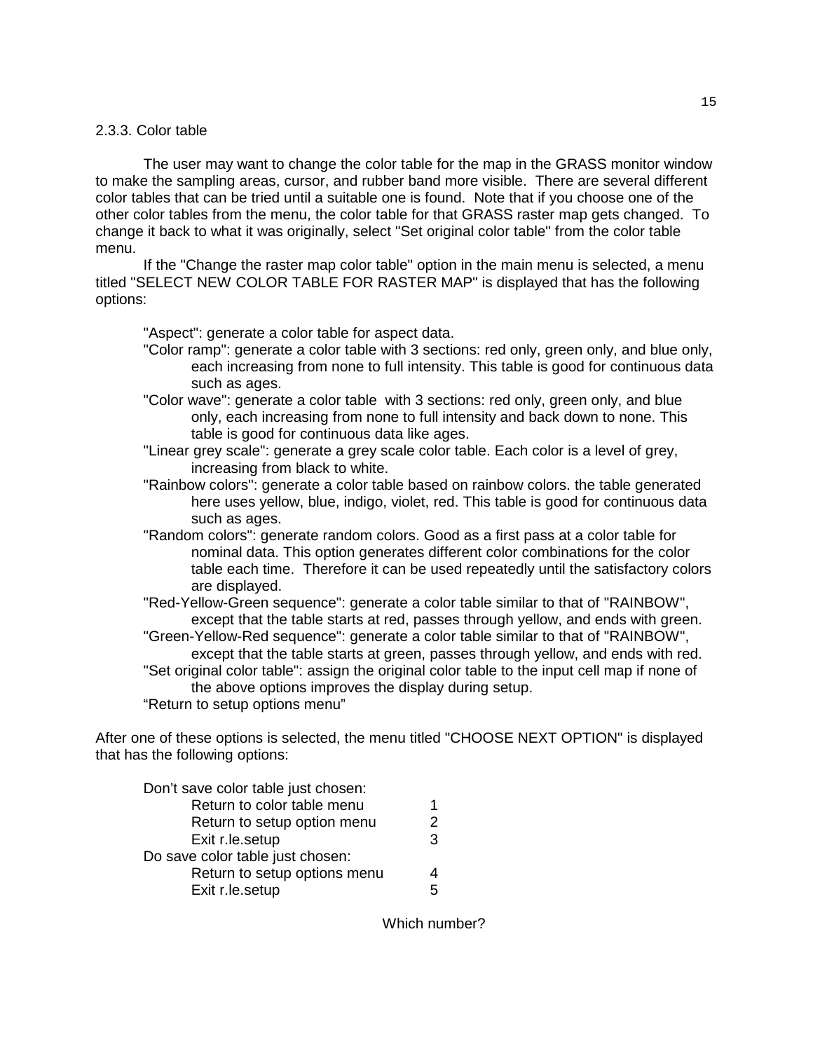### 2.3.3. Color table

The user may want to change the color table for the map in the GRASS monitor window to make the sampling areas, cursor, and rubber band more visible. There are several different color tables that can be tried until a suitable one is found. Note that if you choose one of the other color tables from the menu, the color table for that GRASS raster map gets changed. To change it back to what it was originally, select "Set original color table" from the color table menu.

If the "Change the raster map color table" option in the main menu is selected, a menu titled "SELECT NEW COLOR TABLE FOR RASTER MAP" is displayed that has the following options:

"Aspect": generate a color table for aspect data.
"Color ramp": generate a color table with 3 sections: red only, green only, and blue only, each increasing from none to full intensity. This table is good for continuous data such as ages.
"Color wave": generate a color table with 3 sections: red only, green only, and blue only, each increasing from none to full intensity and back down to none. This table is good for continuous data like ages.
"Linear grey scale": generate a grey scale color table. Each color is a level of grey, increasing from black to white.
"Rainbow colors": generate a color table based on rainbow colors. the table generated here uses yellow, blue, indigo, violet, red. This table is good for continuous data such as ages.
"Random colors": generate random colors. Good as a first pass at a color table for nominal data. This option generates different color combinations for the color table each time. Therefore it can be used repeatedly until the satisfactory colors are displayed.
"Red-Yellow-Green sequence": generate a color table similar to that of "RAINBOW", except that the table starts at red, passes through yellow, and ends with green.
"Green-Yellow-Red sequence": generate a color table similar to that of "RAINBOW", except that the table starts at green, passes through yellow, and ends with red.
"Set original color table": assign the original color table to the input cell map if none of the above options improves the display during setup.
"Return to setup options menu"

After one of these options is selected, the menu titled "CHOOSE NEXT OPTION" is displayed that has the following options:

```
Don't save color table just chosen:
        Return to color table menu        1
        Return to setup option menu       2
        Exit r.le.setup                   3
Do save color table just chosen:
        Return to setup options menu      4
        Exit r.le.setup                   5

                        Which number?
```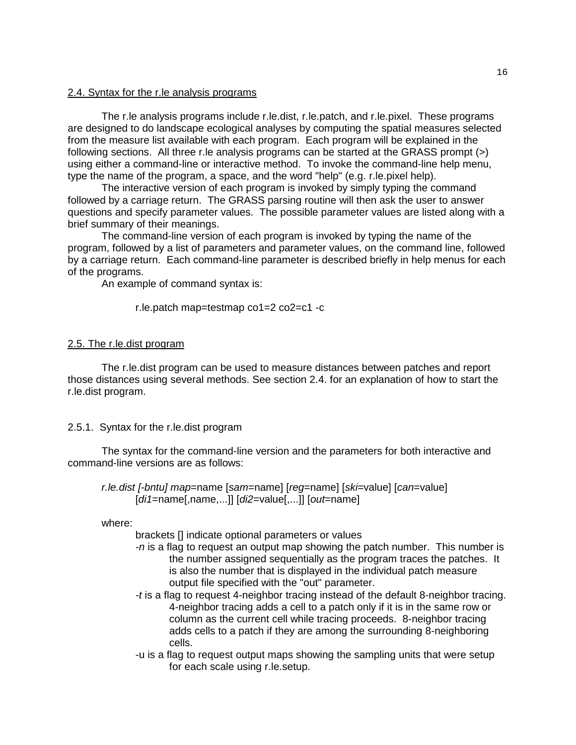## 2.4. Syntax for the r.le analysis programs

The r.le analysis programs include r.le.dist, r.le.patch, and r.le.pixel. These programs are designed to do landscape ecological analyses by computing the spatial measures selected from the measure list available with each program. Each program will be explained in the following sections. All three r.le analysis programs can be started at the GRASS prompt (>) using either a command-line or interactive method. To invoke the command-line help menu, type the name of the program, a space, and the word "help" (e.g. r.le.pixel help).

The interactive version of each program is invoked by simply typing the command followed by a carriage return. The GRASS parsing routine will then ask the user to answer questions and specify parameter values. The possible parameter values are listed along with a brief summary of their meanings.

The command-line version of each program is invoked by typing the name of the program, followed by a list of parameters and parameter values, on the command line, followed by a carriage return. Each command-line parameter is described briefly in help menus for each of the programs.

An example of command syntax is:

```
r.le.patch map=testmap co1=2 co2=c1 -c
```

## 2.5. The r.le.dist program

The r.le.dist program can be used to measure distances between patches and report those distances using several methods. See section 2.4. for an explanation of how to start the r.le.dist program.

### 2.5.1. Syntax for the r.le.dist program

The syntax for the command-line version and the parameters for both interactive and command-line versions are as follows:

*r.le.dist [-bntu] map*=name [*sam*=name] [*reg*=name] [*ski*=value] [*can*=value] [*di1*=name[,name,...]] [*di2*=value[,...]] [*out*=name]

where:

brackets [] indicate optional parameters or values

*-n* is a flag to request an output map showing the patch number. This number is the number assigned sequentially as the program traces the patches. It is also the number that is displayed in the individual patch measure output file specified with the "out" parameter.

*-t* is a flag to request 4-neighbor tracing instead of the default 8-neighbor tracing. 4-neighbor tracing adds a cell to a patch only if it is in the same row or column as the current cell while tracing proceeds. 8-neighbor tracing adds cells to a patch if they are among the surrounding 8-neighboring cells.

-u is a flag to request output maps showing the sampling units that were setup for each scale using r.le.setup.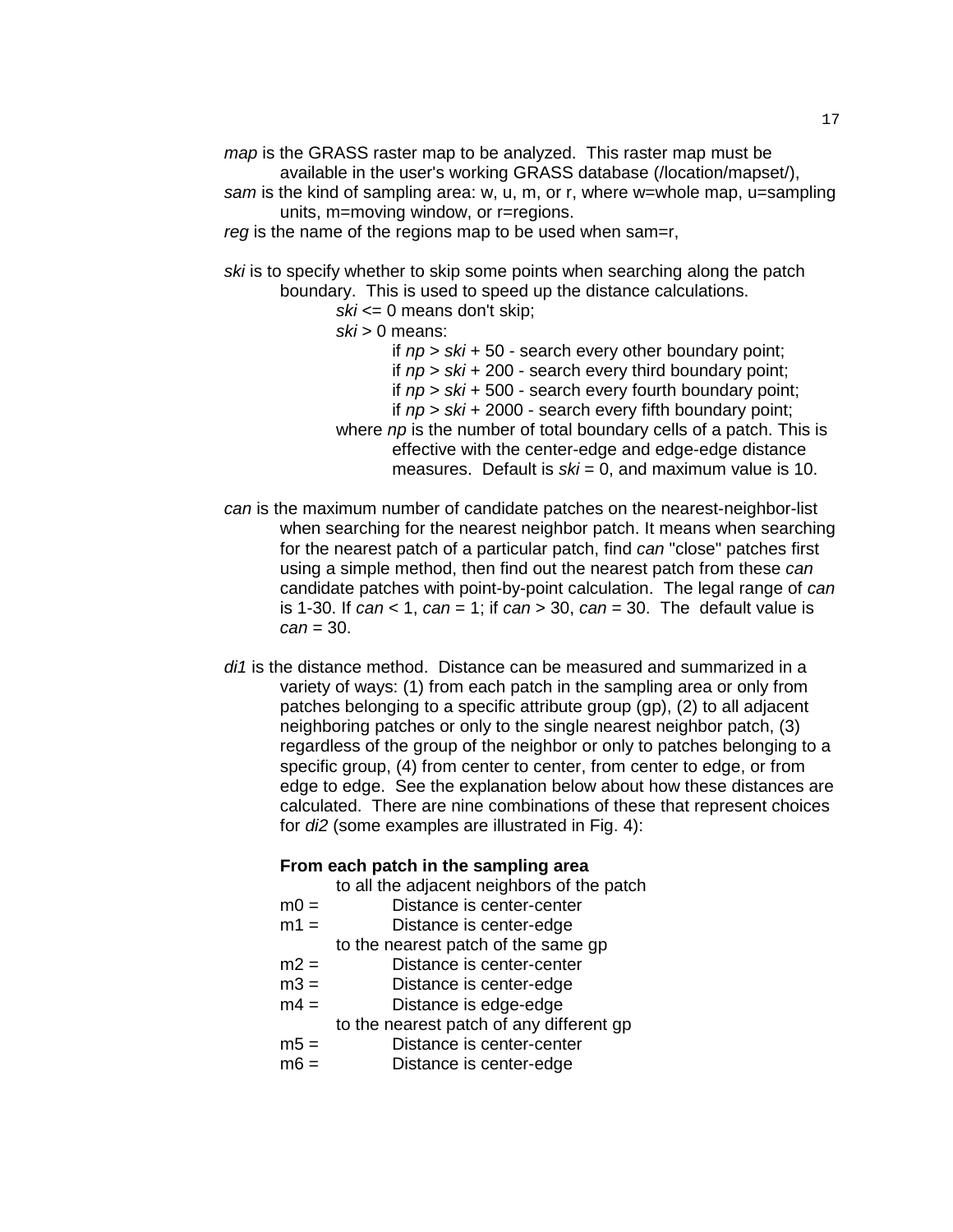*map* is the GRASS raster map to be analyzed. This raster map must be available in the user's working GRASS database (/location/mapset/),

*sam* is the kind of sampling area: w, u, m, or r, where w=whole map, u=sampling units, m=moving window, or r=regions.

*reg* is the name of the regions map to be used when sam=r,

*ski* is to specify whether to skip some points when searching along the patch boundary. This is used to speed up the distance calculations.

> *ski* <= 0 means don't skip;
>
> *ski* > 0 means:
>
> > if *np* > *ski* + 50 - search every other boundary point;
> > if *np* > *ski* + 200 - search every third boundary point;
> > if *np* > *ski* + 500 - search every fourth boundary point;
> > if *np* > *ski* + 2000 - search every fifth boundary point;
>
> where *np* is the number of total boundary cells of a patch. This is effective with the center-edge and edge-edge distance measures. Default is *ski* = 0, and maximum value is 10.

*can* is the maximum number of candidate patches on the nearest-neighbor-list when searching for the nearest neighbor patch. It means when searching for the nearest patch of a particular patch, find *can* "close" patches first using a simple method, then find out the nearest patch from these *can* candidate patches with point-by-point calculation. The legal range of *can* is 1-30. If *can* < 1, *can* = 1; if *can* > 30, *can* = 30. The default value is *can* = 30.

*di1* is the distance method. Distance can be measured and summarized in a variety of ways: (1) from each patch in the sampling area or only from patches belonging to a specific attribute group (gp), (2) to all adjacent neighboring patches or only to the single nearest neighbor patch, (3) regardless of the group of the neighbor or only to patches belonging to a specific group, (4) from center to center, from center to edge, or from edge to edge. See the explanation below about how these distances are calculated. There are nine combinations of these that represent choices for *di2* (some examples are illustrated in Fig. 4):

**From each patch in the sampling area**

to all the adjacent neighbors of the patch

m0 = Distance is center-center
m1 = Distance is center-edge

to the nearest patch of the same gp

m2 = Distance is center-center
m3 = Distance is center-edge
m4 = Distance is edge-edge

to the nearest patch of any different gp

m5 = Distance is center-center
m6 = Distance is center-edge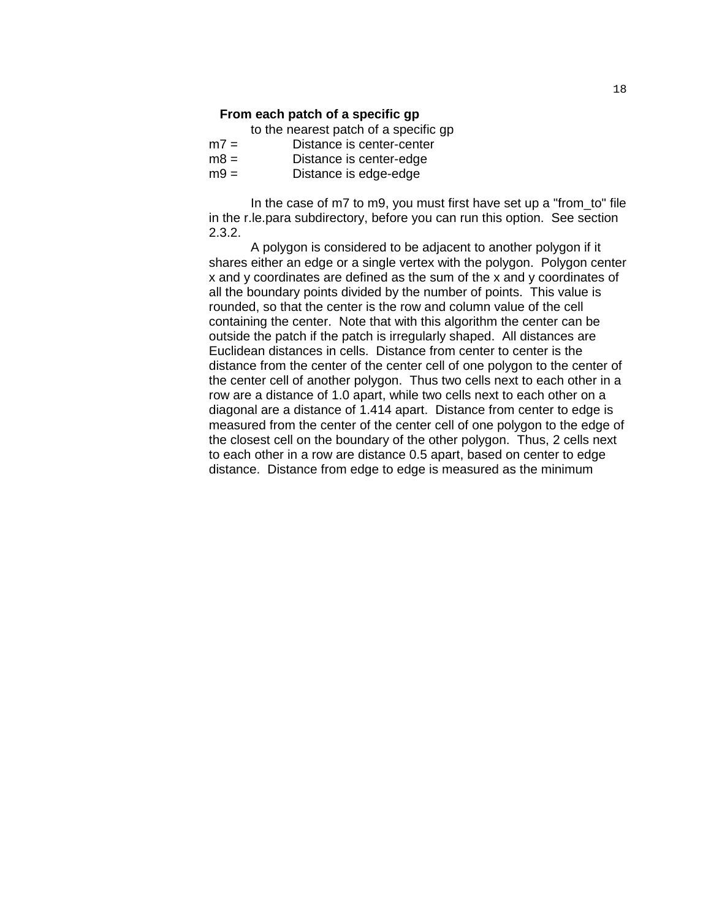**From each patch of a specific gp**

to the nearest patch of a specific gp

m7 = Distance is center-center
m8 = Distance is center-edge
m9 = Distance is edge-edge

In the case of m7 to m9, you must first have set up a "from_to" file in the r.le.para subdirectory, before you can run this option. See section 2.3.2.

A polygon is considered to be adjacent to another polygon if it shares either an edge or a single vertex with the polygon. Polygon center x and y coordinates are defined as the sum of the x and y coordinates of all the boundary points divided by the number of points. This value is rounded, so that the center is the row and column value of the cell containing the center. Note that with this algorithm the center can be outside the patch if the patch is irregularly shaped. All distances are Euclidean distances in cells. Distance from center to center is the distance from the center of the center cell of one polygon to the center of the center cell of another polygon. Thus two cells next to each other in a row are a distance of 1.0 apart, while two cells next to each other on a diagonal are a distance of 1.414 apart. Distance from center to edge is measured from the center of the center cell of one polygon to the edge of the closest cell on the boundary of the other polygon. Thus, 2 cells next to each other in a row are distance 0.5 apart, based on center to edge distance. Distance from edge to edge is measured as the minimum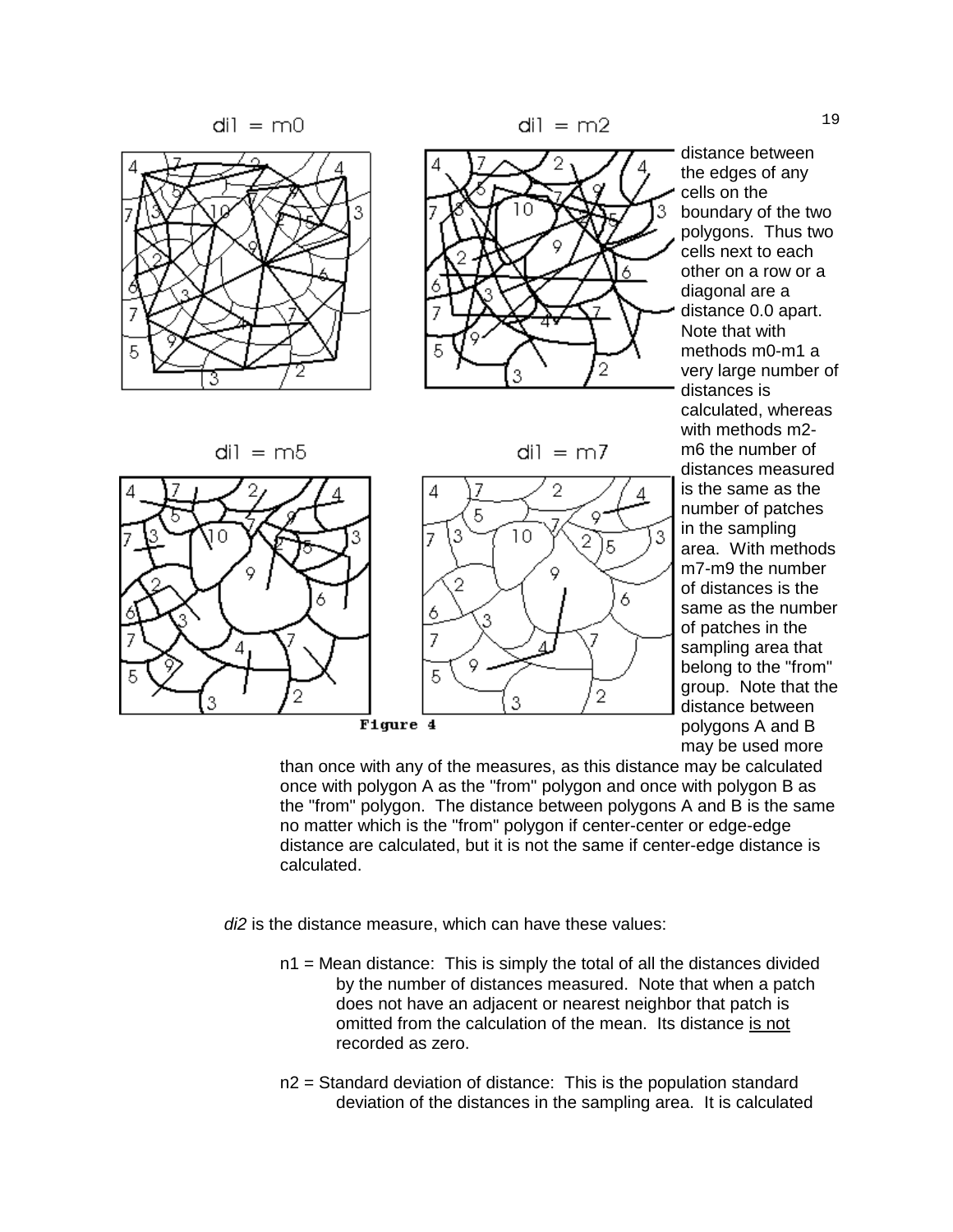distance between the edges of any cells on the boundary of the two polygons. Thus two cells next to each other on a row or a diagonal are a distance 0.0 apart. Note that with methods m0-m1 a very large number of distances is calculated, whereas with methods m2-m6 the number of distances measured is the same as the number of patches in the sampling area. With methods m7-m9 the number of distances is the same as the number of patches in the sampling area that belong to the "from" group. Note that the distance between polygons A and B may be used more than once with any of the measures, as this distance may be calculated once with polygon A as the "from" polygon and once with polygon B as the "from" polygon. The distance between polygons A and B is the same no matter which is the "from" polygon if center-center or edge-edge distance are calculated, but it is not the same if center-edge distance is calculated.

Figure 4

*di2* is the distance measure, which can have these values:

n1 = Mean distance: This is simply the total of all the distances divided by the number of distances measured. Note that when a patch does not have an adjacent or nearest neighbor that patch is omitted from the calculation of the mean. Its distance <u>is not</u> recorded as zero.

n2 = Standard deviation of distance: This is the population standard deviation of the distances in the sampling area. It is calculated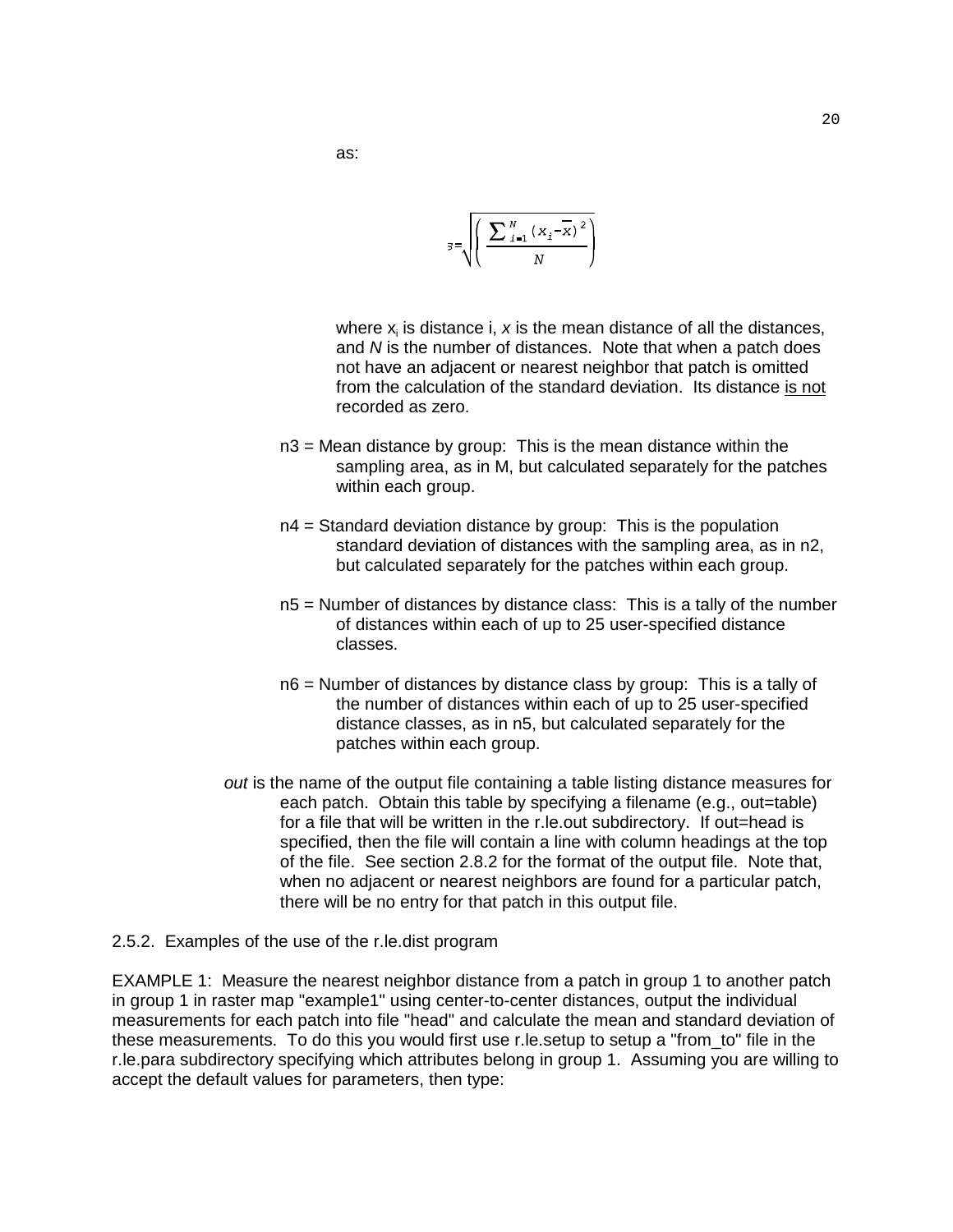as:

$$s = \sqrt{\left( \frac{\sum_{i=1}^{N} (x_i - \bar{x})^2}{N} \right)}$$

where $x_i$ is distance i, $x$ is the mean distance of all the distances, and $N$ is the number of distances. Note that when a patch does not have an adjacent or nearest neighbor that patch is omitted from the calculation of the standard deviation. Its distance is not recorded as zero.

n3 = Mean distance by group: This is the mean distance within the sampling area, as in M, but calculated separately for the patches within each group.

n4 = Standard deviation distance by group: This is the population standard deviation of distances with the sampling area, as in n2, but calculated separately for the patches within each group.

n5 = Number of distances by distance class: This is a tally of the number of distances within each of up to 25 user-specified distance classes.

n6 = Number of distances by distance class by group: This is a tally of the number of distances within each of up to 25 user-specified distance classes, as in n5, but calculated separately for the patches within each group.

*out* is the name of the output file containing a table listing distance measures for each patch. Obtain this table by specifying a filename (e.g., out=table) for a file that will be written in the r.le.out subdirectory. If out=head is specified, then the file will contain a line with column headings at the top of the file. See section 2.8.2 for the format of the output file. Note that, when no adjacent or nearest neighbors are found for a particular patch, there will be no entry for that patch in this output file.

2.5.2. Examples of the use of the r.le.dist program

EXAMPLE 1: Measure the nearest neighbor distance from a patch in group 1 to another patch in group 1 in raster map "example1" using center-to-center distances, output the individual measurements for each patch into file "head" and calculate the mean and standard deviation of these measurements. To do this you would first use r.le.setup to setup a "from_to" file in the r.le.para subdirectory specifying which attributes belong in group 1. Assuming you are willing to accept the default values for parameters, then type: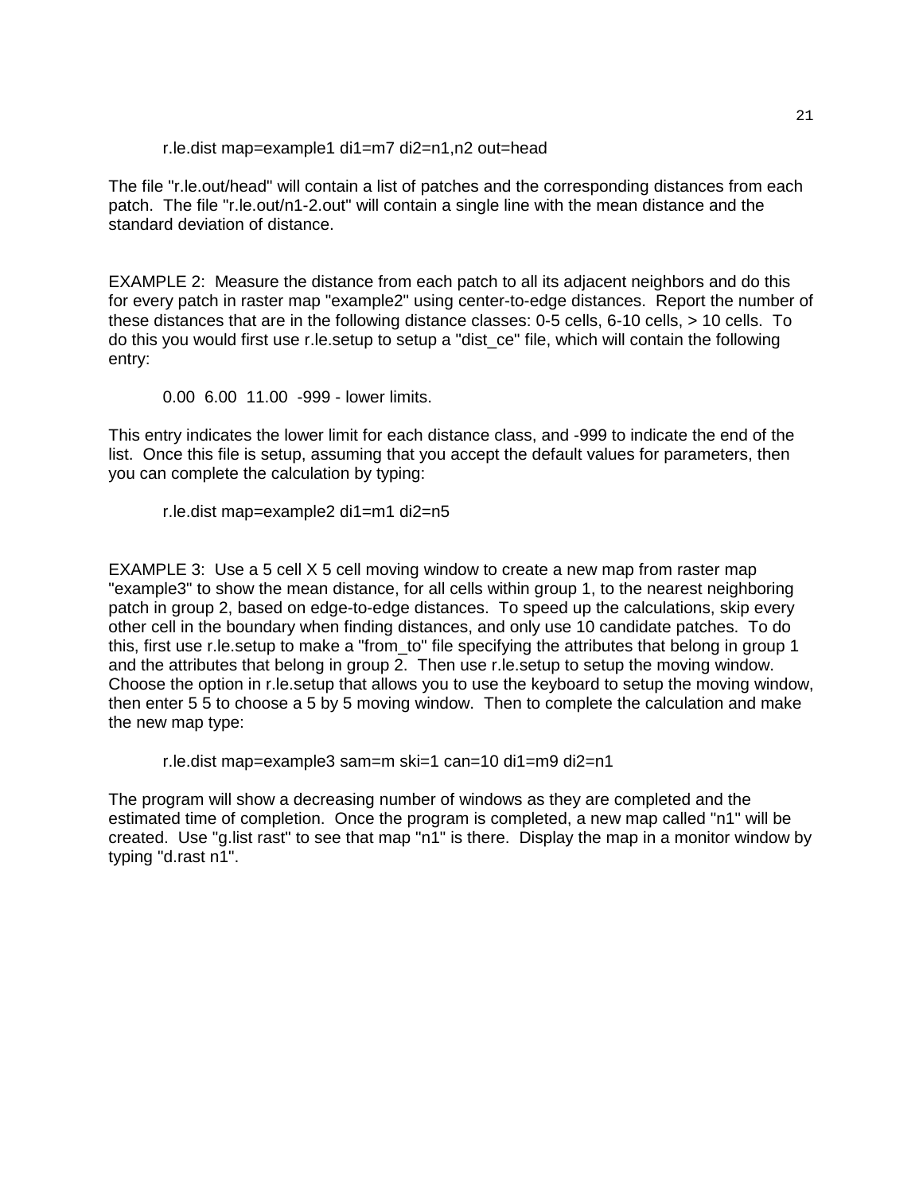```
r.le.dist map=example1 di1=m7 di2=n1,n2 out=head
```

The file "r.le.out/head" will contain a list of patches and the corresponding distances from each patch. The file "r.le.out/n1-2.out" will contain a single line with the mean distance and the standard deviation of distance.

EXAMPLE 2: Measure the distance from each patch to all its adjacent neighbors and do this for every patch in raster map "example2" using center-to-edge distances. Report the number of these distances that are in the following distance classes: 0-5 cells, 6-10 cells, > 10 cells. To do this you would first use r.le.setup to setup a "dist_ce" file, which will contain the following entry:

```
0.00  6.00  11.00  -999 - lower limits.
```

This entry indicates the lower limit for each distance class, and -999 to indicate the end of the list. Once this file is setup, assuming that you accept the default values for parameters, then you can complete the calculation by typing:

```
r.le.dist map=example2 di1=m1 di2=n5
```

EXAMPLE 3: Use a 5 cell X 5 cell moving window to create a new map from raster map "example3" to show the mean distance, for all cells within group 1, to the nearest neighboring patch in group 2, based on edge-to-edge distances. To speed up the calculations, skip every other cell in the boundary when finding distances, and only use 10 candidate patches. To do this, first use r.le.setup to make a "from_to" file specifying the attributes that belong in group 1 and the attributes that belong in group 2. Then use r.le.setup to setup the moving window. Choose the option in r.le.setup that allows you to use the keyboard to setup the moving window, then enter 5 5 to choose a 5 by 5 moving window. Then to complete the calculation and make the new map type:

```
r.le.dist map=example3 sam=m ski=1 can=10 di1=m9 di2=n1
```

The program will show a decreasing number of windows as they are completed and the estimated time of completion. Once the program is completed, a new map called "n1" will be created. Use "g.list rast" to see that map "n1" is there. Display the map in a monitor window by typing "d.rast n1".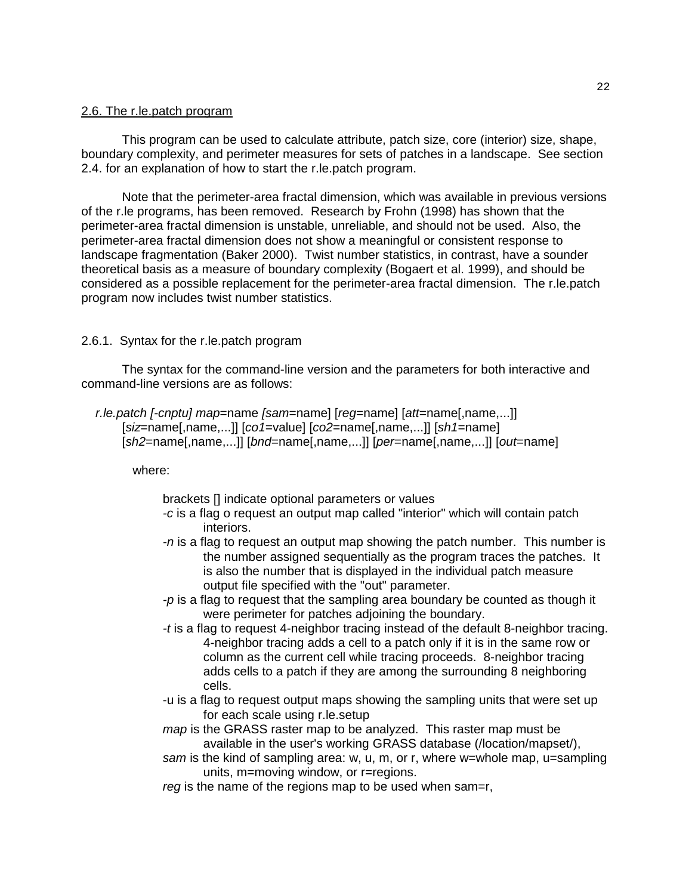## 2.6. The r.le.patch program

This program can be used to calculate attribute, patch size, core (interior) size, shape, boundary complexity, and perimeter measures for sets of patches in a landscape. See section 2.4. for an explanation of how to start the r.le.patch program.

Note that the perimeter-area fractal dimension, which was available in previous versions of the r.le programs, has been removed. Research by Frohn (1998) has shown that the perimeter-area fractal dimension is unstable, unreliable, and should not be used. Also, the perimeter-area fractal dimension does not show a meaningful or consistent response to landscape fragmentation (Baker 2000). Twist number statistics, in contrast, have a sounder theoretical basis as a measure of boundary complexity (Bogaert et al. 1999), and should be considered as a possible replacement for the perimeter-area fractal dimension. The r.le.patch program now includes twist number statistics.

### 2.6.1. Syntax for the r.le.patch program

The syntax for the command-line version and the parameters for both interactive and command-line versions are as follows:

*r.le.patch [-cnptu] map*=name *[sam*=name] [*reg*=name] [*att*=name[,name,...]] [*siz*=name[,name,...]] [*co1*=value] [*co2*=name[,name,...]] [*sh1*=name] [*sh2*=name[,name,...]] [*bnd*=name[,name,...]] [*per*=name[,name,...]] [*out*=name]

where:

brackets [] indicate optional parameters or values

- *-c* is a flag o request an output map called "interior" which will contain patch interiors.
- *-n* is a flag to request an output map showing the patch number. This number is the number assigned sequentially as the program traces the patches. It is also the number that is displayed in the individual patch measure output file specified with the "out" parameter.
- *-p* is a flag to request that the sampling area boundary be counted as though it were perimeter for patches adjoining the boundary.
- *-t* is a flag to request 4-neighbor tracing instead of the default 8-neighbor tracing. 4-neighbor tracing adds a cell to a patch only if it is in the same row or column as the current cell while tracing proceeds. 8-neighbor tracing adds cells to a patch if they are among the surrounding 8 neighboring cells.
- -u is a flag to request output maps showing the sampling units that were set up for each scale using r.le.setup
- *map* is the GRASS raster map to be analyzed. This raster map must be available in the user's working GRASS database (/location/mapset/),
- *sam* is the kind of sampling area: w, u, m, or r, where w=whole map, u=sampling units, m=moving window, or r=regions.
- *reg* is the name of the regions map to be used when sam=r,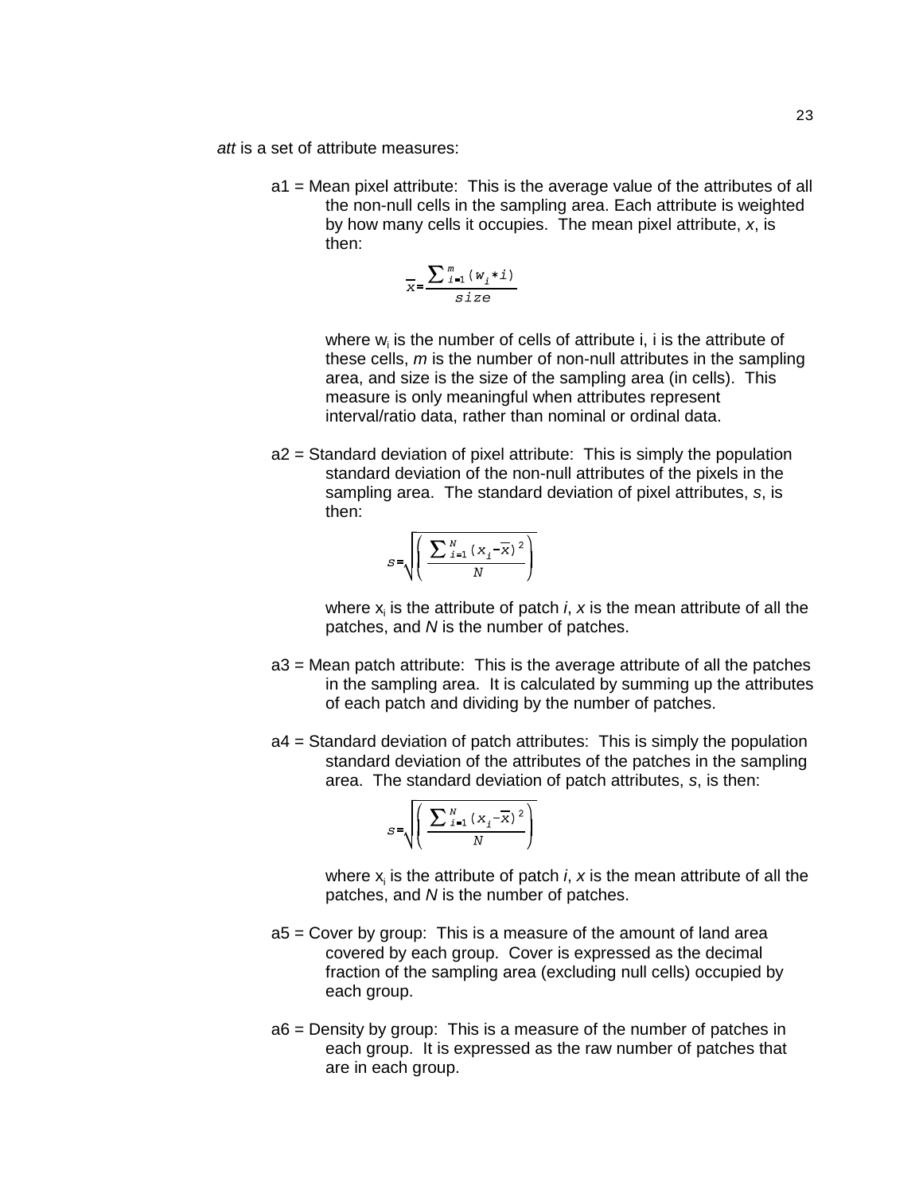*att* is a set of attribute measures:

a1 = Mean pixel attribute: This is the average value of the attributes of all the non-null cells in the sampling area. Each attribute is weighted by how many cells it occupies. The mean pixel attribute, *x*, is then:

$$\bar{x} = \frac{\sum_{i=1}^{m} (w_i * i)}{size}$$

where $w_i$ is the number of cells of attribute i, i is the attribute of these cells, *m* is the number of non-null attributes in the sampling area, and size is the size of the sampling area (in cells). This measure is only meaningful when attributes represent interval/ratio data, rather than nominal or ordinal data.

a2 = Standard deviation of pixel attribute: This is simply the population standard deviation of the non-null attributes of the pixels in the sampling area. The standard deviation of pixel attributes, *s*, is then:

$$s = \sqrt{\left( \frac{\sum_{i=1}^{N} (x_i - \bar{x})^2}{N} \right)}$$

where $x_i$ is the attribute of patch *i*, *x* is the mean attribute of all the patches, and *N* is the number of patches.

a3 = Mean patch attribute: This is the average attribute of all the patches in the sampling area. It is calculated by summing up the attributes of each patch and dividing by the number of patches.

a4 = Standard deviation of patch attributes: This is simply the population standard deviation of the attributes of the patches in the sampling area. The standard deviation of patch attributes, *s*, is then:

$$s = \sqrt{\left( \frac{\sum_{i=1}^{N} (x_i - \bar{x})^2}{N} \right)}$$

where $x_i$ is the attribute of patch *i*, *x* is the mean attribute of all the patches, and *N* is the number of patches.

a5 = Cover by group: This is a measure of the amount of land area covered by each group. Cover is expressed as the decimal fraction of the sampling area (excluding null cells) occupied by each group.

a6 = Density by group: This is a measure of the number of patches in each group. It is expressed as the raw number of patches that are in each group.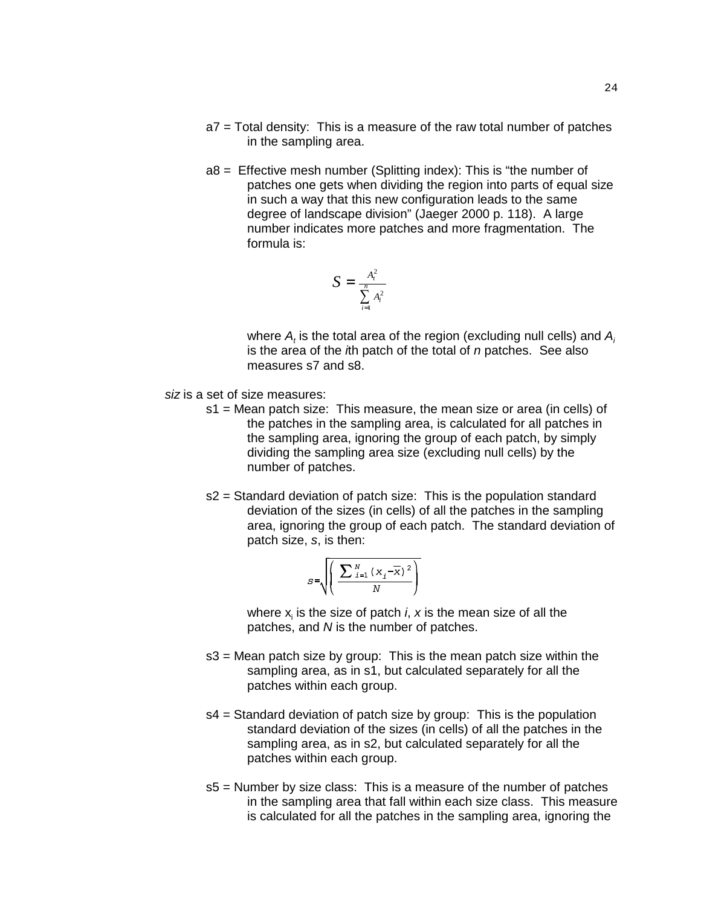a7 = Total density: This is a measure of the raw total number of patches in the sampling area.

a8 = Effective mesh number (Splitting index): This is “the number of patches one gets when dividing the region into parts of equal size in such a way that this new configuration leads to the same degree of landscape division” (Jaeger 2000 p. 118). A large number indicates more patches and more fragmentation. The formula is:

$$S = \frac{A_t^2}{\sum_{i=1}^{n} A_i^2}$$

where $A_t$ is the total area of the region (excluding null cells) and $A_i$ is the area of the *i*th patch of the total of *n* patches. See also measures s7 and s8.

*siz* is a set of size measures:

s1 = Mean patch size: This measure, the mean size or area (in cells) of the patches in the sampling area, is calculated for all patches in the sampling area, ignoring the group of each patch, by simply dividing the sampling area size (excluding null cells) by the number of patches.

s2 = Standard deviation of patch size: This is the population standard deviation of the sizes (in cells) of all the patches in the sampling area, ignoring the group of each patch. The standard deviation of patch size, *s*, is then:

$$s = \sqrt{\left( \frac{\sum_{i=1}^{N} (x_i - \bar{x})^2}{N} \right)}$$

where $x_i$ is the size of patch *i*, *x* is the mean size of all the patches, and *N* is the number of patches.

s3 = Mean patch size by group: This is the mean patch size within the sampling area, as in s1, but calculated separately for all the patches within each group.

s4 = Standard deviation of patch size by group: This is the population standard deviation of the sizes (in cells) of all the patches in the sampling area, as in s2, but calculated separately for all the patches within each group.

s5 = Number by size class: This is a measure of the number of patches in the sampling area that fall within each size class. This measure is calculated for all the patches in the sampling area, ignoring the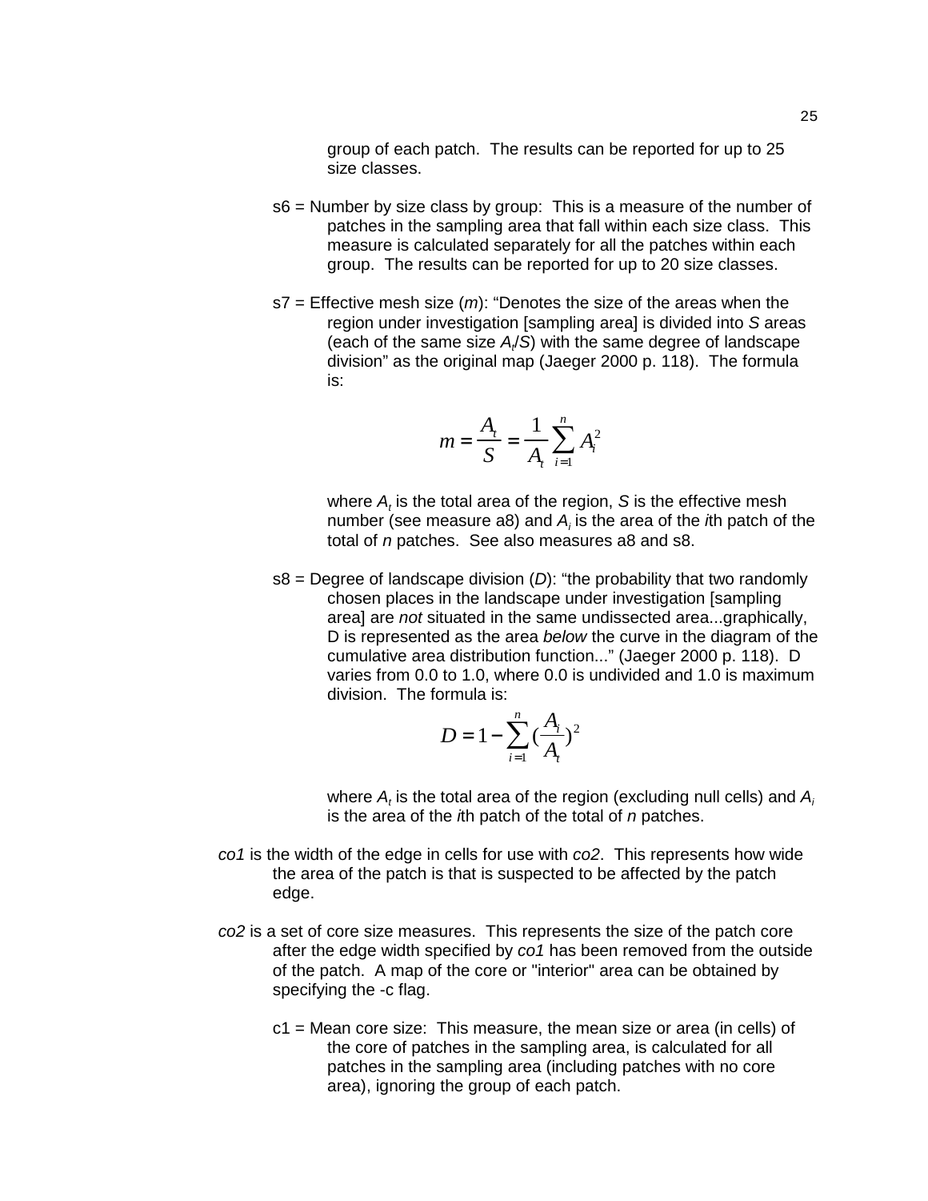group of each patch. The results can be reported for up to 25 size classes.

s6 = Number by size class by group: This is a measure of the number of patches in the sampling area that fall within each size class. This measure is calculated separately for all the patches within each group. The results can be reported for up to 20 size classes.

s7 = Effective mesh size (*m*): “Denotes the size of the areas when the region under investigation [sampling area] is divided into *S* areas (each of the same size $A_t/S$) with the same degree of landscape division” as the original map (Jaeger 2000 p. 118). The formula is:

$$m = \frac{A_t}{S} = \frac{1}{A_t}\sum_{i=1}^{n} A_i^2$$

where $A_t$ is the total area of the region, *S* is the effective mesh number (see measure a8) and $A_i$ is the area of the *i*th patch of the total of *n* patches. See also measures a8 and s8.

s8 = Degree of landscape division (*D*): “the probability that two randomly chosen places in the landscape under investigation [sampling area] are *not* situated in the same undissected area...graphically, D is represented as the area *below* the curve in the diagram of the cumulative area distribution function...” (Jaeger 2000 p. 118). D varies from 0.0 to 1.0, where 0.0 is undivided and 1.0 is maximum division. The formula is:

$$D = 1 - \sum_{i=1}^{n}\left(\frac{A_i}{A_t}\right)^2$$

where $A_t$ is the total area of the region (excluding null cells) and $A_i$ is the area of the *i*th patch of the total of *n* patches.

*co1* is the width of the edge in cells for use with *co2*. This represents how wide the area of the patch is that is suspected to be affected by the patch edge.

*co2* is a set of core size measures. This represents the size of the patch core after the edge width specified by *co1* has been removed from the outside of the patch. A map of the core or "interior" area can be obtained by specifying the -c flag.

c1 = Mean core size: This measure, the mean size or area (in cells) of the core of patches in the sampling area, is calculated for all patches in the sampling area (including patches with no core area), ignoring the group of each patch.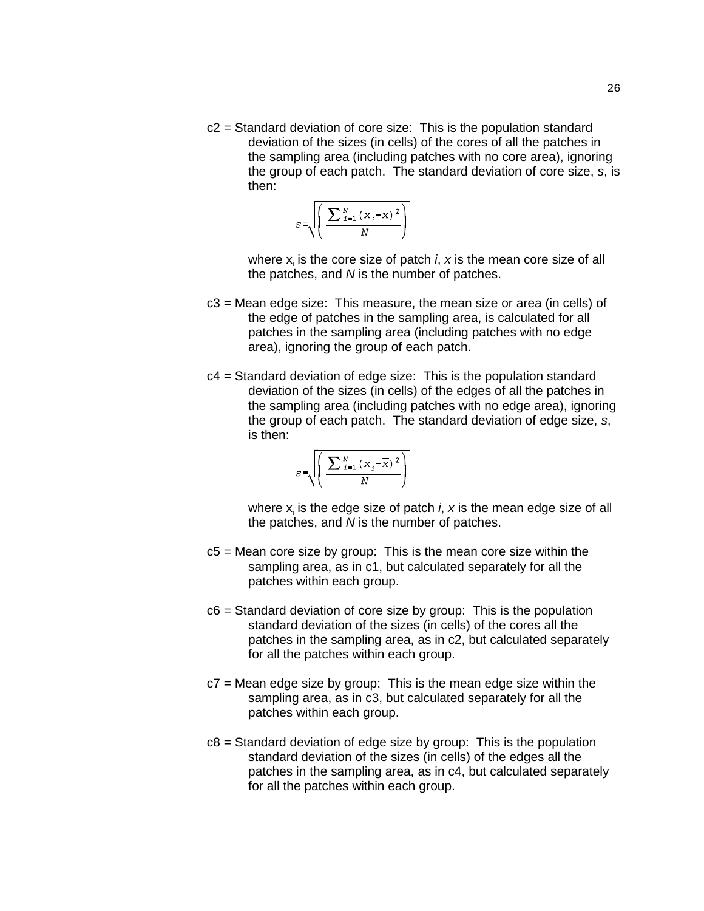c2 = Standard deviation of core size: This is the population standard deviation of the sizes (in cells) of the cores of all the patches in the sampling area (including patches with no core area), ignoring the group of each patch. The standard deviation of core size, *s*, is then:

$$s = \sqrt{\left( \frac{\sum_{i=1}^{N} (x_i - \overline{x})^2}{N} \right)}$$

where $x_i$ is the core size of patch *i*, *x* is the mean core size of all the patches, and *N* is the number of patches.

c3 = Mean edge size: This measure, the mean size or area (in cells) of the edge of patches in the sampling area, is calculated for all patches in the sampling area (including patches with no edge area), ignoring the group of each patch.

c4 = Standard deviation of edge size: This is the population standard deviation of the sizes (in cells) of the edges of all the patches in the sampling area (including patches with no edge area), ignoring the group of each patch. The standard deviation of edge size, *s*, is then:

$$s = \sqrt{\left( \frac{\sum_{i=1}^{N} (x_i - \overline{x})^2}{N} \right)}$$

where $x_i$ is the edge size of patch *i*, *x* is the mean edge size of all the patches, and *N* is the number of patches.

c5 = Mean core size by group: This is the mean core size within the sampling area, as in c1, but calculated separately for all the patches within each group.

c6 = Standard deviation of core size by group: This is the population standard deviation of the sizes (in cells) of the cores all the patches in the sampling area, as in c2, but calculated separately for all the patches within each group.

c7 = Mean edge size by group: This is the mean edge size within the sampling area, as in c3, but calculated separately for all the patches within each group.

c8 = Standard deviation of edge size by group: This is the population standard deviation of the sizes (in cells) of the edges all the patches in the sampling area, as in c4, but calculated separately for all the patches within each group.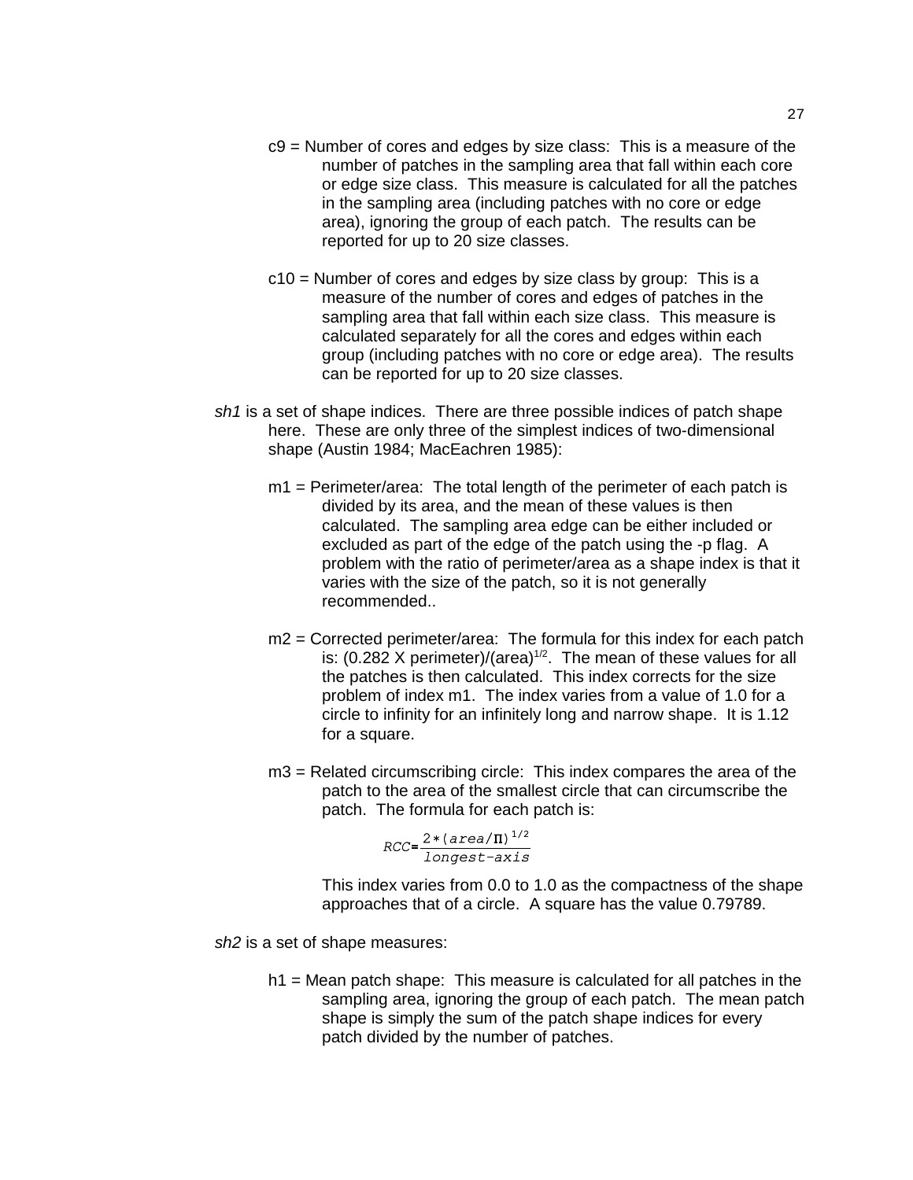c9 = Number of cores and edges by size class: This is a measure of the number of patches in the sampling area that fall within each core or edge size class. This measure is calculated for all the patches in the sampling area (including patches with no core or edge area), ignoring the group of each patch. The results can be reported for up to 20 size classes.

c10 = Number of cores and edges by size class by group: This is a measure of the number of cores and edges of patches in the sampling area that fall within each size class. This measure is calculated separately for all the cores and edges within each group (including patches with no core or edge area). The results can be reported for up to 20 size classes.

*sh1* is a set of shape indices. There are three possible indices of patch shape here. These are only three of the simplest indices of two-dimensional shape (Austin 1984; MacEachren 1985):

m1 = Perimeter/area: The total length of the perimeter of each patch is divided by its area, and the mean of these values is then calculated. The sampling area edge can be either included or excluded as part of the edge of the patch using the -p flag. A problem with the ratio of perimeter/area as a shape index is that it varies with the size of the patch, so it is not generally recommended..

m2 = Corrected perimeter/area: The formula for this index for each patch is: (0.282 X perimeter)/$(\text{area})^{1/2}$. The mean of these values for all the patches is then calculated. This index corrects for the size problem of index m1. The index varies from a value of 1.0 for a circle to infinity for an infinitely long and narrow shape. It is 1.12 for a square.

m3 = Related circumscribing circle: This index compares the area of the patch to the area of the smallest circle that can circumscribe the patch. The formula for each patch is:

$$RCC = \frac{2 * (area/\Pi)^{1/2}}{longest\text{-}axis}$$

This index varies from 0.0 to 1.0 as the compactness of the shape approaches that of a circle. A square has the value 0.79789.

*sh2* is a set of shape measures:

h1 = Mean patch shape: This measure is calculated for all patches in the sampling area, ignoring the group of each patch. The mean patch shape is simply the sum of the patch shape indices for every patch divided by the number of patches.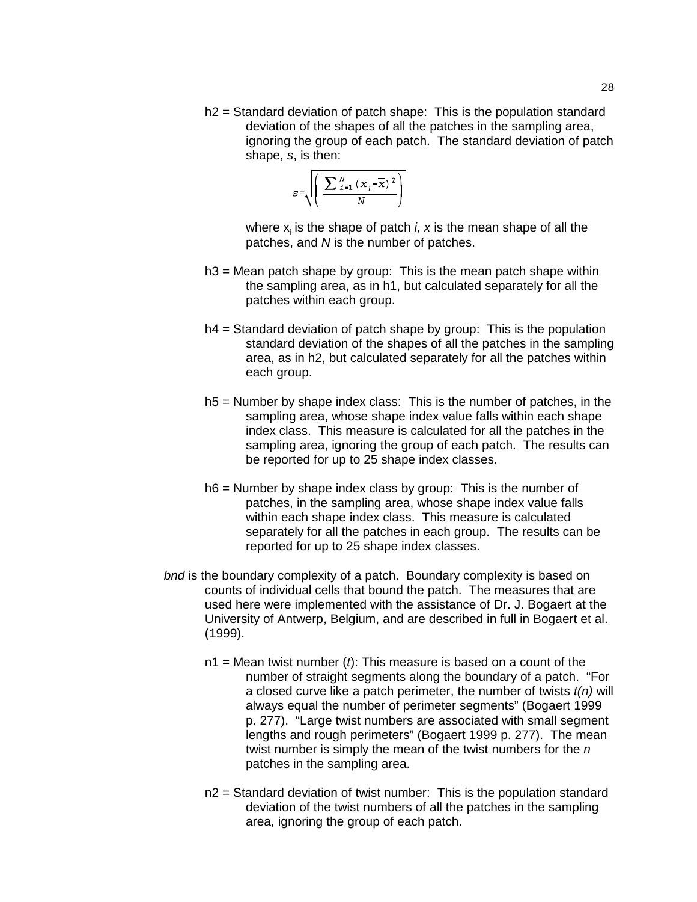h2 = Standard deviation of patch shape: This is the population standard deviation of the shapes of all the patches in the sampling area, ignoring the group of each patch. The standard deviation of patch shape, *s*, is then:

$$s = \sqrt{\left( \frac{\sum_{i=1}^{N} (x_i - \bar{x})^2}{N} \right)}$$

where $x_i$ is the shape of patch *i*, *x* is the mean shape of all the patches, and *N* is the number of patches.

h3 = Mean patch shape by group: This is the mean patch shape within the sampling area, as in h1, but calculated separately for all the patches within each group.

h4 = Standard deviation of patch shape by group: This is the population standard deviation of the shapes of all the patches in the sampling area, as in h2, but calculated separately for all the patches within each group.

h5 = Number by shape index class: This is the number of patches, in the sampling area, whose shape index value falls within each shape index class. This measure is calculated for all the patches in the sampling area, ignoring the group of each patch. The results can be reported for up to 25 shape index classes.

h6 = Number by shape index class by group: This is the number of patches, in the sampling area, whose shape index value falls within each shape index class. This measure is calculated separately for all the patches in each group. The results can be reported for up to 25 shape index classes.

*bnd* is the boundary complexity of a patch. Boundary complexity is based on counts of individual cells that bound the patch. The measures that are used here were implemented with the assistance of Dr. J. Bogaert at the University of Antwerp, Belgium, and are described in full in Bogaert et al. (1999).

n1 = Mean twist number (*t*): This measure is based on a count of the number of straight segments along the boundary of a patch. "For a closed curve like a patch perimeter, the number of twists *t(n)* will always equal the number of perimeter segments" (Bogaert 1999 p. 277). "Large twist numbers are associated with small segment lengths and rough perimeters" (Bogaert 1999 p. 277). The mean twist number is simply the mean of the twist numbers for the *n* patches in the sampling area.

n2 = Standard deviation of twist number: This is the population standard deviation of the twist numbers of all the patches in the sampling area, ignoring the group of each patch.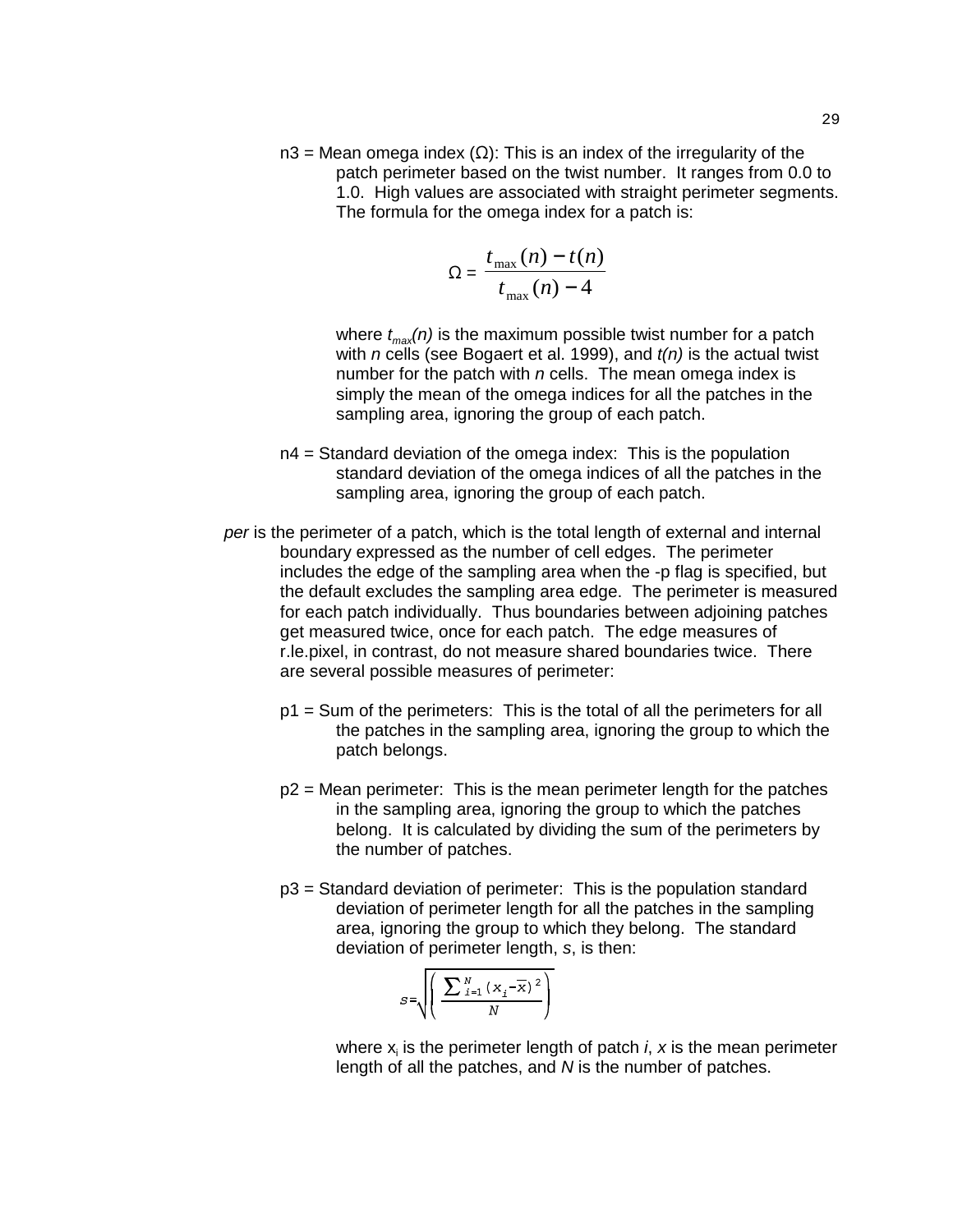n3 = Mean omega index (Ω): This is an index of the irregularity of the patch perimeter based on the twist number. It ranges from 0.0 to 1.0. High values are associated with straight perimeter segments. The formula for the omega index for a patch is:

$$\Omega = \frac{t_{\max}(n) - t(n)}{t_{\max}(n) - 4}$$

where $t_{max}(n)$ is the maximum possible twist number for a patch with *n* cells (see Bogaert et al. 1999), and $t(n)$ is the actual twist number for the patch with *n* cells. The mean omega index is simply the mean of the omega indices for all the patches in the sampling area, ignoring the group of each patch.

n4 = Standard deviation of the omega index: This is the population standard deviation of the omega indices of all the patches in the sampling area, ignoring the group of each patch.

*per* is the perimeter of a patch, which is the total length of external and internal boundary expressed as the number of cell edges. The perimeter includes the edge of the sampling area when the -p flag is specified, but the default excludes the sampling area edge. The perimeter is measured for each patch individually. Thus boundaries between adjoining patches get measured twice, once for each patch. The edge measures of r.le.pixel, in contrast, do not measure shared boundaries twice. There are several possible measures of perimeter:

p1 = Sum of the perimeters: This is the total of all the perimeters for all the patches in the sampling area, ignoring the group to which the patch belongs.

p2 = Mean perimeter: This is the mean perimeter length for the patches in the sampling area, ignoring the group to which the patches belong. It is calculated by dividing the sum of the perimeters by the number of patches.

p3 = Standard deviation of perimeter: This is the population standard deviation of perimeter length for all the patches in the sampling area, ignoring the group to which they belong. The standard deviation of perimeter length, *s*, is then:

$$s = \sqrt{\left(\frac{\sum_{i=1}^{N}(x_i - \bar{x})^2}{N}\right)}$$

where $x_i$ is the perimeter length of patch *i*, *x* is the mean perimeter length of all the patches, and *N* is the number of patches.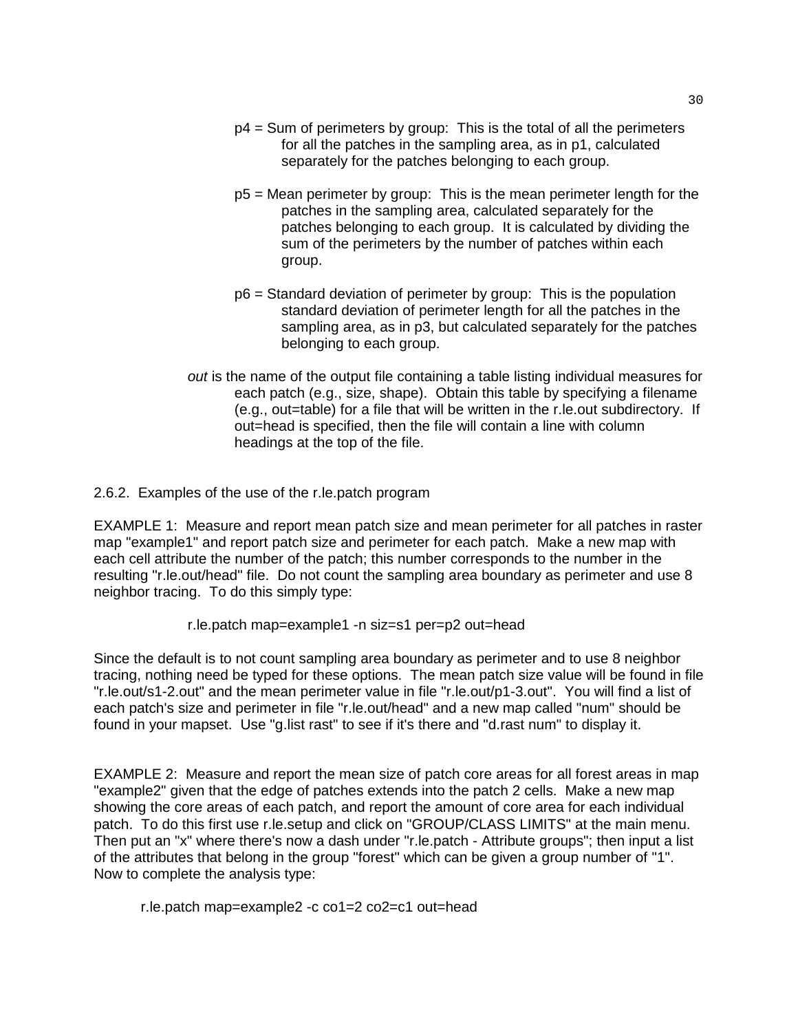p4 = Sum of perimeters by group: This is the total of all the perimeters for all the patches in the sampling area, as in p1, calculated separately for the patches belonging to each group.

p5 = Mean perimeter by group: This is the mean perimeter length for the patches in the sampling area, calculated separately for the patches belonging to each group. It is calculated by dividing the sum of the perimeters by the number of patches within each group.

p6 = Standard deviation of perimeter by group: This is the population standard deviation of perimeter length for all the patches in the sampling area, as in p3, but calculated separately for the patches belonging to each group.

*out* is the name of the output file containing a table listing individual measures for each patch (e.g., size, shape). Obtain this table by specifying a filename (e.g., out=table) for a file that will be written in the r.le.out subdirectory. If out=head is specified, then the file will contain a line with column headings at the top of the file.

### 2.6.2. Examples of the use of the r.le.patch program

EXAMPLE 1: Measure and report mean patch size and mean perimeter for all patches in raster map "example1" and report patch size and perimeter for each patch. Make a new map with each cell attribute the number of the patch; this number corresponds to the number in the resulting "r.le.out/head" file. Do not count the sampling area boundary as perimeter and use 8 neighbor tracing. To do this simply type:

```
r.le.patch map=example1 -n siz=s1 per=p2 out=head
```

Since the default is to not count sampling area boundary as perimeter and to use 8 neighbor tracing, nothing need be typed for these options. The mean patch size value will be found in file "r.le.out/s1-2.out" and the mean perimeter value in file "r.le.out/p1-3.out". You will find a list of each patch's size and perimeter in file "r.le.out/head" and a new map called "num" should be found in your mapset. Use "g.list rast" to see if it's there and "d.rast num" to display it.

EXAMPLE 2: Measure and report the mean size of patch core areas for all forest areas in map "example2" given that the edge of patches extends into the patch 2 cells. Make a new map showing the core areas of each patch, and report the amount of core area for each individual patch. To do this first use r.le.setup and click on "GROUP/CLASS LIMITS" at the main menu. Then put an "x" where there's now a dash under "r.le.patch - Attribute groups"; then input a list of the attributes that belong in the group "forest" which can be given a group number of "1". Now to complete the analysis type:

```
r.le.patch map=example2 -c co1=2 co2=c1 out=head
```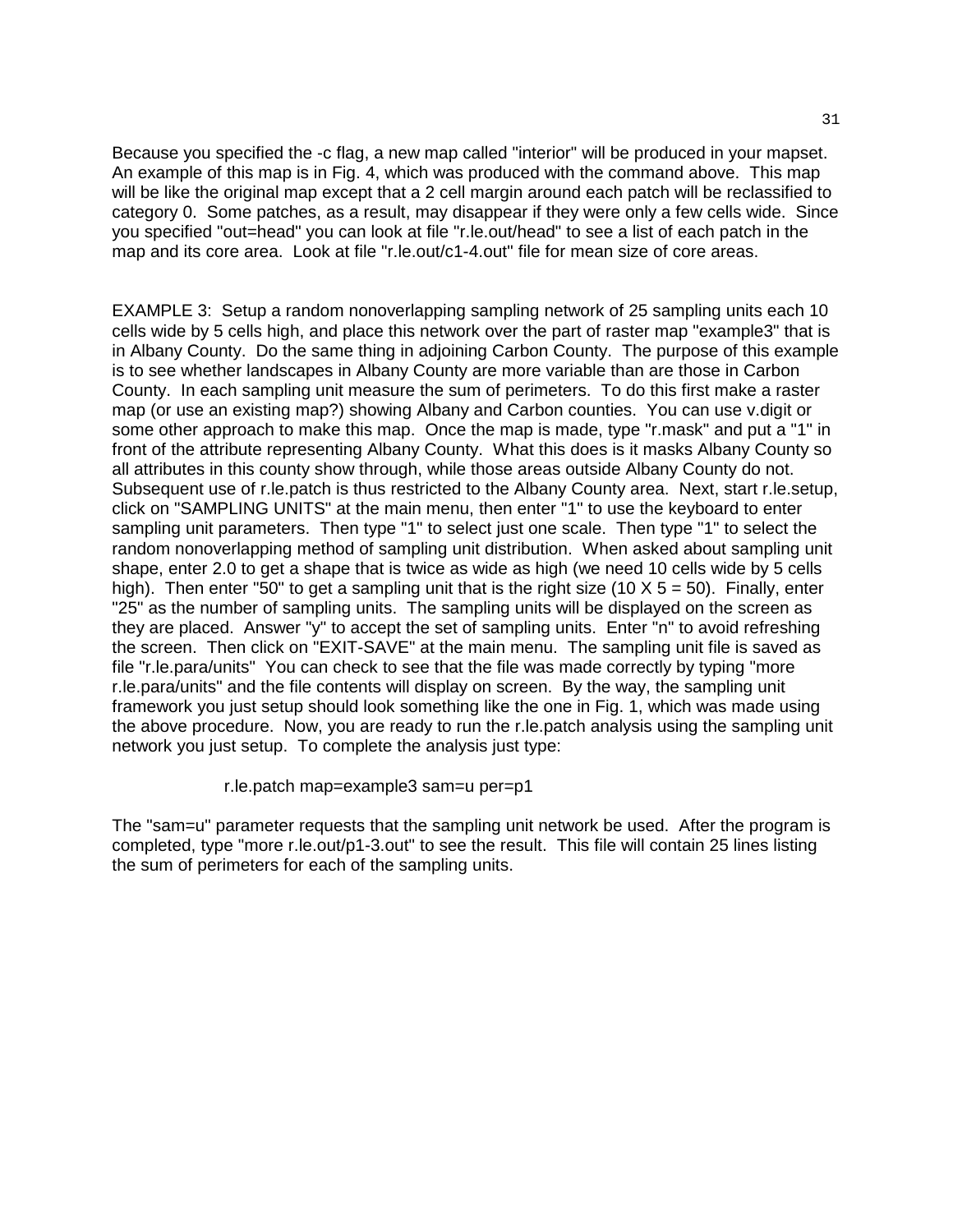Because you specified the -c flag, a new map called "interior" will be produced in your mapset. An example of this map is in Fig. 4, which was produced with the command above. This map will be like the original map except that a 2 cell margin around each patch will be reclassified to category 0. Some patches, as a result, may disappear if they were only a few cells wide. Since you specified "out=head" you can look at file "r.le.out/head" to see a list of each patch in the map and its core area. Look at file "r.le.out/c1-4.out" file for mean size of core areas.

EXAMPLE 3: Setup a random nonoverlapping sampling network of 25 sampling units each 10 cells wide by 5 cells high, and place this network over the part of raster map "example3" that is in Albany County. Do the same thing in adjoining Carbon County. The purpose of this example is to see whether landscapes in Albany County are more variable than are those in Carbon County. In each sampling unit measure the sum of perimeters. To do this first make a raster map (or use an existing map?) showing Albany and Carbon counties. You can use v.digit or some other approach to make this map. Once the map is made, type "r.mask" and put a "1" in front of the attribute representing Albany County. What this does is it masks Albany County so all attributes in this county show through, while those areas outside Albany County do not. Subsequent use of r.le.patch is thus restricted to the Albany County area. Next, start r.le.setup, click on "SAMPLING UNITS" at the main menu, then enter "1" to use the keyboard to enter sampling unit parameters. Then type "1" to select just one scale. Then type "1" to select the random nonoverlapping method of sampling unit distribution. When asked about sampling unit shape, enter 2.0 to get a shape that is twice as wide as high (we need 10 cells wide by 5 cells high). Then enter "50" to get a sampling unit that is the right size (10 X 5 = 50). Finally, enter "25" as the number of sampling units. The sampling units will be displayed on the screen as they are placed. Answer "y" to accept the set of sampling units. Enter "n" to avoid refreshing the screen. Then click on "EXIT-SAVE" at the main menu. The sampling unit file is saved as file "r.le.para/units" You can check to see that the file was made correctly by typing "more r.le.para/units" and the file contents will display on screen. By the way, the sampling unit framework you just setup should look something like the one in Fig. 1, which was made using the above procedure. Now, you are ready to run the r.le.patch analysis using the sampling unit network you just setup. To complete the analysis just type:

```
r.le.patch map=example3 sam=u per=p1
```

The "sam=u" parameter requests that the sampling unit network be used. After the program is completed, type "more r.le.out/p1-3.out" to see the result. This file will contain 25 lines listing the sum of perimeters for each of the sampling units.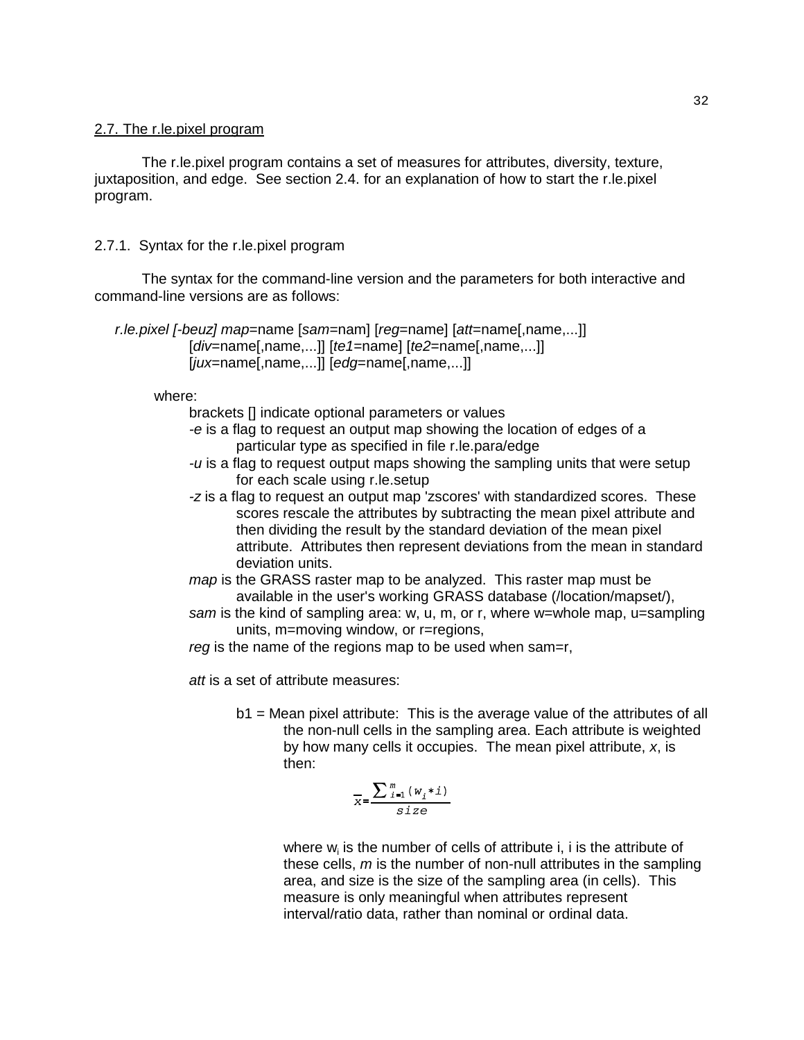## 2.7. The r.le.pixel program

The r.le.pixel program contains a set of measures for attributes, diversity, texture, juxtaposition, and edge. See section 2.4. for an explanation of how to start the r.le.pixel program.

### 2.7.1. Syntax for the r.le.pixel program

The syntax for the command-line version and the parameters for both interactive and command-line versions are as follows:

*r.le.pixel [-beuz] map*=name [*sam*=nam] [*reg*=name] [*att*=name[,name,...]]
[*div*=name[,name,...]] [*te1*=name] [*te2*=name[,name,...]]
[*jux*=name[,name,...]] [*edg*=name[,name,...]]

where:

brackets [] indicate optional parameters or values

*-e* is a flag to request an output map showing the location of edges of a particular type as specified in file r.le.para/edge

*-u* is a flag to request output maps showing the sampling units that were setup for each scale using r.le.setup

*-z* is a flag to request an output map 'zscores' with standardized scores. These scores rescale the attributes by subtracting the mean pixel attribute and then dividing the result by the standard deviation of the mean pixel attribute. Attributes then represent deviations from the mean in standard deviation units.

*map* is the GRASS raster map to be analyzed. This raster map must be available in the user's working GRASS database (/location/mapset/),

*sam* is the kind of sampling area: w, u, m, or r, where w=whole map, u=sampling units, m=moving window, or r=regions,

*reg* is the name of the regions map to be used when sam=r,

*att* is a set of attribute measures:

b1 = Mean pixel attribute: This is the average value of the attributes of all the non-null cells in the sampling area. Each attribute is weighted by how many cells it occupies. The mean pixel attribute, *x*, is then:

$$\overline{x} = \frac{\sum_{i=1}^{m} (w_i * i)}{size}$$

where $w_i$ is the number of cells of attribute i, i is the attribute of these cells, *m* is the number of non-null attributes in the sampling area, and size is the size of the sampling area (in cells). This measure is only meaningful when attributes represent interval/ratio data, rather than nominal or ordinal data.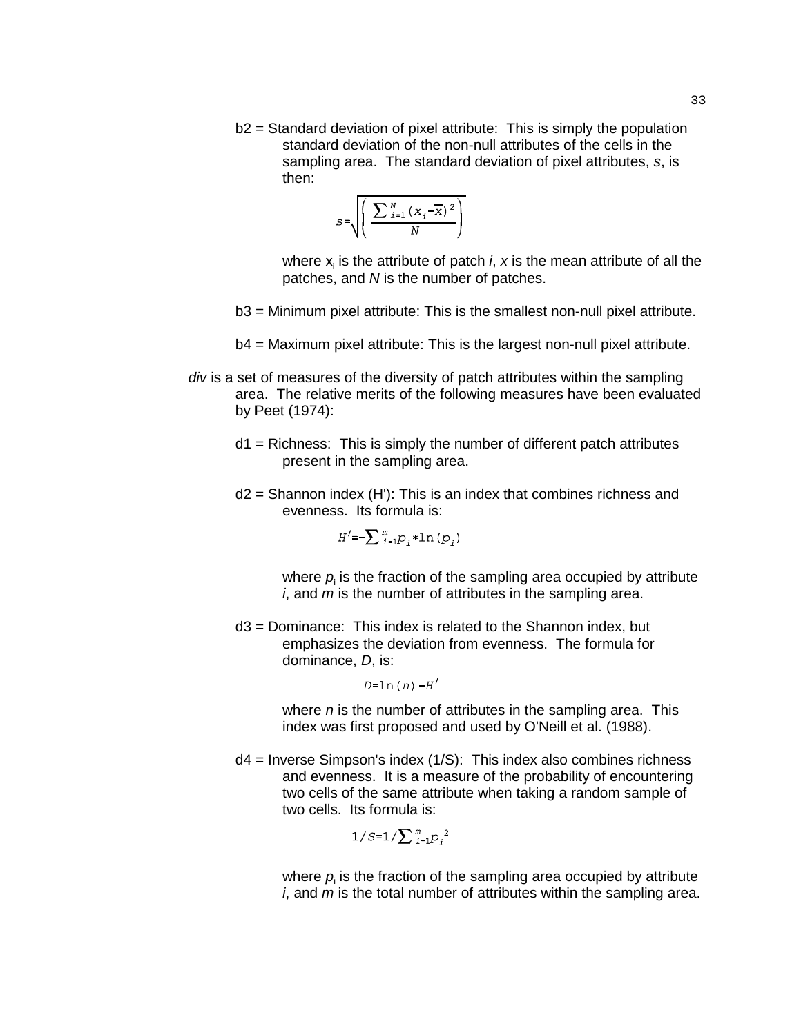b2 = Standard deviation of pixel attribute: This is simply the population standard deviation of the non-null attributes of the cells in the sampling area. The standard deviation of pixel attributes, *s*, is then:

$$s=\sqrt{\left(\frac{\sum_{i=1}^{N}(x_i-\bar{x})^2}{N}\right)}$$

where $x_i$ is the attribute of patch *i*, *x* is the mean attribute of all the patches, and *N* is the number of patches.

b3 = Minimum pixel attribute: This is the smallest non-null pixel attribute.

b4 = Maximum pixel attribute: This is the largest non-null pixel attribute.

*div* is a set of measures of the diversity of patch attributes within the sampling area. The relative merits of the following measures have been evaluated by Peet (1974):

d1 = Richness: This is simply the number of different patch attributes present in the sampling area.

d2 = Shannon index (H'): This is an index that combines richness and evenness. Its formula is:

$$H'=-\sum_{i=1}^{m} p_i * \ln(p_i)$$

where $p_i$ is the fraction of the sampling area occupied by attribute *i*, and *m* is the number of attributes in the sampling area.

d3 = Dominance: This index is related to the Shannon index, but emphasizes the deviation from evenness. The formula for dominance, *D*, is:

$$D=\ln(n)-H'$$

where *n* is the number of attributes in the sampling area. This index was first proposed and used by O'Neill et al. (1988).

d4 = Inverse Simpson's index (1/S): This index also combines richness and evenness. It is a measure of the probability of encountering two cells of the same attribute when taking a random sample of two cells. Its formula is:

$$1/S=1/\sum_{i=1}^{m} p_i^2$$

where $p_i$ is the fraction of the sampling area occupied by attribute *i*, and *m* is the total number of attributes within the sampling area.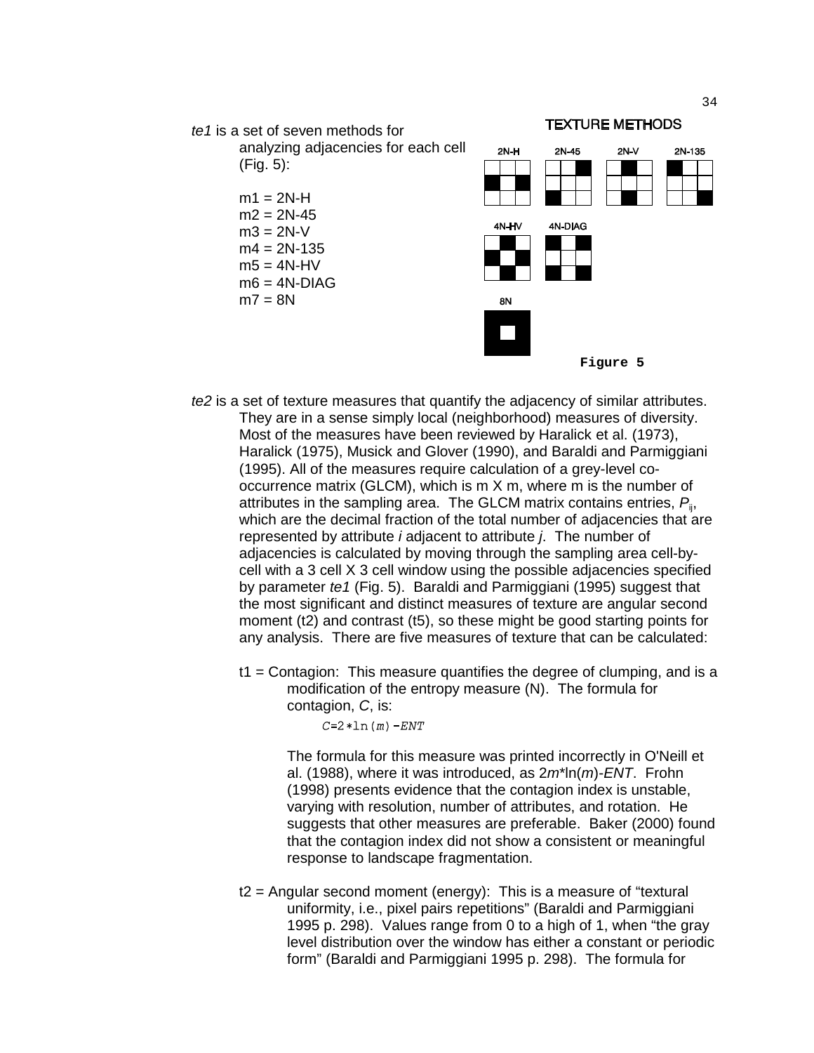*te1* is a set of seven methods for analyzing adjacencies for each cell (Fig. 5):

m1 = 2N-H
m2 = 2N-45
m3 = 2N-V
m4 = 2N-135
m5 = 4N-HV
m6 = 4N-DIAG
m7 = 8N

TEXTURE METHODS

2N-H 2N-45 2N-V 2N-135

4N-HV 4N-DIAG

8N

**Figure 5**

*te2* is a set of texture measures that quantify the adjacency of similar attributes. They are in a sense simply local (neighborhood) measures of diversity. Most of the measures have been reviewed by Haralick et al. (1973), Haralick (1975), Musick and Glover (1990), and Baraldi and Parmiggiani (1995). All of the measures require calculation of a grey-level co-occurrence matrix (GLCM), which is m X m, where m is the number of attributes in the sampling area. The GLCM matrix contains entries, $P_{ij}$, which are the decimal fraction of the total number of adjacencies that are represented by attribute *i* adjacent to attribute *j*. The number of adjacencies is calculated by moving through the sampling area cell-by-cell with a 3 cell X 3 cell window using the possible adjacencies specified by parameter *te1* (Fig. 5). Baraldi and Parmiggiani (1995) suggest that the most significant and distinct measures of texture are angular second moment (t2) and contrast (t5), so these might be good starting points for any analysis. There are five measures of texture that can be calculated:

t1 = Contagion: This measure quantifies the degree of clumping, and is a modification of the entropy measure (N). The formula for contagion, *C*, is:

$$C = 2 * \ln(m) - ENT$$

The formula for this measure was printed incorrectly in O'Neill et al. (1988), where it was introduced, as $2m*\ln(m)-ENT$. Frohn (1998) presents evidence that the contagion index is unstable, varying with resolution, number of attributes, and rotation. He suggests that other measures are preferable. Baker (2000) found that the contagion index did not show a consistent or meaningful response to landscape fragmentation.

t2 = Angular second moment (energy): This is a measure of "textural uniformity, i.e., pixel pairs repetitions" (Baraldi and Parmiggiani 1995 p. 298). Values range from 0 to a high of 1, when "the gray level distribution over the window has either a constant or periodic form" (Baraldi and Parmiggiani 1995 p. 298). The formula for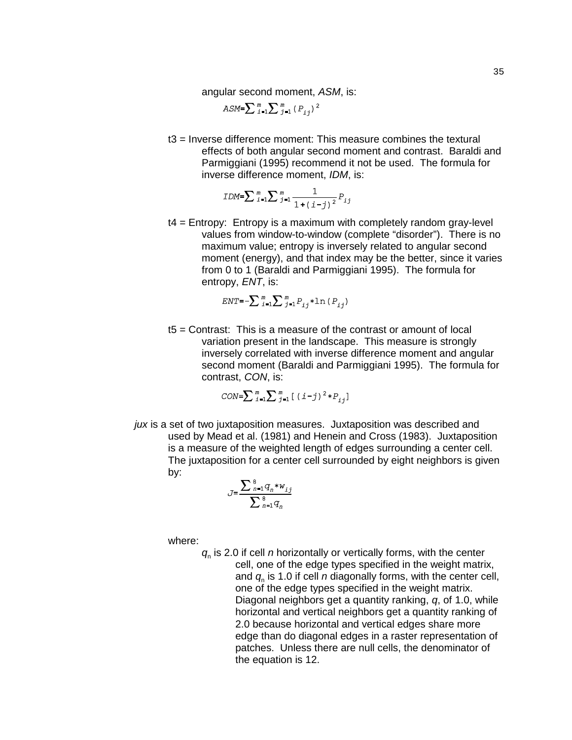angular second moment, *ASM*, is:

$$ASM=\sum_{i=1}^{m}\sum_{j=1}^{m}(P_{ij})^2$$

t3 = Inverse difference moment: This measure combines the textural effects of both angular second moment and contrast. Baraldi and Parmiggiani (1995) recommend it not be used. The formula for inverse difference moment, *IDM*, is:

$$IDM=\sum_{i=1}^{m}\sum_{j=1}^{m}\frac{1}{1+(i-j)^2}P_{ij}$$

t4 = Entropy: Entropy is a maximum with completely random gray-level values from window-to-window (complete “disorder”). There is no maximum value; entropy is inversely related to angular second moment (energy), and that index may be the better, since it varies from 0 to 1 (Baraldi and Parmiggiani 1995). The formula for entropy, *ENT*, is:

$$ENT=-\sum_{i=1}^{m}\sum_{j=1}^{m}P_{ij}*\ln(P_{ij})$$

t5 = Contrast: This is a measure of the contrast or amount of local variation present in the landscape. This measure is strongly inversely correlated with inverse difference moment and angular second moment (Baraldi and Parmiggiani 1995). The formula for contrast, *CON*, is:

$$CON=\sum_{i=1}^{m}\sum_{j=1}^{m}[(i-j)^2*P_{ij}]$$

*jux* is a set of two juxtaposition measures. Juxtaposition was described and used by Mead et al. (1981) and Henein and Cross (1983). Juxtaposition is a measure of the weighted length of edges surrounding a center cell. The juxtaposition for a center cell surrounded by eight neighbors is given by:

$$J=\frac{\sum_{n=1}^{8}q_n*w_{ij}}{\sum_{n=1}^{8}q_n}$$

where:

$q_n$ is 2.0 if cell *n* horizontally or vertically forms, with the center cell, one of the edge types specified in the weight matrix, and $q_n$ is 1.0 if cell *n* diagonally forms, with the center cell, one of the edge types specified in the weight matrix. Diagonal neighbors get a quantity ranking, *q*, of 1.0, while horizontal and vertical neighbors get a quantity ranking of 2.0 because horizontal and vertical edges share more edge than do diagonal edges in a raster representation of patches. Unless there are null cells, the denominator of the equation is 12.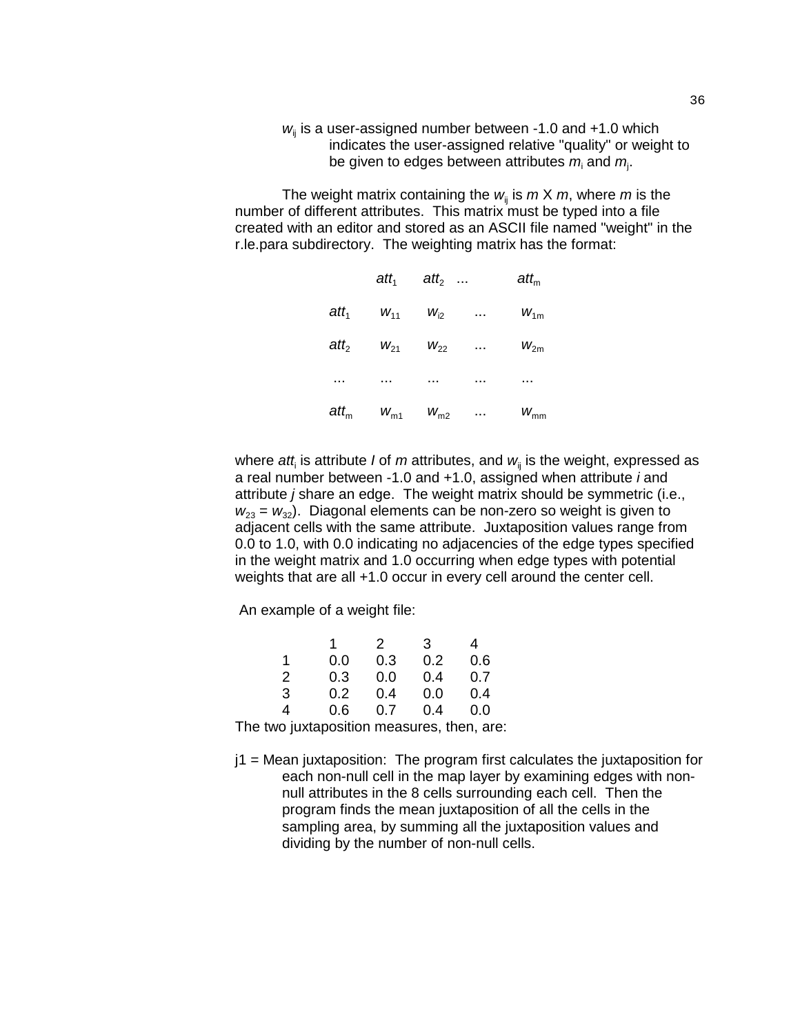$w_{ij}$ is a user-assigned number between -1.0 and +1.0 which indicates the user-assigned relative "quality" or weight to be given to edges between attributes $m_i$ and $m_j$.

The weight matrix containing the $w_{ij}$ is $m$ X $m$, where $m$ is the number of different attributes. This matrix must be typed into a file created with an editor and stored as an ASCII file named "weight" in the r.le.para subdirectory. The weighting matrix has the format:

| | $att_1$ | $att_2$ | ... | $att_m$ |
|---|---|---|---|---|
| $att_1$ | $w_{11}$ | $w_{i2}$ | ... | $w_{1m}$ |
| $att_2$ | $w_{21}$ | $w_{22}$ | ... | $w_{2m}$ |
| ... | ... | ... | ... | ... |
| $att_m$ | $w_{m1}$ | $w_{m2}$ | ... | $w_{mm}$ |

where $att_i$ is attribute *I* of *m* attributes, and $w_{ij}$ is the weight, expressed as a real number between -1.0 and +1.0, assigned when attribute *i* and attribute *j* share an edge. The weight matrix should be symmetric (i.e., $w_{23} = w_{32}$). Diagonal elements can be non-zero so weight is given to adjacent cells with the same attribute. Juxtaposition values range from 0.0 to 1.0, with 0.0 indicating no adjacencies of the edge types specified in the weight matrix and 1.0 occurring when edge types with potential weights that are all +1.0 occur in every cell around the center cell.

An example of a weight file:

| | 1 | 2 | 3 | 4 |
|---|---|---|---|---|
| 1 | 0.0 | 0.3 | 0.2 | 0.6 |
| 2 | 0.3 | 0.0 | 0.4 | 0.7 |
| 3 | 0.2 | 0.4 | 0.0 | 0.4 |
| 4 | 0.6 | 0.7 | 0.4 | 0.0 |

The two juxtaposition measures, then, are:

j1 = Mean juxtaposition: The program first calculates the juxtaposition for each non-null cell in the map layer by examining edges with non-null attributes in the 8 cells surrounding each cell. Then the program finds the mean juxtaposition of all the cells in the sampling area, by summing all the juxtaposition values and dividing by the number of non-null cells.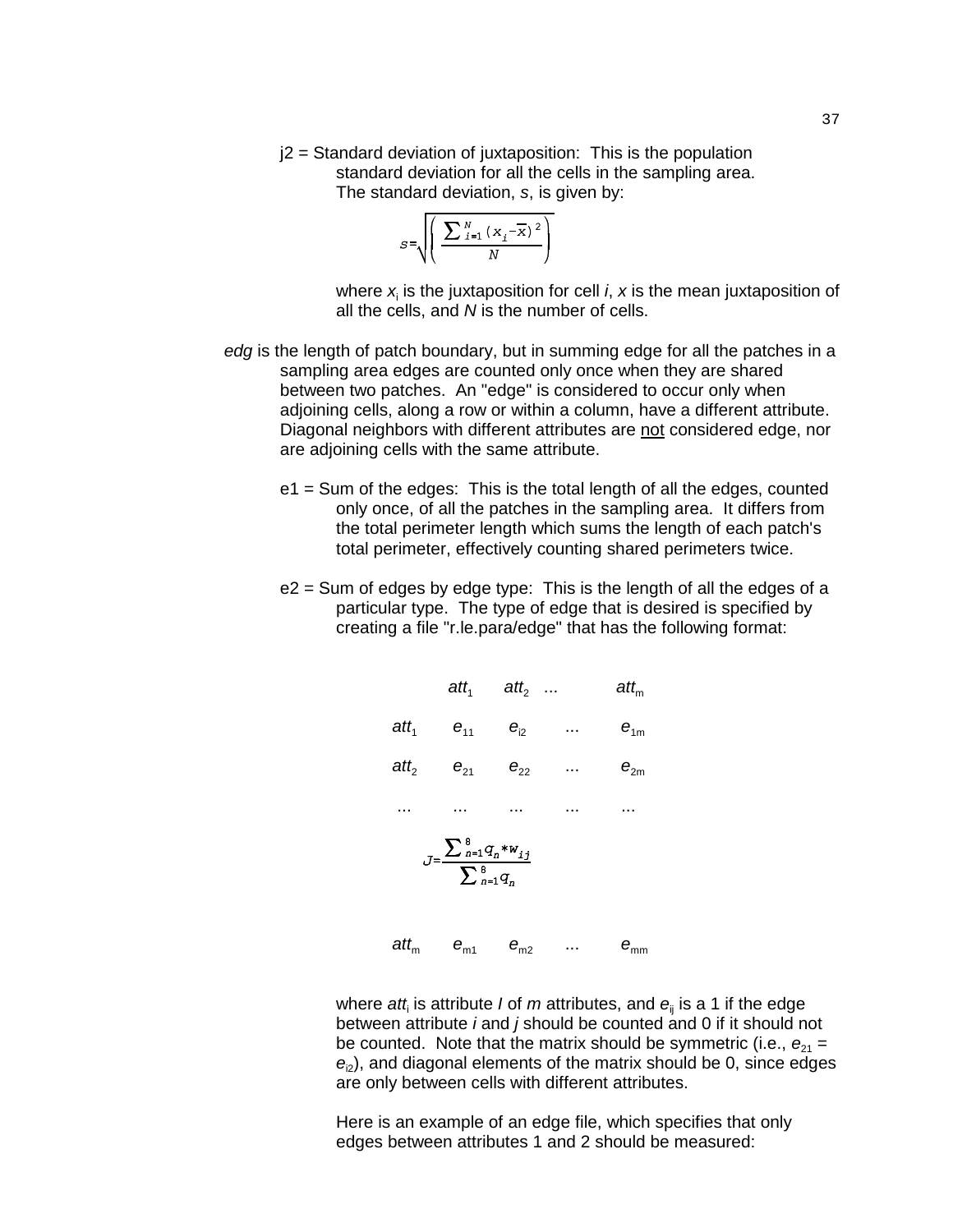j2 = Standard deviation of juxtaposition: This is the population standard deviation for all the cells in the sampling area. The standard deviation, *s*, is given by:

$$s=\sqrt{\left(\frac{\sum_{i=1}^{N}(x_i-\overline{x})^2}{N}\right)}$$

where $x_i$ is the juxtaposition for cell *i*, *x* is the mean juxtaposition of all the cells, and *N* is the number of cells.

*edg* is the length of patch boundary, but in summing edge for all the patches in a sampling area edges are counted only once when they are shared between two patches. An "edge" is considered to occur only when adjoining cells, along a row or within a column, have a different attribute. Diagonal neighbors with different attributes are <u>not</u> considered edge, nor are adjoining cells with the same attribute.

e1 = Sum of the edges: This is the total length of all the edges, counted only once, of all the patches in the sampling area. It differs from the total perimeter length which sums the length of each patch's total perimeter, effectively counting shared perimeters twice.

e2 = Sum of edges by edge type: This is the length of all the edges of a particular type. The type of edge that is desired is specified by creating a file "r.le.para/edge" that has the following format:

| | $att_1$ | $att_2$ | ... | $att_m$ |
|---|---|---|---|---|
| $att_1$ | $e_{11}$ | $e_{i2}$ | ... | $e_{1m}$ |
| $att_2$ | $e_{21}$ | $e_{22}$ | ... | $e_{2m}$ |
| ... | ... | ... | ... | ... |
| $att_m$ | $e_{m1}$ | $e_{m2}$ | ... | $e_{mm}$ |

$$J=\frac{\sum_{n=1}^{8}q_n*w_{ij}}{\sum_{n=1}^{8}q_n}$$

where $att_i$ is attribute *I* of *m* attributes, and $e_{ij}$ is a 1 if the edge between attribute *i* and *j* should be counted and 0 if it should not be counted. Note that the matrix should be symmetric (i.e., $e_{21}$ = $e_{i2}$), and diagonal elements of the matrix should be 0, since edges are only between cells with different attributes.

Here is an example of an edge file, which specifies that only edges between attributes 1 and 2 should be measured: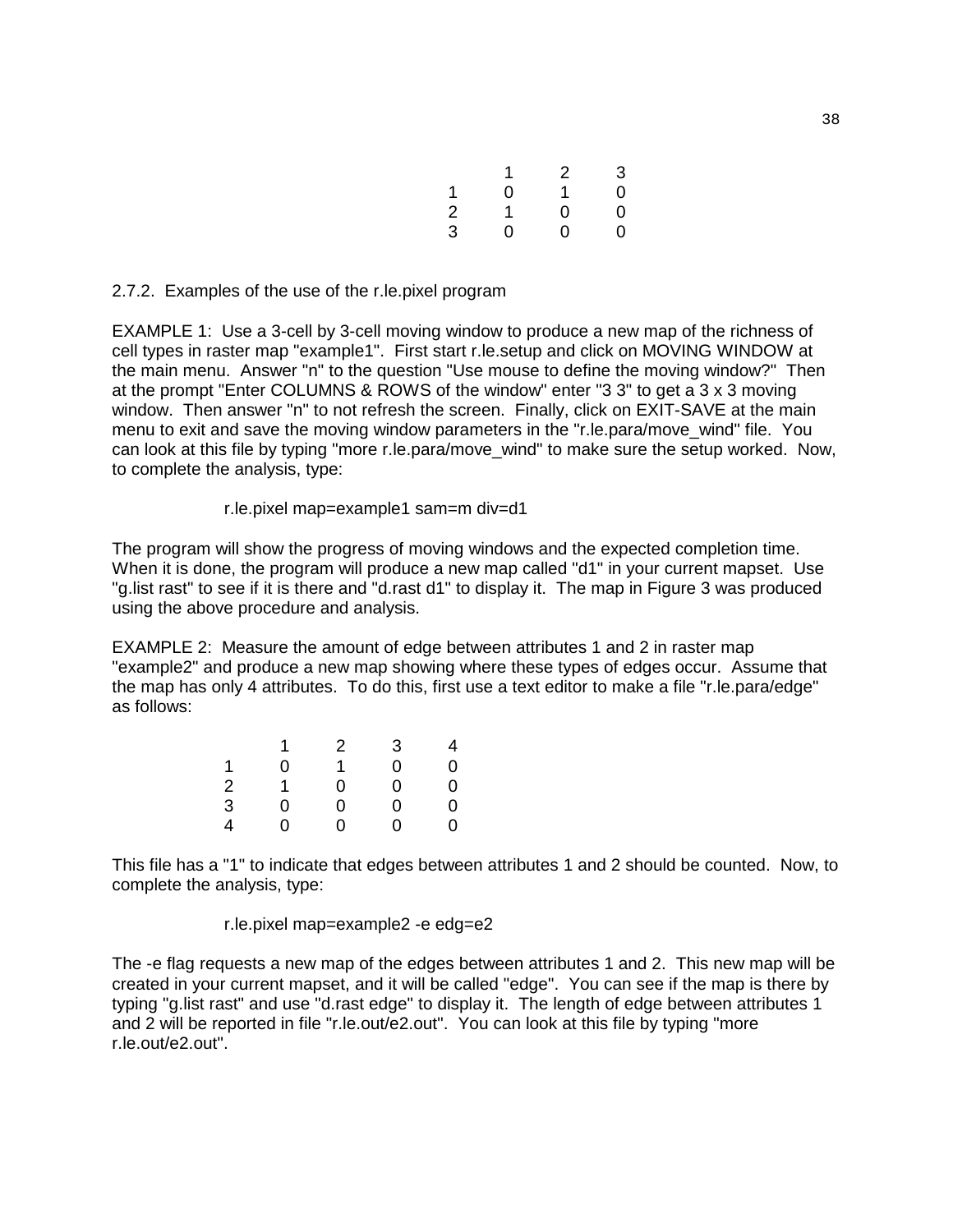| | 1 | 2 | 3 |
|---|---|---|---|
| 1 | 0 | 1 | 0 |
| 2 | 1 | 0 | 0 |
| 3 | 0 | 0 | 0 |

2.7.2. Examples of the use of the r.le.pixel program

EXAMPLE 1: Use a 3-cell by 3-cell moving window to produce a new map of the richness of cell types in raster map "example1". First start r.le.setup and click on MOVING WINDOW at the main menu. Answer "n" to the question "Use mouse to define the moving window?" Then at the prompt "Enter COLUMNS & ROWS of the window" enter "3 3" to get a 3 x 3 moving window. Then answer "n" to not refresh the screen. Finally, click on EXIT-SAVE at the main menu to exit and save the moving window parameters in the "r.le.para/move_wind" file. You can look at this file by typing "more r.le.para/move_wind" to make sure the setup worked. Now, to complete the analysis, type:

```
r.le.pixel map=example1 sam=m div=d1
```

The program will show the progress of moving windows and the expected completion time. When it is done, the program will produce a new map called "d1" in your current mapset. Use "g.list rast" to see if it is there and "d.rast d1" to display it. The map in Figure 3 was produced using the above procedure and analysis.

EXAMPLE 2: Measure the amount of edge between attributes 1 and 2 in raster map "example2" and produce a new map showing where these types of edges occur. Assume that the map has only 4 attributes. To do this, first use a text editor to make a file "r.le.para/edge" as follows:

| | 1 | 2 | 3 | 4 |
|---|---|---|---|---|
| 1 | 0 | 1 | 0 | 0 |
| 2 | 1 | 0 | 0 | 0 |
| 3 | 0 | 0 | 0 | 0 |
| 4 | 0 | 0 | 0 | 0 |

This file has a "1" to indicate that edges between attributes 1 and 2 should be counted. Now, to complete the analysis, type:

```
r.le.pixel map=example2 -e edg=e2
```

The -e flag requests a new map of the edges between attributes 1 and 2. This new map will be created in your current mapset, and it will be called "edge". You can see if the map is there by typing "g.list rast" and use "d.rast edge" to display it. The length of edge between attributes 1 and 2 will be reported in file "r.le.out/e2.out". You can look at this file by typing "more r.le.out/e2.out".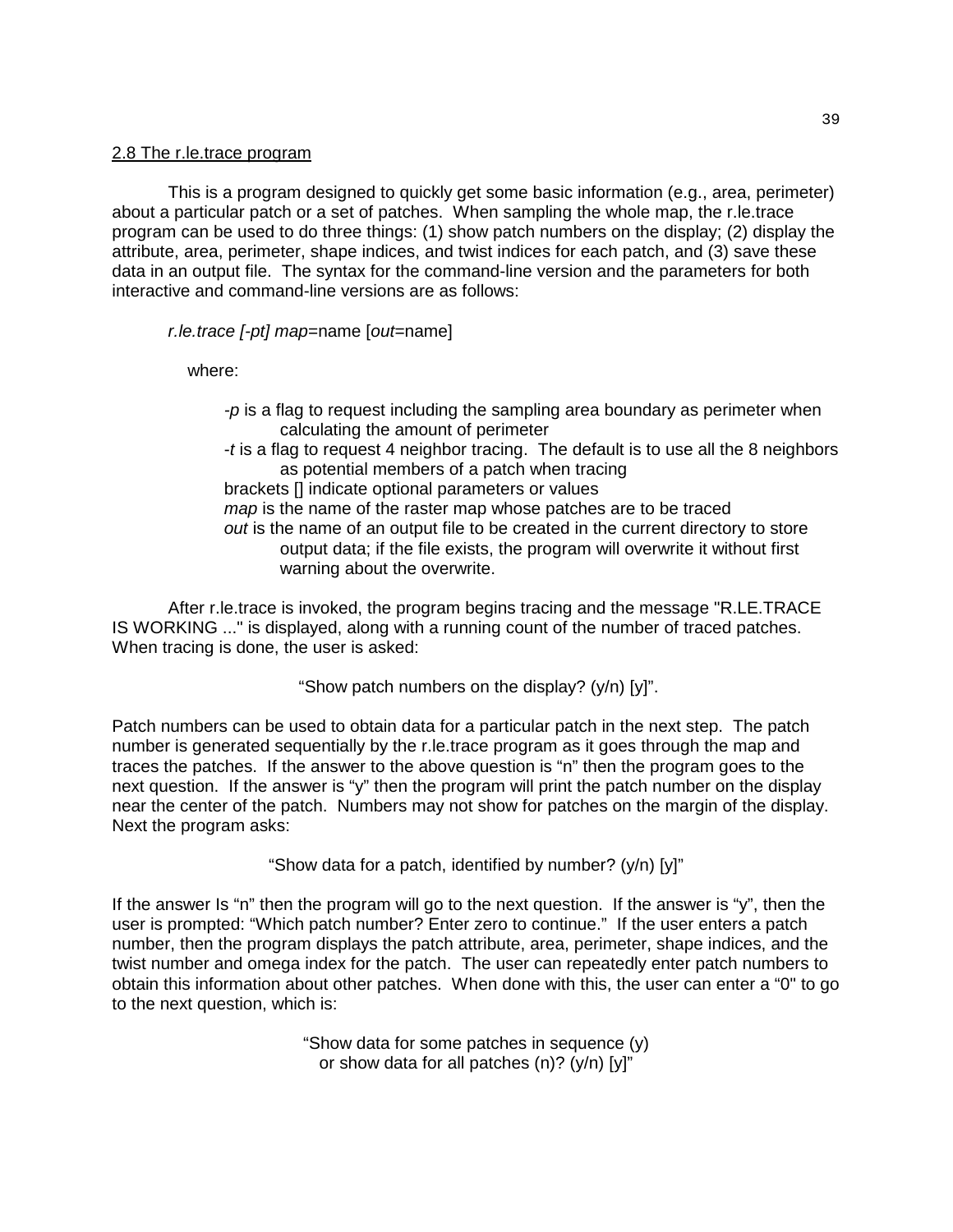## 2.8 The r.le.trace program

This is a program designed to quickly get some basic information (e.g., area, perimeter) about a particular patch or a set of patches. When sampling the whole map, the r.le.trace program can be used to do three things: (1) show patch numbers on the display; (2) display the attribute, area, perimeter, shape indices, and twist indices for each patch, and (3) save these data in an output file. The syntax for the command-line version and the parameters for both interactive and command-line versions are as follows:

*r.le.trace [-pt] map*=name [*out*=name]

where:

*-p* is a flag to request including the sampling area boundary as perimeter when calculating the amount of perimeter

*-t* is a flag to request 4 neighbor tracing. The default is to use all the 8 neighbors as potential members of a patch when tracing

brackets [] indicate optional parameters or values

*map* is the name of the raster map whose patches are to be traced

*out* is the name of an output file to be created in the current directory to store output data; if the file exists, the program will overwrite it without first warning about the overwrite.

After r.le.trace is invoked, the program begins tracing and the message "R.LE.TRACE IS WORKING ..." is displayed, along with a running count of the number of traced patches. When tracing is done, the user is asked:

"Show patch numbers on the display? (y/n) [y]".

Patch numbers can be used to obtain data for a particular patch in the next step. The patch number is generated sequentially by the r.le.trace program as it goes through the map and traces the patches. If the answer to the above question is "n" then the program goes to the next question. If the answer is "y" then the program will print the patch number on the display near the center of the patch. Numbers may not show for patches on the margin of the display. Next the program asks:

"Show data for a patch, identified by number? (y/n) [y]"

If the answer Is "n" then the program will go to the next question. If the answer is "y", then the user is prompted: "Which patch number? Enter zero to continue." If the user enters a patch number, then the program displays the patch attribute, area, perimeter, shape indices, and the twist number and omega index for the patch. The user can repeatedly enter patch numbers to obtain this information about other patches. When done with this, the user can enter a "0" to go to the next question, which is:

"Show data for some patches in sequence (y)
or show data for all patches (n)? (y/n) [y]"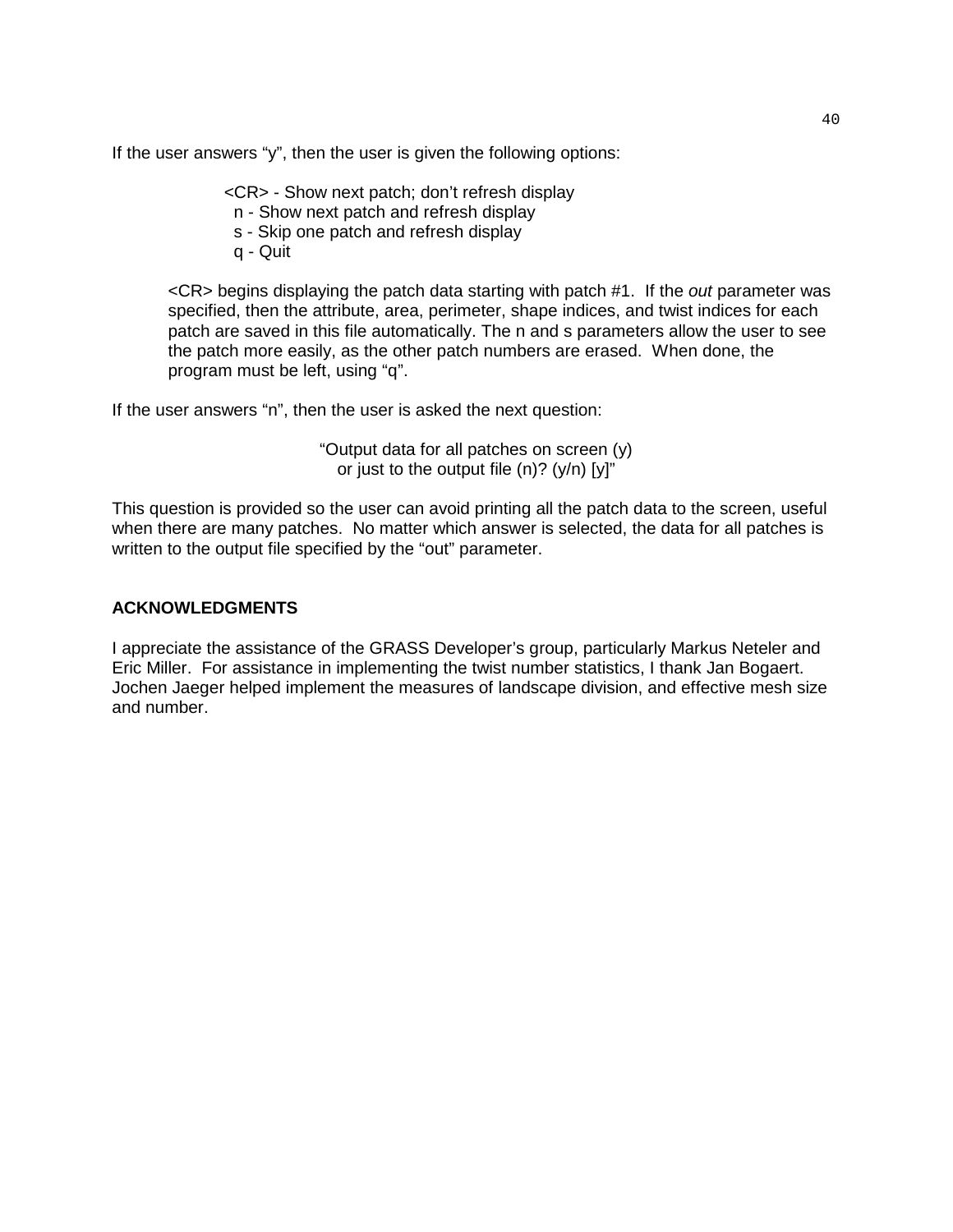If the user answers “y”, then the user is given the following options:

> <CR> - Show next patch; don’t refresh display
> n - Show next patch and refresh display
> s - Skip one patch and refresh display
> q - Quit

<CR> begins displaying the patch data starting with patch #1. If the *out* parameter was specified, then the attribute, area, perimeter, shape indices, and twist indices for each patch are saved in this file automatically. The n and s parameters allow the user to see the patch more easily, as the other patch numbers are erased. When done, the program must be left, using “q”.

If the user answers “n”, then the user is asked the next question:

“Output data for all patches on screen (y) or just to the output file (n)? (y/n) [y]”

This question is provided so the user can avoid printing all the patch data to the screen, useful when there are many patches. No matter which answer is selected, the data for all patches is written to the output file specified by the “out” parameter.

**ACKNOWLEDGMENTS**

I appreciate the assistance of the GRASS Developer’s group, particularly Markus Neteler and Eric Miller. For assistance in implementing the twist number statistics, I thank Jan Bogaert. Jochen Jaeger helped implement the measures of landscape division, and effective mesh size and number.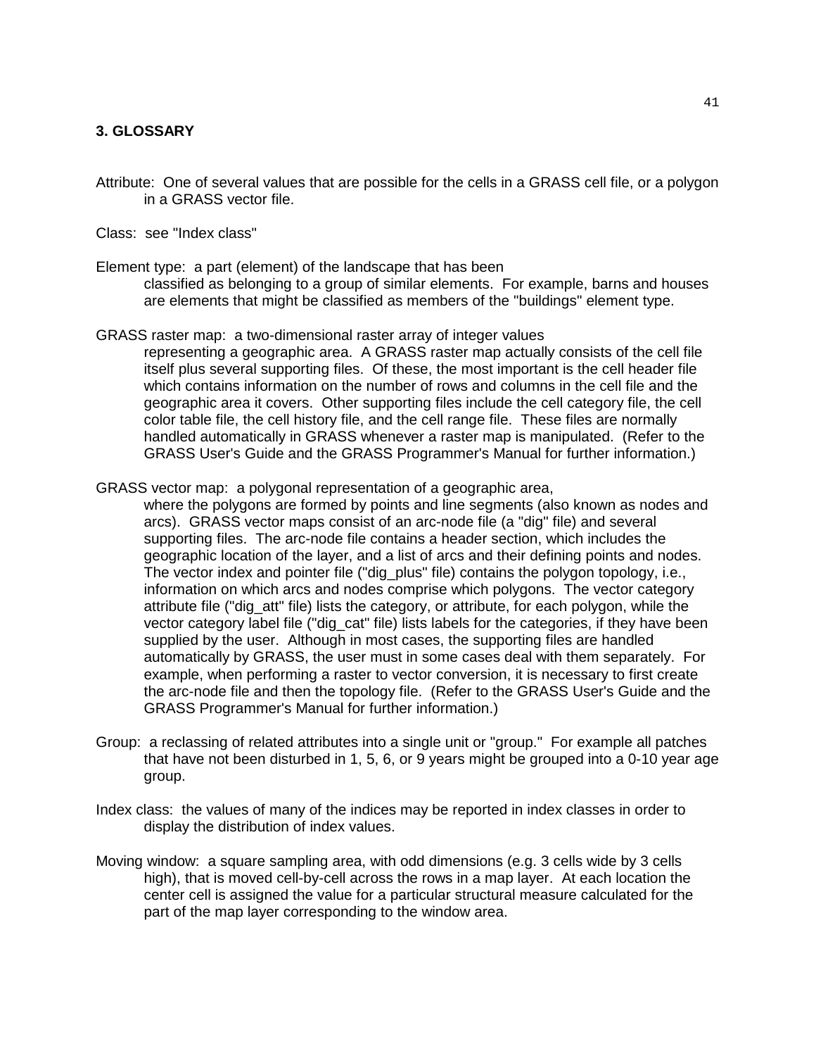# 3. GLOSSARY

Attribute: One of several values that are possible for the cells in a GRASS cell file, or a polygon in a GRASS vector file.

Class: see "Index class"

Element type: a part (element) of the landscape that has been classified as belonging to a group of similar elements. For example, barns and houses are elements that might be classified as members of the "buildings" element type.

GRASS raster map: a two-dimensional raster array of integer values representing a geographic area. A GRASS raster map actually consists of the cell file itself plus several supporting files. Of these, the most important is the cell header file which contains information on the number of rows and columns in the cell file and the geographic area it covers. Other supporting files include the cell category file, the cell color table file, the cell history file, and the cell range file. These files are normally handled automatically in GRASS whenever a raster map is manipulated. (Refer to the GRASS User's Guide and the GRASS Programmer's Manual for further information.)

GRASS vector map: a polygonal representation of a geographic area, where the polygons are formed by points and line segments (also known as nodes and arcs). GRASS vector maps consist of an arc-node file (a "dig" file) and several supporting files. The arc-node file contains a header section, which includes the geographic location of the layer, and a list of arcs and their defining points and nodes. The vector index and pointer file ("dig_plus" file) contains the polygon topology, i.e., information on which arcs and nodes comprise which polygons. The vector category attribute file ("dig_att" file) lists the category, or attribute, for each polygon, while the vector category label file ("dig_cat" file) lists labels for the categories, if they have been supplied by the user. Although in most cases, the supporting files are handled automatically by GRASS, the user must in some cases deal with them separately. For example, when performing a raster to vector conversion, it is necessary to first create the arc-node file and then the topology file. (Refer to the GRASS User's Guide and the GRASS Programmer's Manual for further information.)

Group: a reclassing of related attributes into a single unit or "group." For example all patches that have not been disturbed in 1, 5, 6, or 9 years might be grouped into a 0-10 year age group.

Index class: the values of many of the indices may be reported in index classes in order to display the distribution of index values.

Moving window: a square sampling area, with odd dimensions (e.g. 3 cells wide by 3 cells high), that is moved cell-by-cell across the rows in a map layer. At each location the center cell is assigned the value for a particular structural measure calculated for the part of the map layer corresponding to the window area.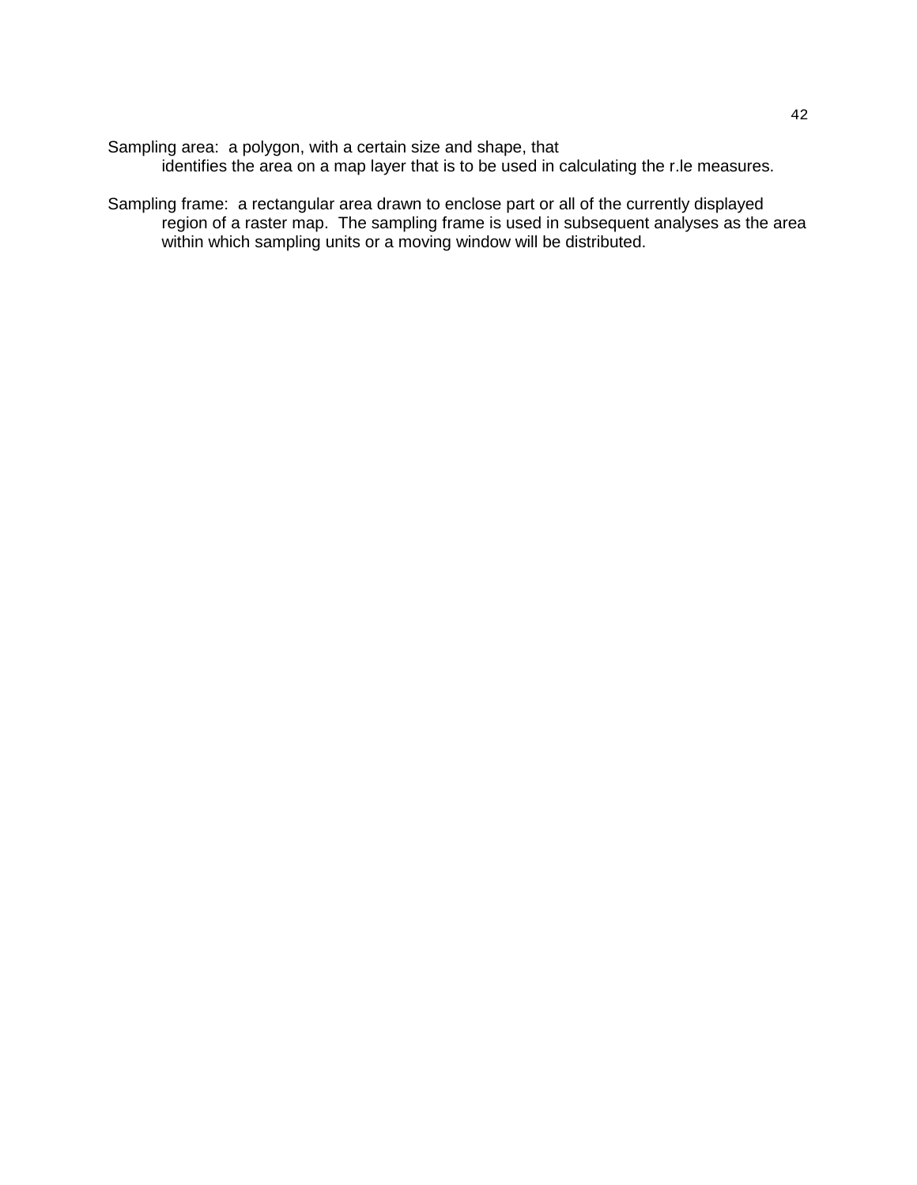Sampling area: a polygon, with a certain size and shape, that identifies the area on a map layer that is to be used in calculating the r.le measures.

Sampling frame: a rectangular area drawn to enclose part or all of the currently displayed region of a raster map. The sampling frame is used in subsequent analyses as the area within which sampling units or a moving window will be distributed.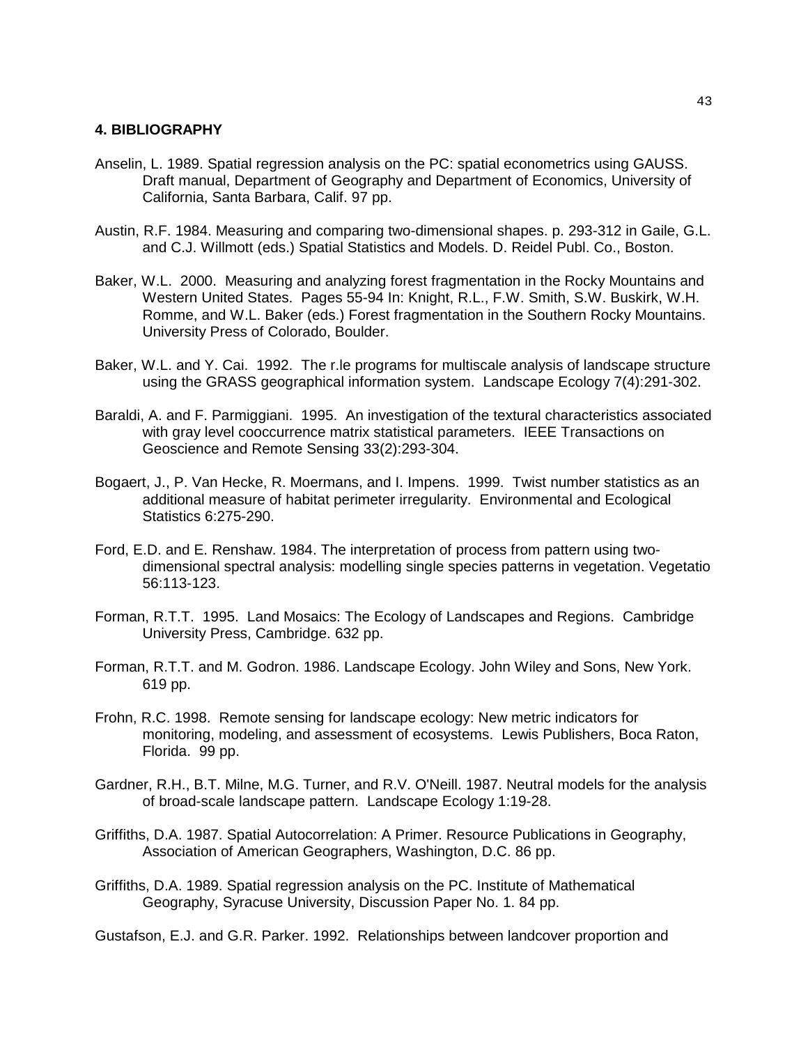## 4. BIBLIOGRAPHY

Anselin, L. 1989. Spatial regression analysis on the PC: spatial econometrics using GAUSS. Draft manual, Department of Geography and Department of Economics, University of California, Santa Barbara, Calif. 97 pp.

Austin, R.F. 1984. Measuring and comparing two-dimensional shapes. p. 293-312 in Gaile, G.L. and C.J. Willmott (eds.) Spatial Statistics and Models. D. Reidel Publ. Co., Boston.

Baker, W.L. 2000. Measuring and analyzing forest fragmentation in the Rocky Mountains and Western United States. Pages 55-94 In: Knight, R.L., F.W. Smith, S.W. Buskirk, W.H. Romme, and W.L. Baker (eds.) Forest fragmentation in the Southern Rocky Mountains. University Press of Colorado, Boulder.

Baker, W.L. and Y. Cai. 1992. The r.le programs for multiscale analysis of landscape structure using the GRASS geographical information system. Landscape Ecology 7(4):291-302.

Baraldi, A. and F. Parmiggiani. 1995. An investigation of the textural characteristics associated with gray level cooccurrence matrix statistical parameters. IEEE Transactions on Geoscience and Remote Sensing 33(2):293-304.

Bogaert, J., P. Van Hecke, R. Moermans, and I. Impens. 1999. Twist number statistics as an additional measure of habitat perimeter irregularity. Environmental and Ecological Statistics 6:275-290.

Ford, E.D. and E. Renshaw. 1984. The interpretation of process from pattern using two-dimensional spectral analysis: modelling single species patterns in vegetation. Vegetatio 56:113-123.

Forman, R.T.T. 1995. Land Mosaics: The Ecology of Landscapes and Regions. Cambridge University Press, Cambridge. 632 pp.

Forman, R.T.T. and M. Godron. 1986. Landscape Ecology. John Wiley and Sons, New York. 619 pp.

Frohn, R.C. 1998. Remote sensing for landscape ecology: New metric indicators for monitoring, modeling, and assessment of ecosystems. Lewis Publishers, Boca Raton, Florida. 99 pp.

Gardner, R.H., B.T. Milne, M.G. Turner, and R.V. O'Neill. 1987. Neutral models for the analysis of broad-scale landscape pattern. Landscape Ecology 1:19-28.

Griffiths, D.A. 1987. Spatial Autocorrelation: A Primer. Resource Publications in Geography, Association of American Geographers, Washington, D.C. 86 pp.

Griffiths, D.A. 1989. Spatial regression analysis on the PC. Institute of Mathematical Geography, Syracuse University, Discussion Paper No. 1. 84 pp.

Gustafson, E.J. and G.R. Parker. 1992. Relationships between landcover proportion and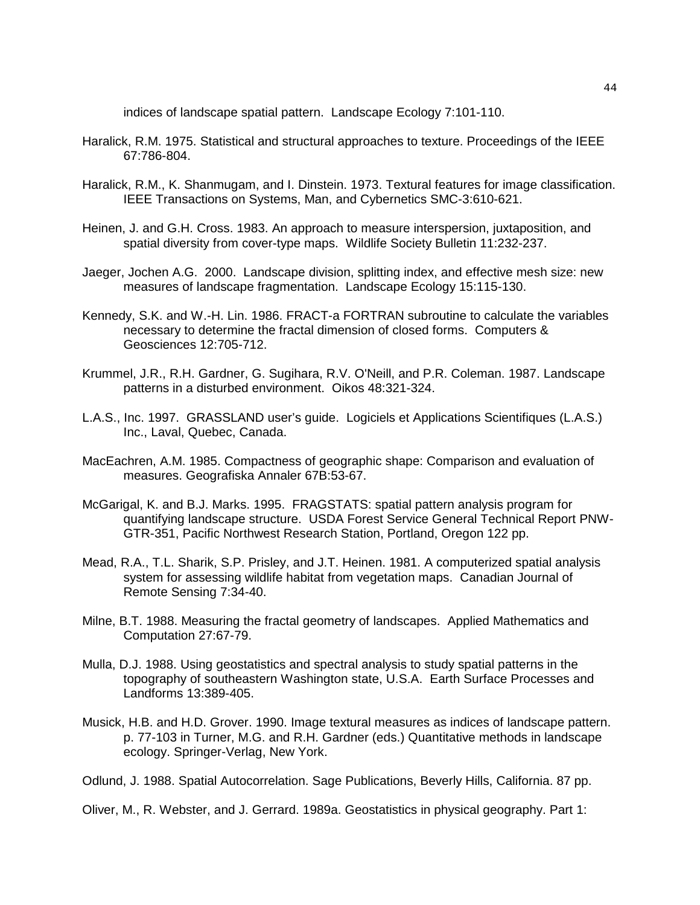indices of landscape spatial pattern. Landscape Ecology 7:101-110.

Haralick, R.M. 1975. Statistical and structural approaches to texture. Proceedings of the IEEE 67:786-804.

Haralick, R.M., K. Shanmugam, and I. Dinstein. 1973. Textural features for image classification. IEEE Transactions on Systems, Man, and Cybernetics SMC-3:610-621.

Heinen, J. and G.H. Cross. 1983. An approach to measure interspersion, juxtaposition, and spatial diversity from cover-type maps. Wildlife Society Bulletin 11:232-237.

Jaeger, Jochen A.G. 2000. Landscape division, splitting index, and effective mesh size: new measures of landscape fragmentation. Landscape Ecology 15:115-130.

Kennedy, S.K. and W.-H. Lin. 1986. FRACT-a FORTRAN subroutine to calculate the variables necessary to determine the fractal dimension of closed forms. Computers & Geosciences 12:705-712.

Krummel, J.R., R.H. Gardner, G. Sugihara, R.V. O'Neill, and P.R. Coleman. 1987. Landscape patterns in a disturbed environment. Oikos 48:321-324.

L.A.S., Inc. 1997. GRASSLAND user's guide. Logiciels et Applications Scientifiques (L.A.S.) Inc., Laval, Quebec, Canada.

MacEachren, A.M. 1985. Compactness of geographic shape: Comparison and evaluation of measures. Geografiska Annaler 67B:53-67.

McGarigal, K. and B.J. Marks. 1995. FRAGSTATS: spatial pattern analysis program for quantifying landscape structure. USDA Forest Service General Technical Report PNW-GTR-351, Pacific Northwest Research Station, Portland, Oregon 122 pp.

Mead, R.A., T.L. Sharik, S.P. Prisley, and J.T. Heinen. 1981. A computerized spatial analysis system for assessing wildlife habitat from vegetation maps. Canadian Journal of Remote Sensing 7:34-40.

Milne, B.T. 1988. Measuring the fractal geometry of landscapes. Applied Mathematics and Computation 27:67-79.

Mulla, D.J. 1988. Using geostatistics and spectral analysis to study spatial patterns in the topography of southeastern Washington state, U.S.A. Earth Surface Processes and Landforms 13:389-405.

Musick, H.B. and H.D. Grover. 1990. Image textural measures as indices of landscape pattern. p. 77-103 in Turner, M.G. and R.H. Gardner (eds.) Quantitative methods in landscape ecology. Springer-Verlag, New York.

Odlund, J. 1988. Spatial Autocorrelation. Sage Publications, Beverly Hills, California. 87 pp.

Oliver, M., R. Webster, and J. Gerrard. 1989a. Geostatistics in physical geography. Part 1: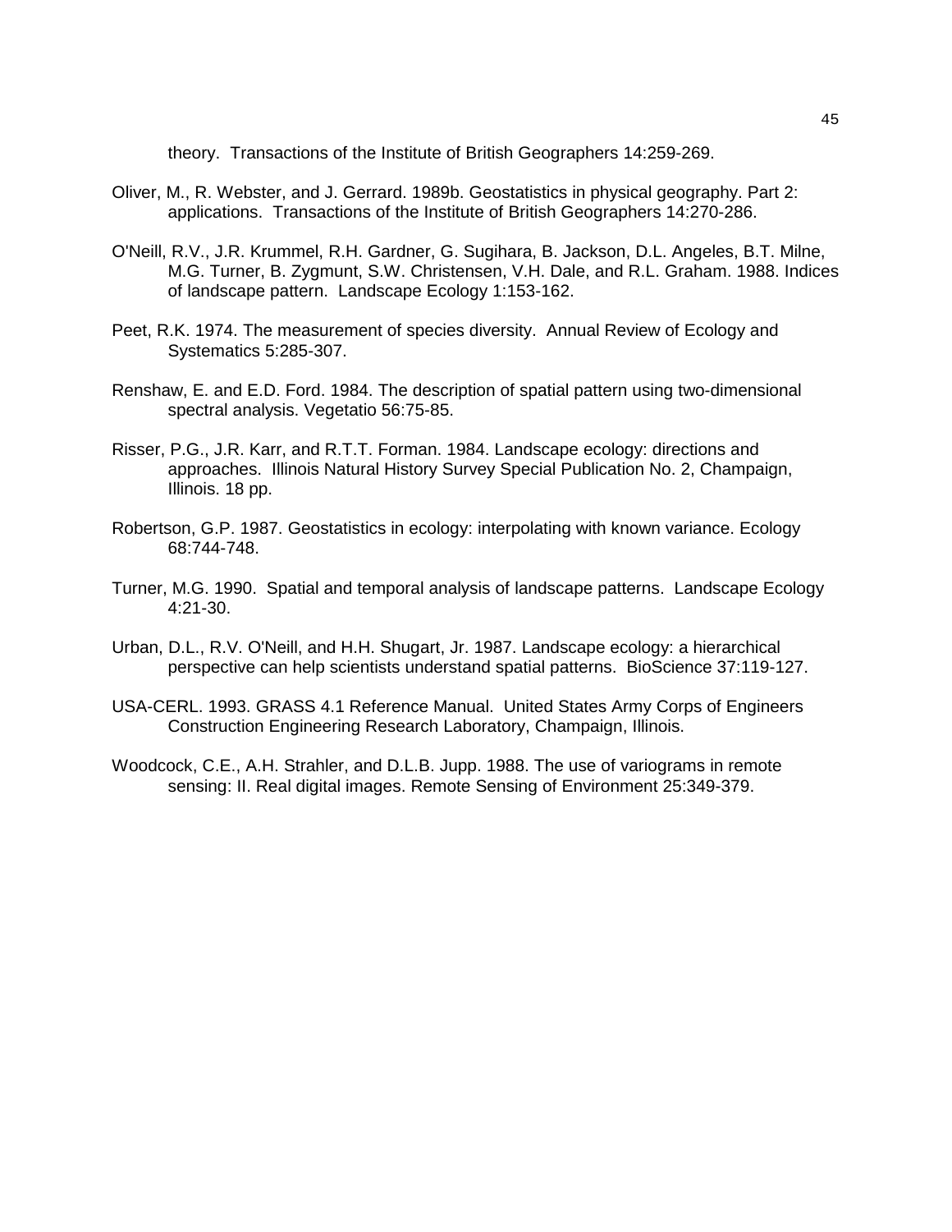theory. Transactions of the Institute of British Geographers 14:259-269.

Oliver, M., R. Webster, and J. Gerrard. 1989b. Geostatistics in physical geography. Part 2: applications. Transactions of the Institute of British Geographers 14:270-286.

O'Neill, R.V., J.R. Krummel, R.H. Gardner, G. Sugihara, B. Jackson, D.L. Angeles, B.T. Milne, M.G. Turner, B. Zygmunt, S.W. Christensen, V.H. Dale, and R.L. Graham. 1988. Indices of landscape pattern. Landscape Ecology 1:153-162.

Peet, R.K. 1974. The measurement of species diversity. Annual Review of Ecology and Systematics 5:285-307.

Renshaw, E. and E.D. Ford. 1984. The description of spatial pattern using two-dimensional spectral analysis. Vegetatio 56:75-85.

Risser, P.G., J.R. Karr, and R.T.T. Forman. 1984. Landscape ecology: directions and approaches. Illinois Natural History Survey Special Publication No. 2, Champaign, Illinois. 18 pp.

Robertson, G.P. 1987. Geostatistics in ecology: interpolating with known variance. Ecology 68:744-748.

Turner, M.G. 1990. Spatial and temporal analysis of landscape patterns. Landscape Ecology 4:21-30.

Urban, D.L., R.V. O'Neill, and H.H. Shugart, Jr. 1987. Landscape ecology: a hierarchical perspective can help scientists understand spatial patterns. BioScience 37:119-127.

USA-CERL. 1993. GRASS 4.1 Reference Manual. United States Army Corps of Engineers Construction Engineering Research Laboratory, Champaign, Illinois.

Woodcock, C.E., A.H. Strahler, and D.L.B. Jupp. 1988. The use of variograms in remote sensing: II. Real digital images. Remote Sensing of Environment 25:349-379.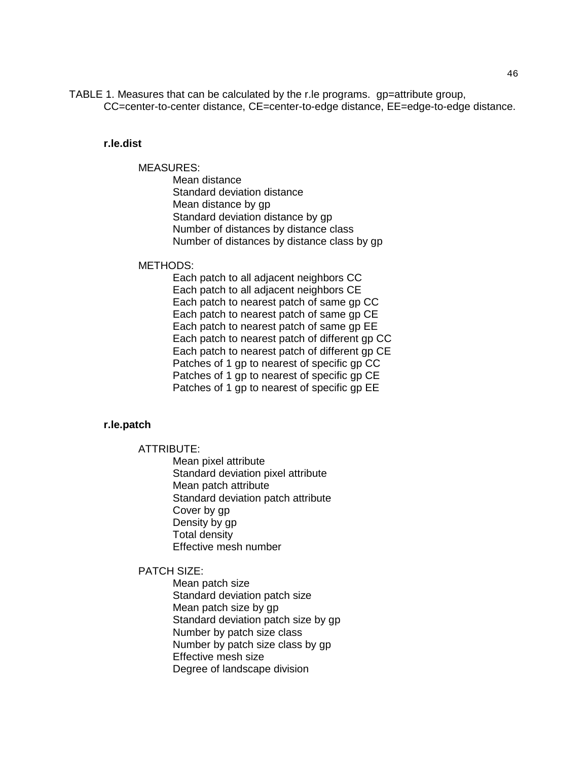TABLE 1. Measures that can be calculated by the r.le programs. gp=attribute group, CC=center-to-center distance, CE=center-to-edge distance, EE=edge-to-edge distance.

**r.le.dist**

MEASURES:

- Mean distance
- Standard deviation distance
- Mean distance by gp
- Standard deviation distance by gp
- Number of distances by distance class
- Number of distances by distance class by gp

METHODS:

- Each patch to all adjacent neighbors CC
- Each patch to all adjacent neighbors CE
- Each patch to nearest patch of same gp CC
- Each patch to nearest patch of same gp CE
- Each patch to nearest patch of same gp EE
- Each patch to nearest patch of different gp CC
- Each patch to nearest patch of different gp CE
- Patches of 1 gp to nearest of specific gp CC
- Patches of 1 gp to nearest of specific gp CE
- Patches of 1 gp to nearest of specific gp EE

**r.le.patch**

ATTRIBUTE:

- Mean pixel attribute
- Standard deviation pixel attribute
- Mean patch attribute
- Standard deviation patch attribute
- Cover by gp
- Density by gp
- Total density
- Effective mesh number

PATCH SIZE:

- Mean patch size
- Standard deviation patch size
- Mean patch size by gp
- Standard deviation patch size by gp
- Number by patch size class
- Number by patch size class by gp
- Effective mesh size
- Degree of landscape division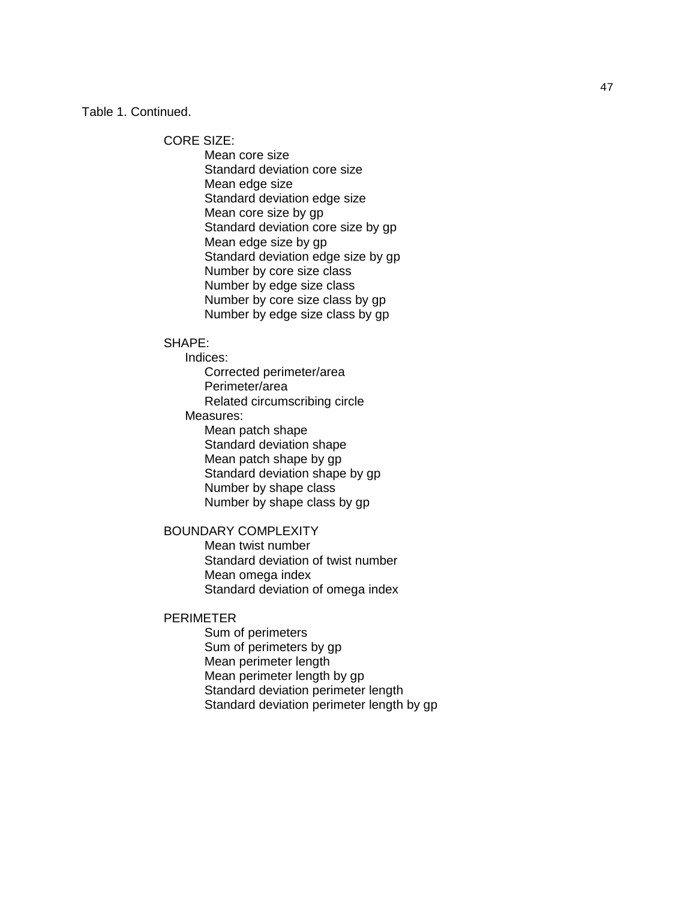Table 1. Continued.

CORE SIZE:

- Mean core size
- Standard deviation core size
- Mean edge size
- Standard deviation edge size
- Mean core size by gp
- Standard deviation core size by gp
- Mean edge size by gp
- Standard deviation edge size by gp
- Number by core size class
- Number by edge size class
- Number by core size class by gp
- Number by edge size class by gp

SHAPE:

- Indices:
    - Corrected perimeter/area
    - Perimeter/area
    - Related circumscribing circle
- Measures:
    - Mean patch shape
    - Standard deviation shape
    - Mean patch shape by gp
    - Standard deviation shape by gp
    - Number by shape class
    - Number by shape class by gp

BOUNDARY COMPLEXITY

- Mean twist number
- Standard deviation of twist number
- Mean omega index
- Standard deviation of omega index

PERIMETER

- Sum of perimeters
- Sum of perimeters by gp
- Mean perimeter length
- Mean perimeter length by gp
- Standard deviation perimeter length
- Standard deviation perimeter length by gp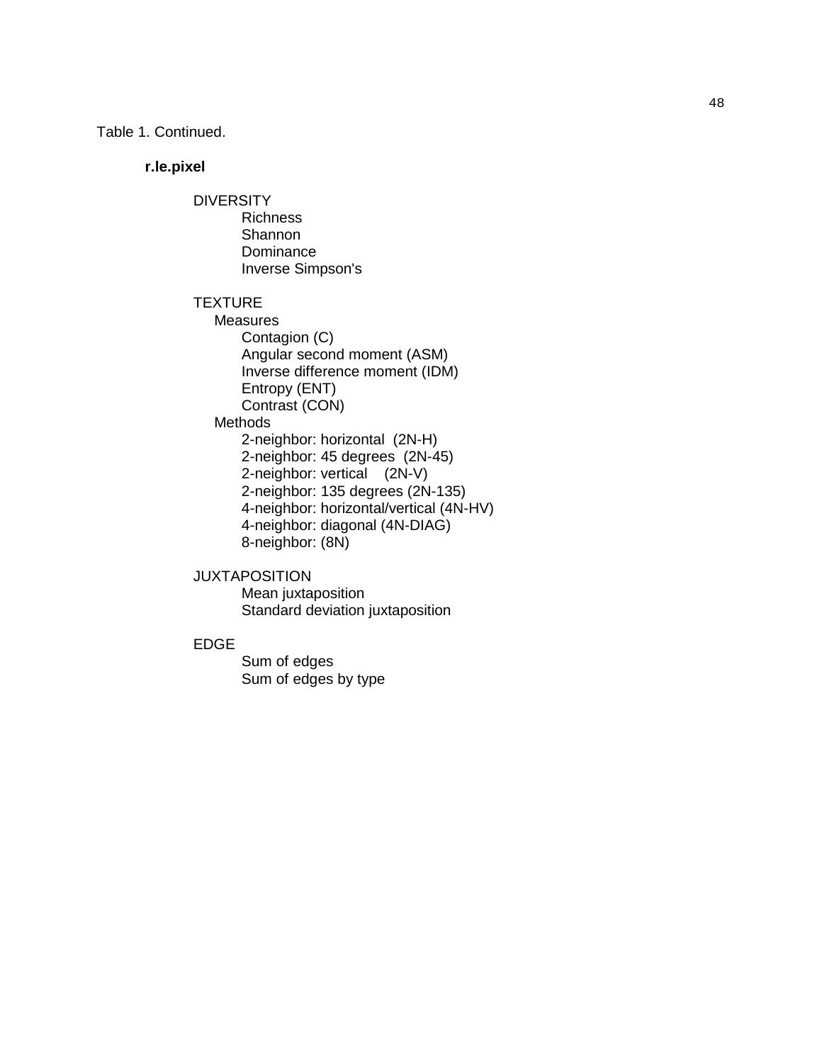Table 1. Continued.

**r.le.pixel**

- DIVERSITY
  - Richness
  - Shannon
  - Dominance
  - Inverse Simpson's

- TEXTURE
  - Measures
    - Contagion (C)
    - Angular second moment (ASM)
    - Inverse difference moment (IDM)
    - Entropy (ENT)
    - Contrast (CON)
  - Methods
    - 2-neighbor: horizontal (2N-H)
    - 2-neighbor: 45 degrees (2N-45)
    - 2-neighbor: vertical (2N-V)
    - 2-neighbor: 135 degrees (2N-135)
    - 4-neighbor: horizontal/vertical (4N-HV)
    - 4-neighbor: diagonal (4N-DIAG)
    - 8-neighbor: (8N)

- JUXTAPOSITION
  - Mean juxtaposition
  - Standard deviation juxtaposition

- EDGE
  - Sum of edges
  - Sum of edges by type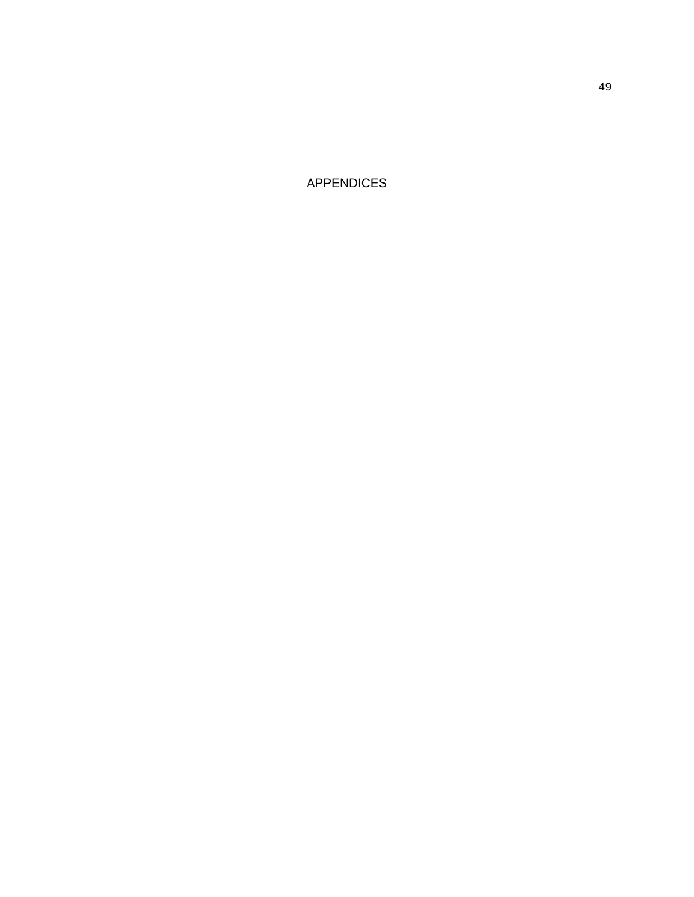# APPENDICES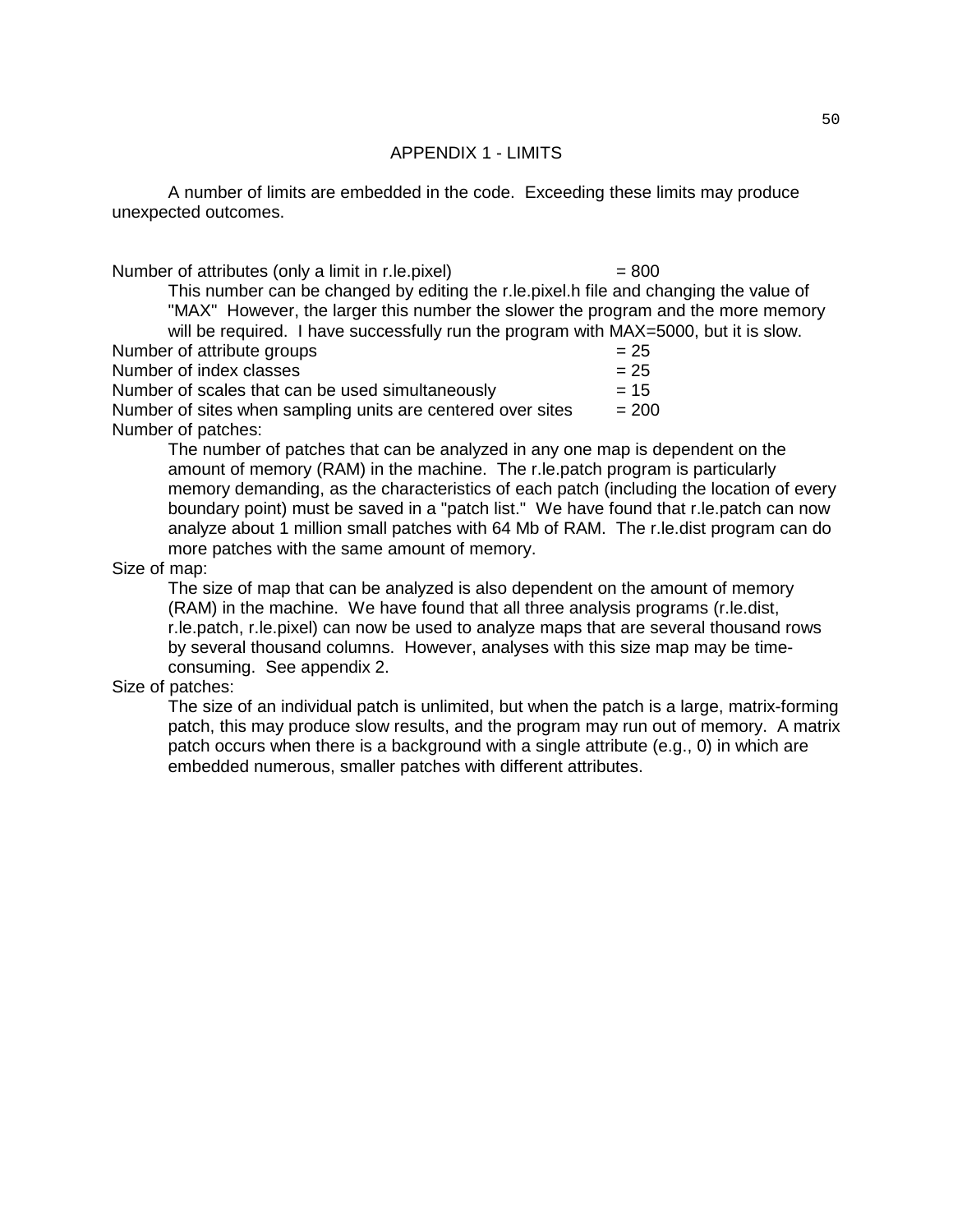# APPENDIX 1 - LIMITS

A number of limits are embedded in the code. Exceeding these limits may produce unexpected outcomes.

Number of attributes (only a limit in r.le.pixel) = 800

> This number can be changed by editing the r.le.pixel.h file and changing the value of "MAX" However, the larger this number the slower the program and the more memory will be required. I have successfully run the program with MAX=5000, but it is slow.

Number of attribute groups = 25

Number of index classes = 25

Number of scales that can be used simultaneously = 15

Number of sites when sampling units are centered over sites = 200

Number of patches:

> The number of patches that can be analyzed in any one map is dependent on the amount of memory (RAM) in the machine. The r.le.patch program is particularly memory demanding, as the characteristics of each patch (including the location of every boundary point) must be saved in a "patch list." We have found that r.le.patch can now analyze about 1 million small patches with 64 Mb of RAM. The r.le.dist program can do more patches with the same amount of memory.

Size of map:

> The size of map that can be analyzed is also dependent on the amount of memory (RAM) in the machine. We have found that all three analysis programs (r.le.dist, r.le.patch, r.le.pixel) can now be used to analyze maps that are several thousand rows by several thousand columns. However, analyses with this size map may be time-consuming. See appendix 2.

Size of patches:

> The size of an individual patch is unlimited, but when the patch is a large, matrix-forming patch, this may produce slow results, and the program may run out of memory. A matrix patch occurs when there is a background with a single attribute (e.g., 0) in which are embedded numerous, smaller patches with different attributes.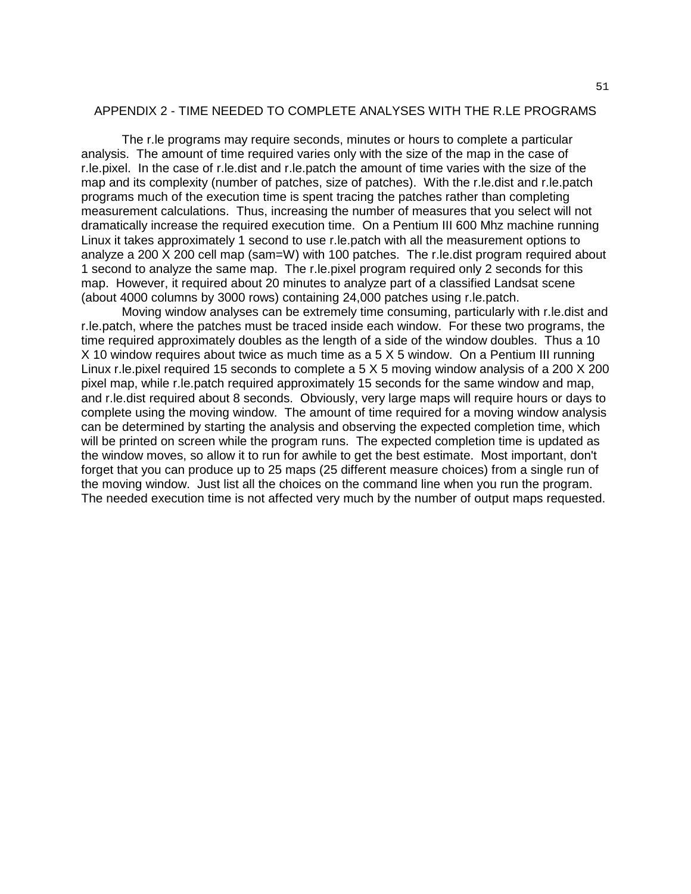## APPENDIX 2 - TIME NEEDED TO COMPLETE ANALYSES WITH THE R.LE PROGRAMS

The r.le programs may require seconds, minutes or hours to complete a particular analysis. The amount of time required varies only with the size of the map in the case of r.le.pixel. In the case of r.le.dist and r.le.patch the amount of time varies with the size of the map and its complexity (number of patches, size of patches). With the r.le.dist and r.le.patch programs much of the execution time is spent tracing the patches rather than completing measurement calculations. Thus, increasing the number of measures that you select will not dramatically increase the required execution time. On a Pentium III 600 Mhz machine running Linux it takes approximately 1 second to use r.le.patch with all the measurement options to analyze a 200 X 200 cell map (sam=W) with 100 patches. The r.le.dist program required about 1 second to analyze the same map. The r.le.pixel program required only 2 seconds for this map. However, it required about 20 minutes to analyze part of a classified Landsat scene (about 4000 columns by 3000 rows) containing 24,000 patches using r.le.patch.

Moving window analyses can be extremely time consuming, particularly with r.le.dist and r.le.patch, where the patches must be traced inside each window. For these two programs, the time required approximately doubles as the length of a side of the window doubles. Thus a 10 X 10 window requires about twice as much time as a 5 X 5 window. On a Pentium III running Linux r.le.pixel required 15 seconds to complete a 5 X 5 moving window analysis of a 200 X 200 pixel map, while r.le.patch required approximately 15 seconds for the same window and map, and r.le.dist required about 8 seconds. Obviously, very large maps will require hours or days to complete using the moving window. The amount of time required for a moving window analysis can be determined by starting the analysis and observing the expected completion time, which will be printed on screen while the program runs. The expected completion time is updated as the window moves, so allow it to run for awhile to get the best estimate. Most important, don't forget that you can produce up to 25 maps (25 different measure choices) from a single run of the moving window. Just list all the choices on the command line when you run the program. The needed execution time is not affected very much by the number of output maps requested.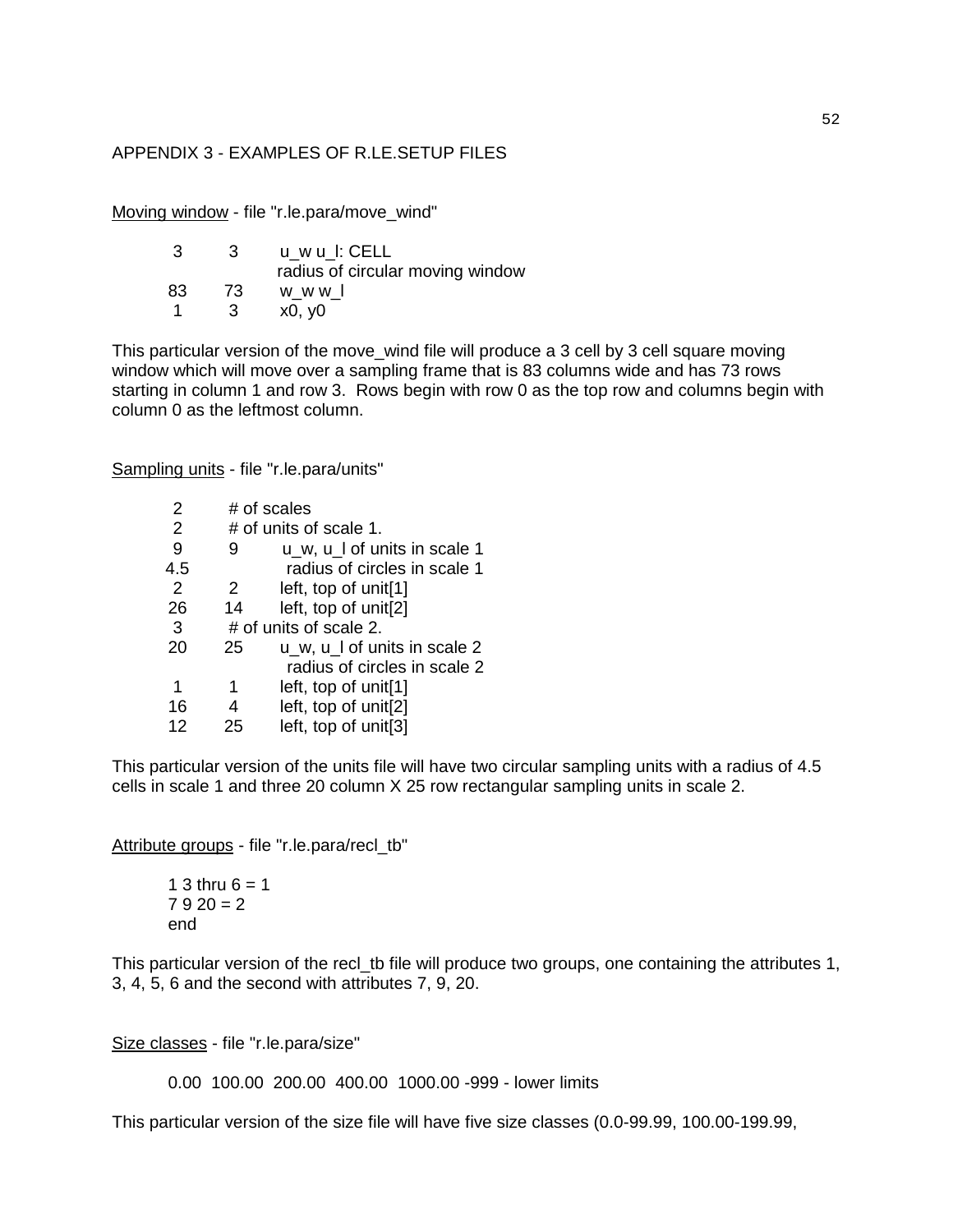APPENDIX 3 - EXAMPLES OF R.LE.SETUP FILES

Moving window - file "r.le.para/move_wind"

```
 3     3     u_w u_l: CELL
             radius of circular moving window
83    73     w_w w_l
 1     3     x0, y0
```

This particular version of the move_wind file will produce a 3 cell by 3 cell square moving window which will move over a sampling frame that is 83 columns wide and has 73 rows starting in column 1 and row 3. Rows begin with row 0 as the top row and columns begin with column 0 as the leftmost column.

Sampling units - file "r.le.para/units"

```
 2      # of scales
 2      # of units of scale 1.
 9     9     u_w, u_l of units in scale 1
4.5          radius of circles in scale 1
 2     2     left, top of unit[1]
26    14     left, top of unit[2]
 3      # of units of scale 2.
20    25     u_w, u_l of units in scale 2
             radius of circles in scale 2
 1     1     left, top of unit[1]
16     4     left, top of unit[2]
12    25     left, top of unit[3]
```

This particular version of the units file will have two circular sampling units with a radius of 4.5 cells in scale 1 and three 20 column X 25 row rectangular sampling units in scale 2.

Attribute groups - file "r.le.para/recl_tb"

```
1 3 thru 6 = 1
7 9 20 = 2
end
```

This particular version of the recl_tb file will produce two groups, one containing the attributes 1, 3, 4, 5, 6 and the second with attributes 7, 9, 20.

Size classes - file "r.le.para/size"

```
0.00  100.00  200.00  400.00  1000.00 -999 - lower limits
```

This particular version of the size file will have five size classes (0.0-99.99, 100.00-199.99,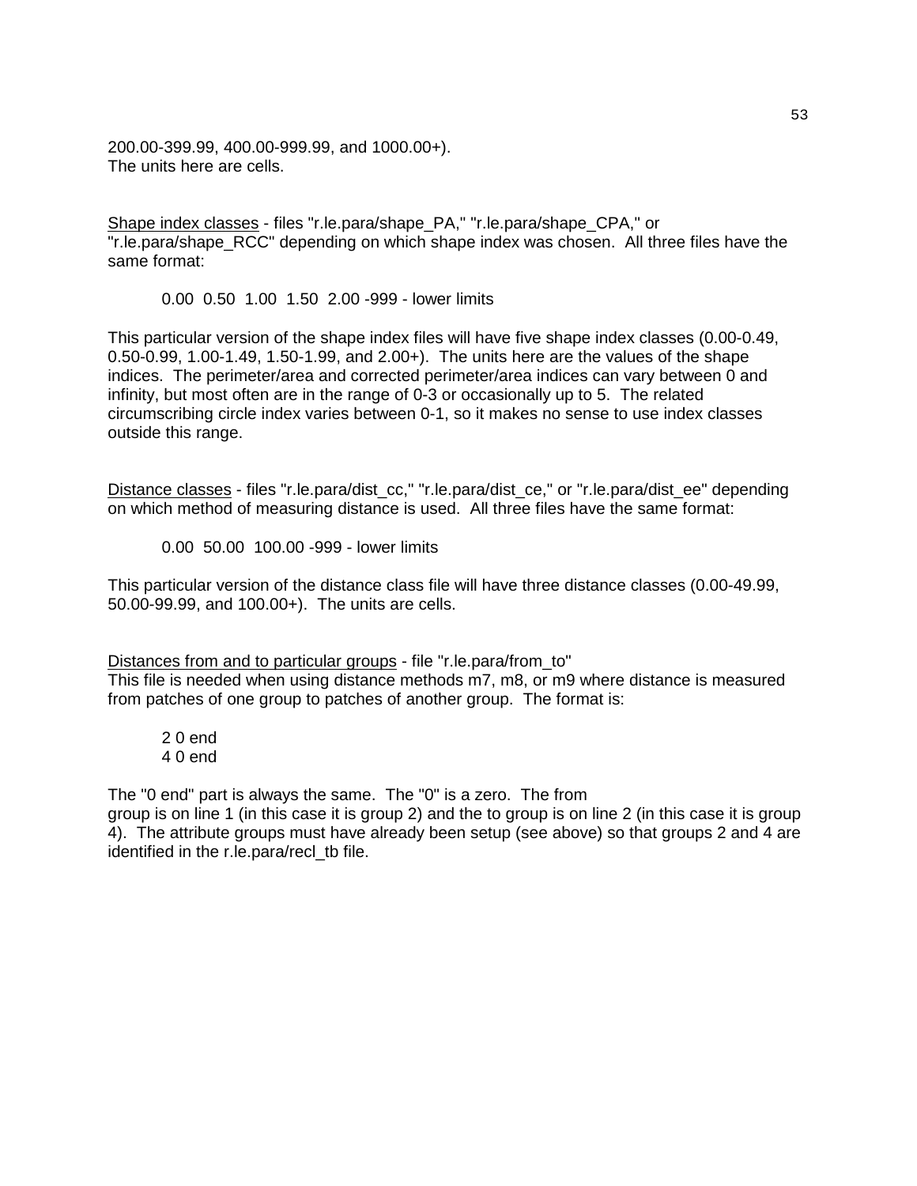200.00-399.99, 400.00-999.99, and 1000.00+).
The units here are cells.

<u>Shape index classes</u> - files "r.le.para/shape_PA," "r.le.para/shape_CPA," or "r.le.para/shape_RCC" depending on which shape index was chosen. All three files have the same format:

```
0.00  0.50  1.00  1.50  2.00 -999 - lower limits
```

This particular version of the shape index files will have five shape index classes (0.00-0.49, 0.50-0.99, 1.00-1.49, 1.50-1.99, and 2.00+). The units here are the values of the shape indices. The perimeter/area and corrected perimeter/area indices can vary between 0 and infinity, but most often are in the range of 0-3 or occasionally up to 5. The related circumscribing circle index varies between 0-1, so it makes no sense to use index classes outside this range.

<u>Distance classes</u> - files "r.le.para/dist_cc," "r.le.para/dist_ce," or "r.le.para/dist_ee" depending on which method of measuring distance is used. All three files have the same format:

```
0.00  50.00  100.00 -999 - lower limits
```

This particular version of the distance class file will have three distance classes (0.00-49.99, 50.00-99.99, and 100.00+). The units are cells.

<u>Distances from and to particular groups</u> - file "r.le.para/from_to"
This file is needed when using distance methods m7, m8, or m9 where distance is measured from patches of one group to patches of another group. The format is:

```
2 0 end
4 0 end
```

The "0 end" part is always the same. The "0" is a zero. The from group is on line 1 (in this case it is group 2) and the to group is on line 2 (in this case it is group 4). The attribute groups must have already been setup (see above) so that groups 2 and 4 are identified in the r.le.para/recl_tb file.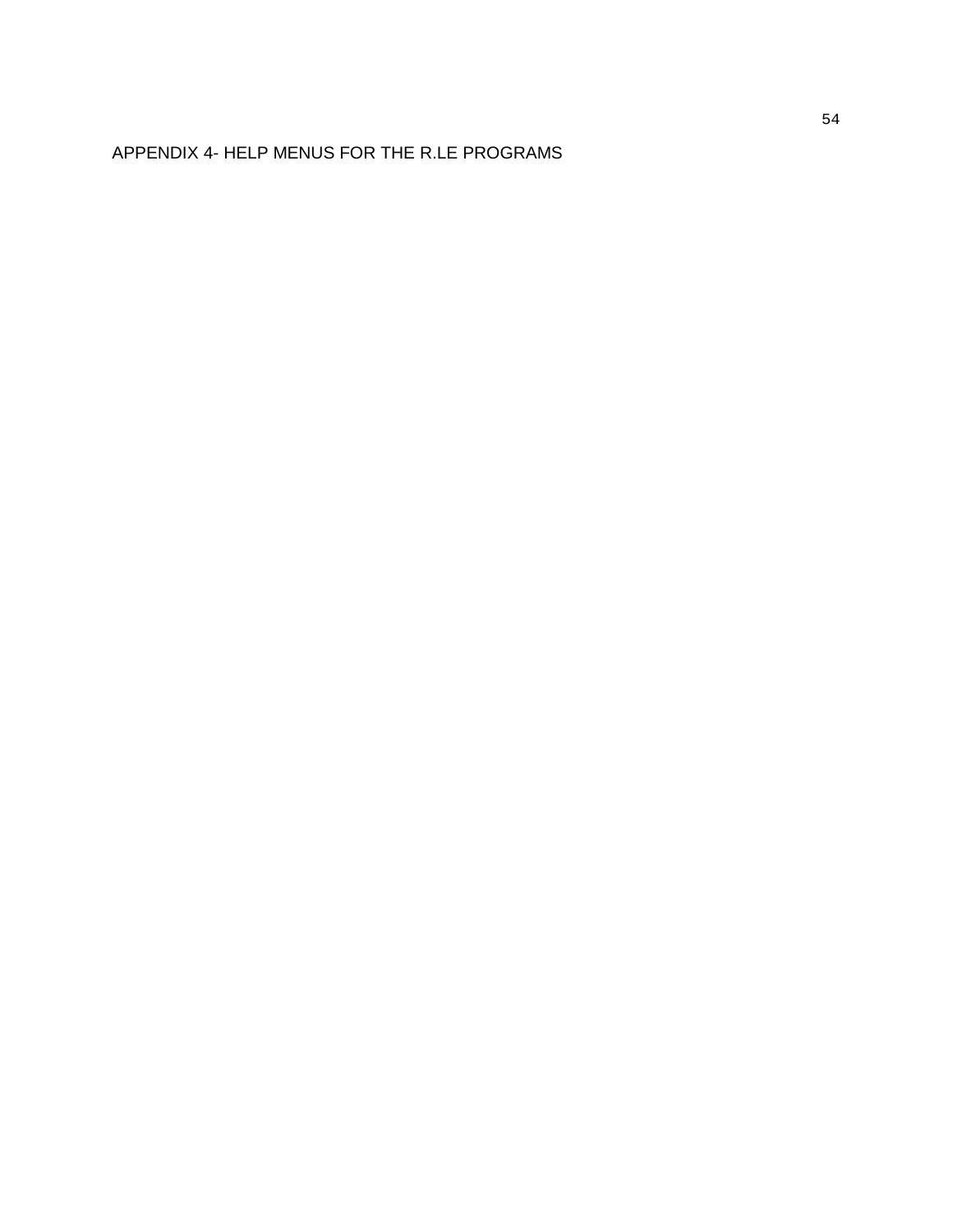# APPENDIX 4- HELP MENUS FOR THE R.LE PROGRAMS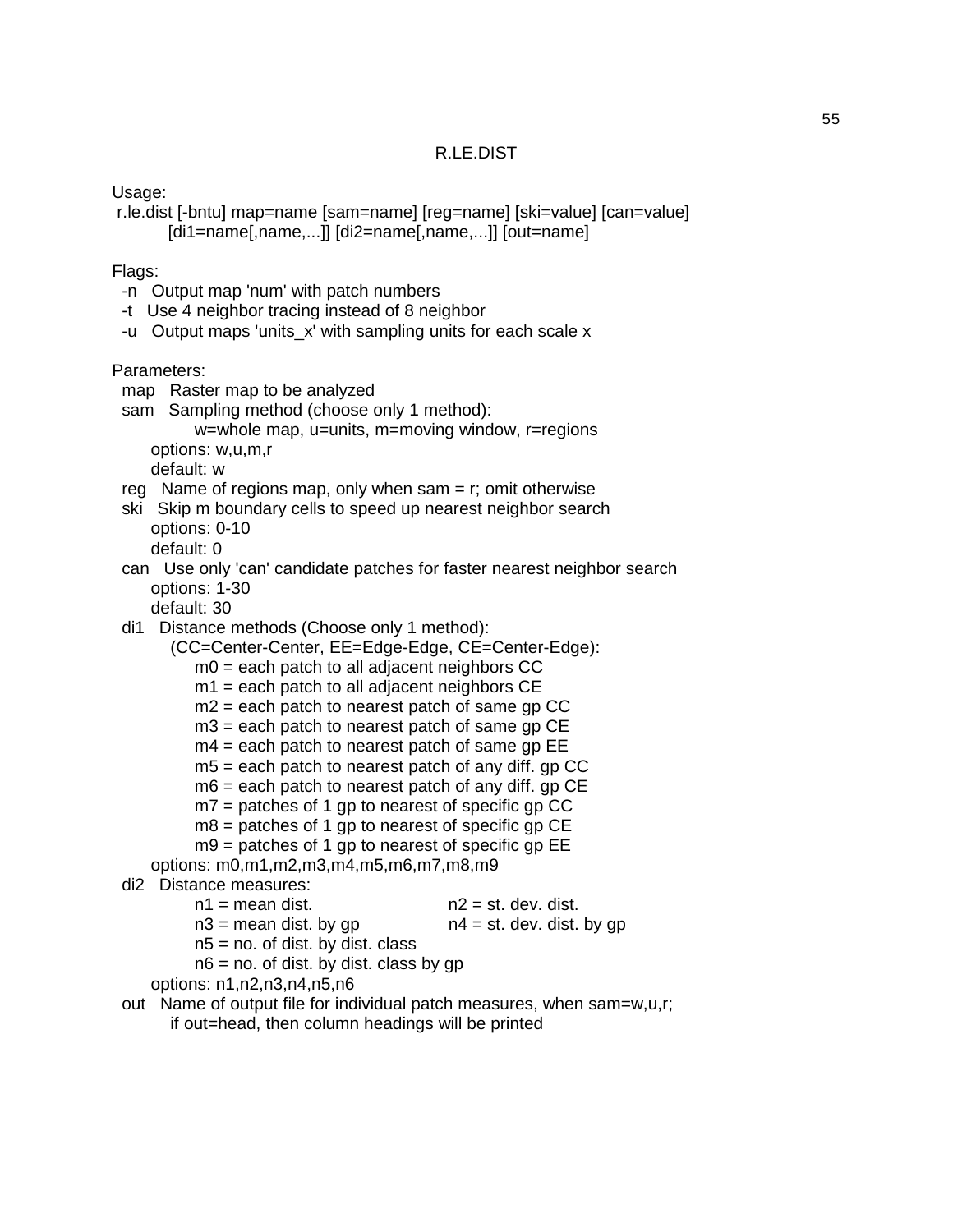# R.LE.DIST

Usage:

```
r.le.dist [-bntu] map=name [sam=name] [reg=name] [ski=value] [can=value]
        [di1=name[,name,...]] [di2=name[,name,...]] [out=name]
```

Flags:

```
  -n   Output map 'num' with patch numbers
  -t   Use 4 neighbor tracing instead of 8 neighbor
  -u   Output maps 'units_x' with sampling units for each scale x
```

Parameters:

```
  map   Raster map to be analyzed
  sam   Sampling method (choose only 1 method):
              w=whole map, u=units, m=moving window, r=regions
        options: w,u,m,r
        default: w
  reg   Name of regions map, only when sam = r; omit otherwise
  ski   Skip m boundary cells to speed up nearest neighbor search
        options: 0-10
        default: 0
  can   Use only 'can' candidate patches for faster nearest neighbor search
        options: 1-30
        default: 30
  di1   Distance methods (Choose only 1 method):
          (CC=Center-Center, EE=Edge-Edge, CE=Center-Edge):
              m0 = each patch to all adjacent neighbors CC
              m1 = each patch to all adjacent neighbors CE
              m2 = each patch to nearest patch of same gp CC
              m3 = each patch to nearest patch of same gp CE
              m4 = each patch to nearest patch of same gp EE
              m5 = each patch to nearest patch of any diff. gp CC
              m6 = each patch to nearest patch of any diff. gp CE
              m7 = patches of 1 gp to nearest of specific gp CC
              m8 = patches of 1 gp to nearest of specific gp CE
              m9 = patches of 1 gp to nearest of specific gp EE
        options: m0,m1,m2,m3,m4,m5,m6,m7,m8,m9
  di2   Distance measures:
              n1 = mean dist.                n2 = st. dev. dist.
              n3 = mean dist. by gp          n4 = st. dev. dist. by gp
              n5 = no. of dist. by dist. class
              n6 = no. of dist. by dist. class by gp
        options: n1,n2,n3,n4,n5,n6
  out   Name of output file for individual patch measures, when sam=w,u,r;
          if out=head, then column headings will be printed
```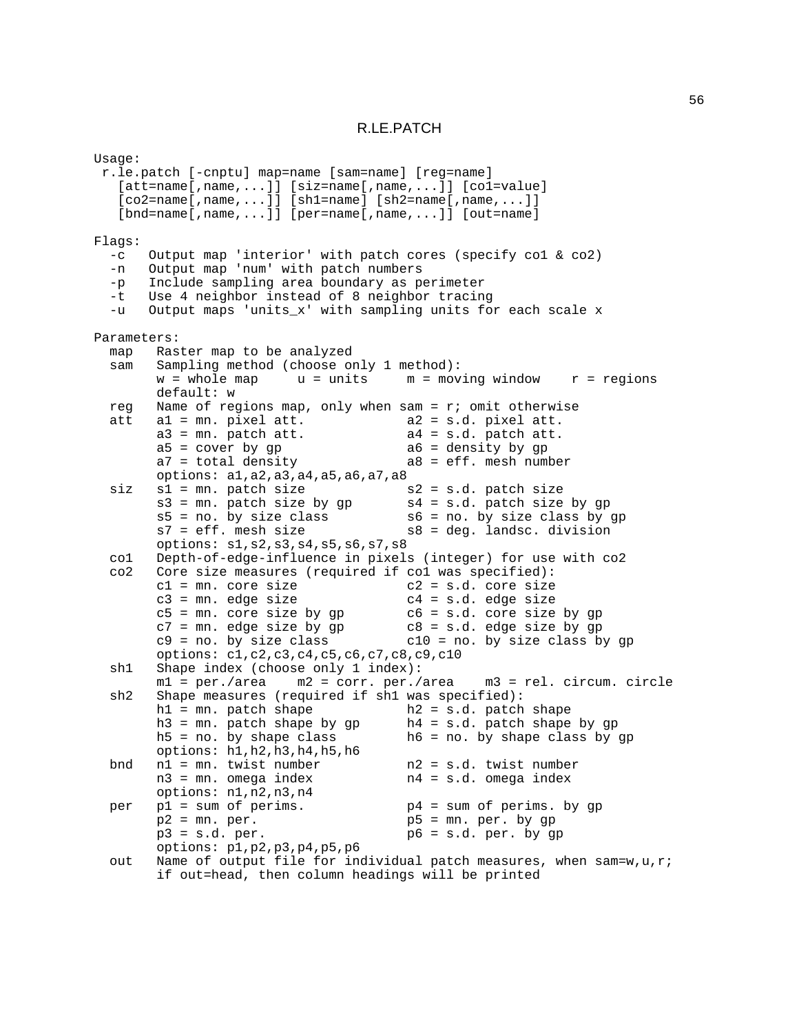# R.LE.PATCH

```
Usage:
 r.le.patch [-cnptu] map=name [sam=name] [reg=name]
   [att=name[,name,...]] [siz=name[,name,...]] [co1=value]
   [co2=name[,name,...]] [sh1=name] [sh2=name[,name,...]]
   [bnd=name[,name,...]] [per=name[,name,...]] [out=name]

Flags:
  -c   Output map 'interior' with patch cores (specify co1 & co2)
  -n   Output map 'num' with patch numbers
  -p   Include sampling area boundary as perimeter
  -t   Use 4 neighbor instead of 8 neighbor tracing
  -u   Output maps 'units_x' with sampling units for each scale x

Parameters:
  map   Raster map to be analyzed
  sam   Sampling method (choose only 1 method):
        w = whole map     u = units     m = moving window    r = regions
        default: w
  reg   Name of regions map, only when sam = r; omit otherwise
  att   a1 = mn. pixel att.            a2 = s.d. pixel att.
        a3 = mn. patch att.            a4 = s.d. patch att.
        a5 = cover by gp               a6 = density by gp
        a7 = total density             a8 = eff. mesh number
        options: a1,a2,a3,a4,a5,a6,a7,a8
  siz   s1 = mn. patch size            s2 = s.d. patch size
        s3 = mn. patch size by gp      s4 = s.d. patch size by gp
        s5 = no. by size class         s6 = no. by size class by gp
        s7 = eff. mesh size            s8 = deg. landsc. division
        options: s1,s2,s3,s4,s5,s6,s7,s8
  co1   Depth-of-edge-influence in pixels (integer) for use with co2
  co2   Core size measures (required if co1 was specified):
        c1 = mn. core size             c2 = s.d. core size
        c3 = mn. edge size             c4 = s.d. edge size
        c5 = mn. core size by gp       c6 = s.d. core size by gp
        c7 = mn. edge size by gp       c8 = s.d. edge size by gp
        c9 = no. by size class         c10 = no. by size class by gp
        options: c1,c2,c3,c4,c5,c6,c7,c8,c9,c10
  sh1   Shape index (choose only 1 index):
        m1 = per./area    m2 = corr. per./area    m3 = rel. circum. circle
  sh2   Shape measures (required if sh1 was specified):
        h1 = mn. patch shape           h2 = s.d. patch shape
        h3 = mn. patch shape by gp     h4 = s.d. patch shape by gp
        h5 = no. by shape class        h6 = no. by shape class by gp
        options: h1,h2,h3,h4,h5,h6
  bnd   n1 = mn. twist number          n2 = s.d. twist number
        n3 = mn. omega index           n4 = s.d. omega index
        options: n1,n2,n3,n4
  per   p1 = sum of perims.            p4 = sum of perims. by gp
        p2 = mn. per.                  p5 = mn. per. by gp
        p3 = s.d. per.                 p6 = s.d. per. by gp
        options: p1,p2,p3,p4,p5,p6
  out   Name of output file for individual patch measures, when sam=w,u,r;
        if out=head, then column headings will be printed
```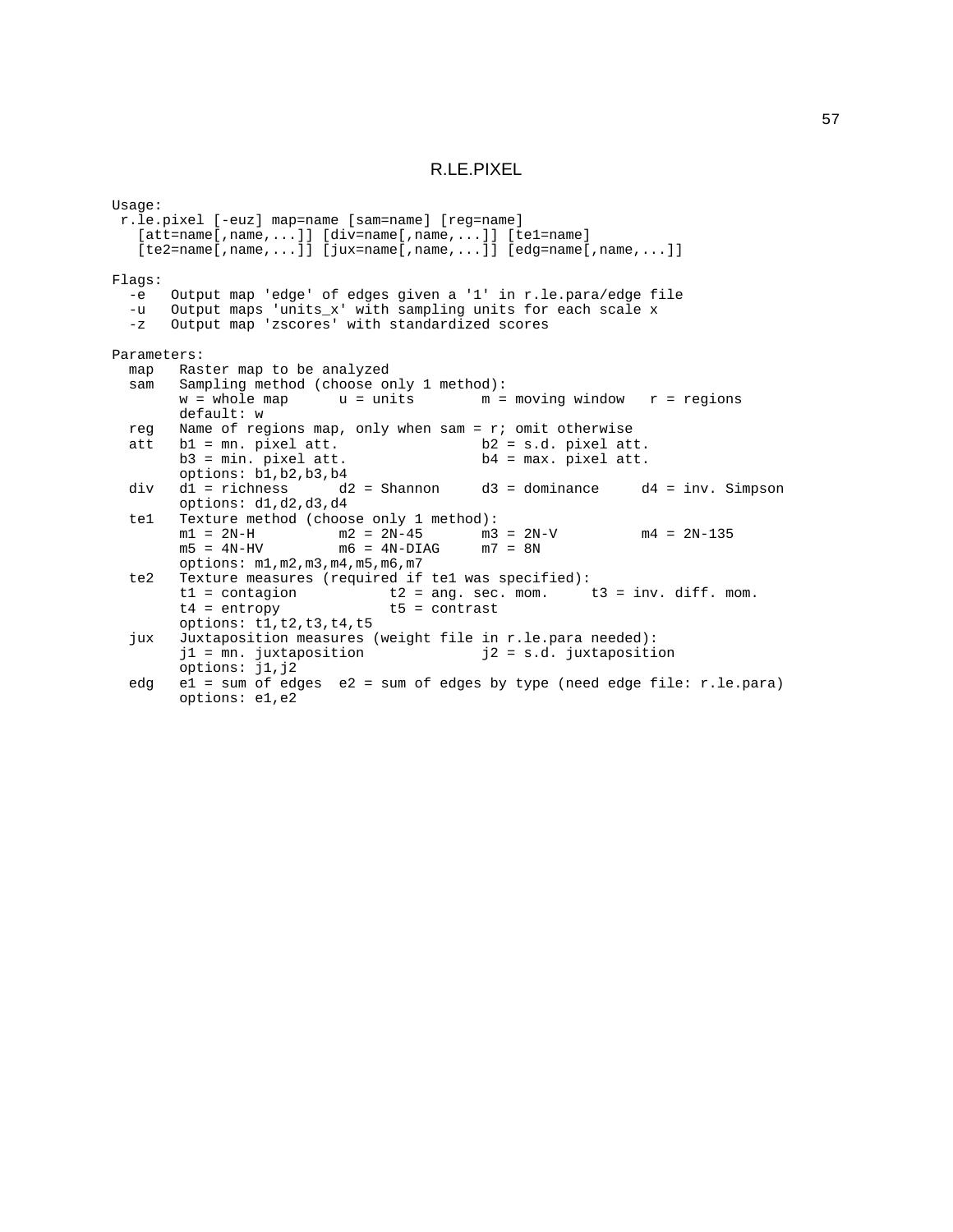# R.LE.PIXEL

```
Usage:
 r.le.pixel [-euz] map=name [sam=name] [reg=name]
   [att=name[,name,...]] [div=name[,name,...]] [te1=name]
   [te2=name[,name,...]] [jux=name[,name,...]] [edg=name[,name,...]]

Flags:
  -e   Output map 'edge' of edges given a '1' in r.le.para/edge file
  -u   Output maps 'units_x' with sampling units for each scale x
  -z   Output map 'zscores' with standardized scores

Parameters:
  map   Raster map to be analyzed
  sam   Sampling method (choose only 1 method):
        w = whole map      u = units        m = moving window   r = regions
        default: w
  reg   Name of regions map, only when sam = r; omit otherwise
  att   b1 = mn. pixel att.                b2 = s.d. pixel att.
        b3 = min. pixel att.               b4 = max. pixel att.
        options: b1,b2,b3,b4
  div   d1 = richness      d2 = Shannon     d3 = dominance     d4 = inv. Simpson
        options: d1,d2,d3,d4
  te1   Texture method (choose only 1 method):
        m1 = 2N-H          m2 = 2N-45       m3 = 2N-V          m4 = 2N-135
        m5 = 4N-HV         m6 = 4N-DIAG     m7 = 8N
        options: m1,m2,m3,m4,m5,m6,m7
  te2   Texture measures (required if te1 was specified):
        t1 = contagion           t2 = ang. sec. mom.     t3 = inv. diff. mom.
        t4 = entropy             t5 = contrast
        options: t1,t2,t3,t4,t5
  jux   Juxtaposition measures (weight file in r.le.para needed):
        j1 = mn. juxtaposition             j2 = s.d. juxtaposition
        options: j1,j2
  edg   e1 = sum of edges  e2 = sum of edges by type (need edge file: r.le.para)
        options: e1,e2
```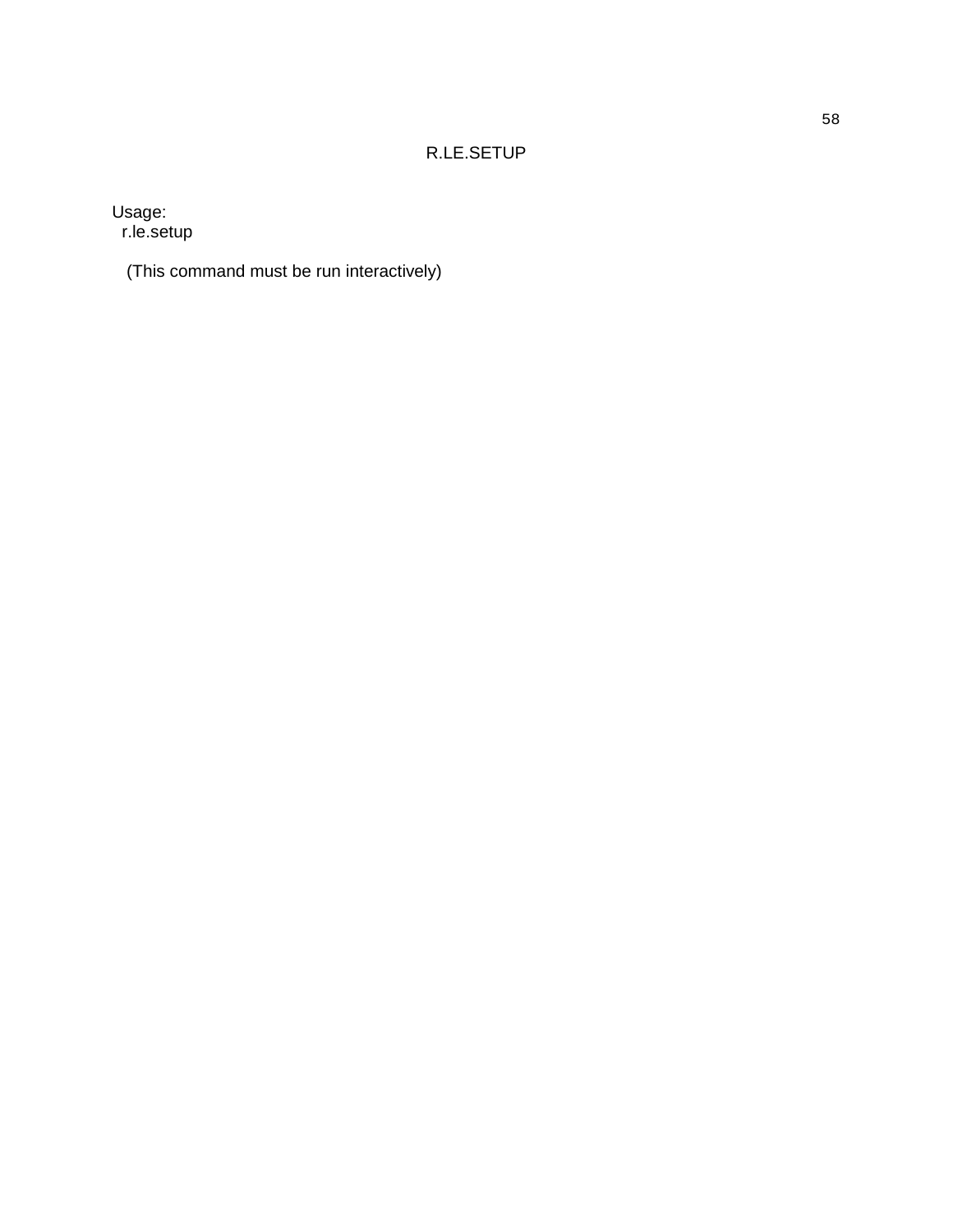# R.LE.SETUP

Usage:

```
r.le.setup
```

(This command must be run interactively)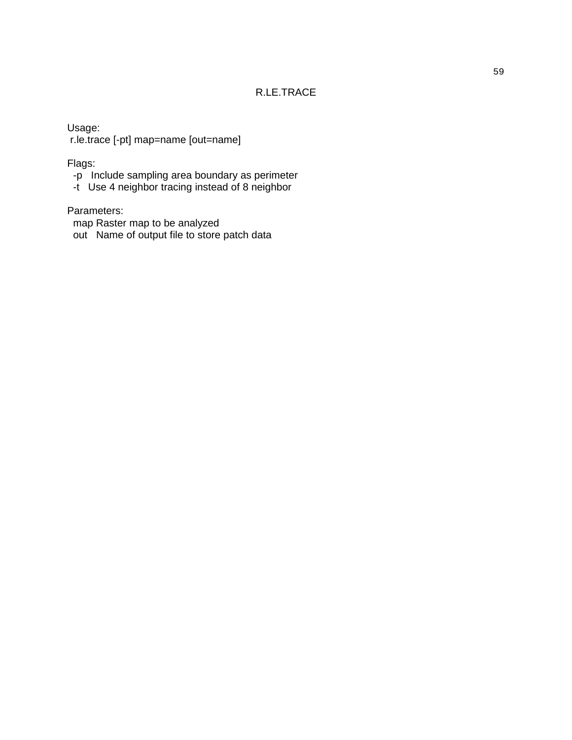# R.LE.TRACE

Usage:

```
r.le.trace [-pt] map=name [out=name]
```

Flags:

```
-p   Include sampling area boundary as perimeter
-t   Use 4 neighbor tracing instead of 8 neighbor
```

Parameters:

```
map  Raster map to be analyzed
out  Name of output file to store patch data
```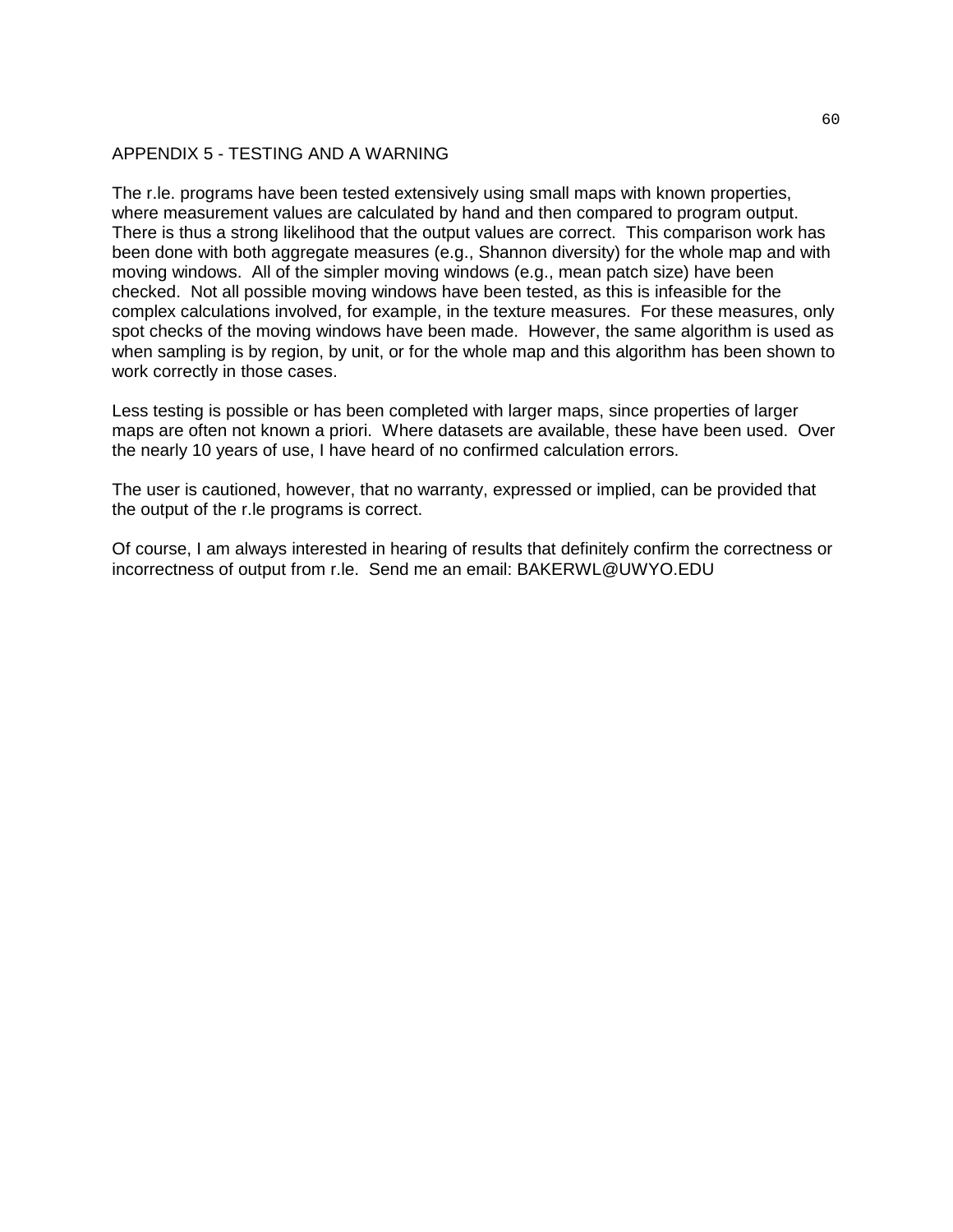## APPENDIX 5 - TESTING AND A WARNING

The r.le. programs have been tested extensively using small maps with known properties, where measurement values are calculated by hand and then compared to program output. There is thus a strong likelihood that the output values are correct. This comparison work has been done with both aggregate measures (e.g., Shannon diversity) for the whole map and with moving windows. All of the simpler moving windows (e.g., mean patch size) have been checked. Not all possible moving windows have been tested, as this is infeasible for the complex calculations involved, for example, in the texture measures. For these measures, only spot checks of the moving windows have been made. However, the same algorithm is used as when sampling is by region, by unit, or for the whole map and this algorithm has been shown to work correctly in those cases.

Less testing is possible or has been completed with larger maps, since properties of larger maps are often not known a priori. Where datasets are available, these have been used. Over the nearly 10 years of use, I have heard of no confirmed calculation errors.

The user is cautioned, however, that no warranty, expressed or implied, can be provided that the output of the r.le programs is correct.

Of course, I am always interested in hearing of results that definitely confirm the correctness or incorrectness of output from r.le. Send me an email: BAKERWL@UWYO.EDU